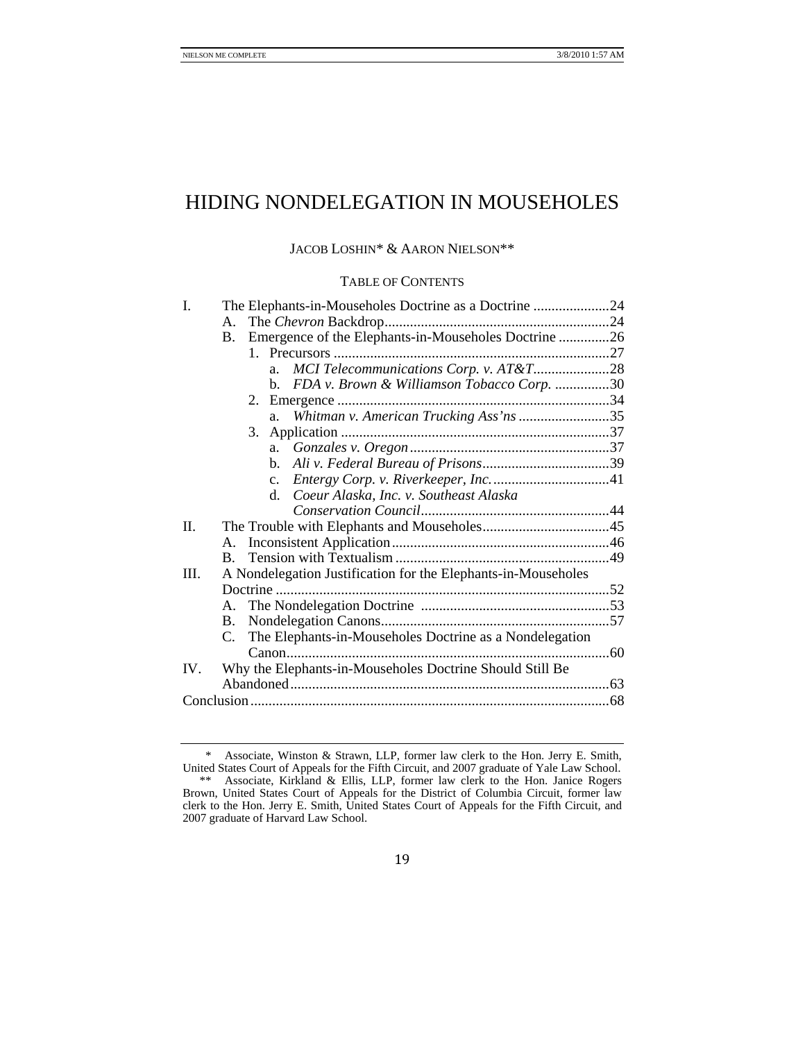# HIDING NONDELEGATION IN MOUSEHOLES

JACOB LOSHIN* & AARON NIELSON**

TABLE OF CONTENTS

- I. The Elephants-in-Mouseholes Doctrine as a Doctrine ..................... 24
  - A. The *Chevron* Backdrop ..................... 24
  - B. Emergence of the Elephants-in-Mouseholes Doctrine ..................... 26
    - 1. Precursors ..................... 27
      - a. *MCI Telecommunications Corp. v. AT&T* ..................... 28
      - b. *FDA v. Brown & Williamson Tobacco Corp.* ..................... 30
    - 2. Emergence ..................... 34
      - a. *Whitman v. American Trucking Ass'ns* ..................... 35
    - 3. Application ..................... 37
      - a. *Gonzales v. Oregon* ..................... 37
      - b. *Ali v. Federal Bureau of Prisons* ..................... 39
      - c. *Entergy Corp. v. Riverkeeper, Inc.* ..................... 41
      - d. *Coeur Alaska, Inc. v. Southeast Alaska Conservation Council* ..................... 44
- II. The Trouble with Elephants and Mouseholes ..................... 45
  - A. Inconsistent Application ..................... 46
  - B. Tension with Textualism ..................... 49
- III. A Nondelegation Justification for the Elephants-in-Mouseholes Doctrine ..................... 52
  - A. The Nondelegation Doctrine ..................... 53
  - B. Nondelegation Canons ..................... 57
  - C. The Elephants-in-Mouseholes Doctrine as a Nondelegation Canon ..................... 60
- IV. Why the Elephants-in-Mouseholes Doctrine Should Still Be Abandoned ..................... 63
- Conclusion ..................... 68

---

\* Associate, Winston & Strawn, LLP, former law clerk to the Hon. Jerry E. Smith, United States Court of Appeals for the Fifth Circuit, and 2007 graduate of Yale Law School.

\*\* Associate, Kirkland & Ellis, LLP, former law clerk to the Hon. Janice Rogers Brown, United States Court of Appeals for the District of Columbia Circuit, former law clerk to the Hon. Jerry E. Smith, United States Court of Appeals for the Fifth Circuit, and 2007 graduate of Harvard Law School.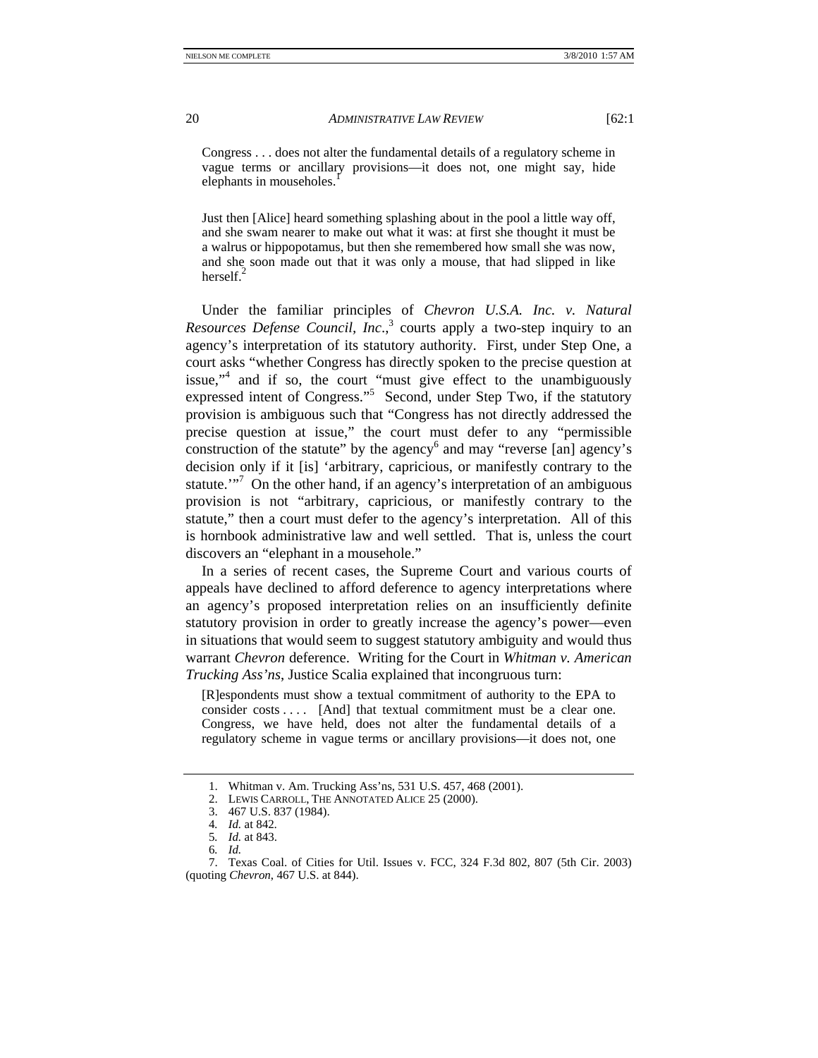> Congress . . . does not alter the fundamental details of a regulatory scheme in vague terms or ancillary provisions—it does not, one might say, hide elephants in mouseholes.[1]

> Just then [Alice] heard something splashing about in the pool a little way off, and she swam nearer to make out what it was: at first she thought it must be a walrus or hippopotamus, but then she remembered how small she was now, and she soon made out that it was only a mouse, that had slipped in like herself.[2]

Under the familiar principles of *Chevron U.S.A. Inc. v. Natural Resources Defense Council, Inc.*,[3] courts apply a two-step inquiry to an agency's interpretation of its statutory authority. First, under Step One, a court asks "whether Congress has directly spoken to the precise question at issue,"[4] and if so, the court "must give effect to the unambiguously expressed intent of Congress."[5] Second, under Step Two, if the statutory provision is ambiguous such that "Congress has not directly addressed the precise question at issue," the court must defer to any "permissible construction of the statute" by the agency[6] and may "reverse [an] agency's decision only if it [is] 'arbitrary, capricious, or manifestly contrary to the statute.'"[7] On the other hand, if an agency's interpretation of an ambiguous provision is not "arbitrary, capricious, or manifestly contrary to the statute," then a court must defer to the agency's interpretation. All of this is hornbook administrative law and well settled. That is, unless the court discovers an "elephant in a mousehole."

In a series of recent cases, the Supreme Court and various courts of appeals have declined to afford deference to agency interpretations where an agency's proposed interpretation relies on an insufficiently definite statutory provision in order to greatly increase the agency's power—even in situations that would seem to suggest statutory ambiguity and would thus warrant *Chevron* deference. Writing for the Court in *Whitman v. American Trucking Ass'ns*, Justice Scalia explained that incongruous turn:

> [R]espondents must show a textual commitment of authority to the EPA to consider costs . . . . [And] that textual commitment must be a clear one. Congress, we have held, does not alter the fundamental details of a regulatory scheme in vague terms or ancillary provisions—it does not, one

---

1. Whitman v. Am. Trucking Ass'ns, 531 U.S. 457, 468 (2001).
2. LEWIS CARROLL, THE ANNOTATED ALICE 25 (2000).
3. 467 U.S. 837 (1984).
4. *Id.* at 842.
5. *Id.* at 843.
6. *Id.*
7. Texas Coal. of Cities for Util. Issues v. FCC, 324 F.3d 802, 807 (5th Cir. 2003) (quoting *Chevron*, 467 U.S. at 844).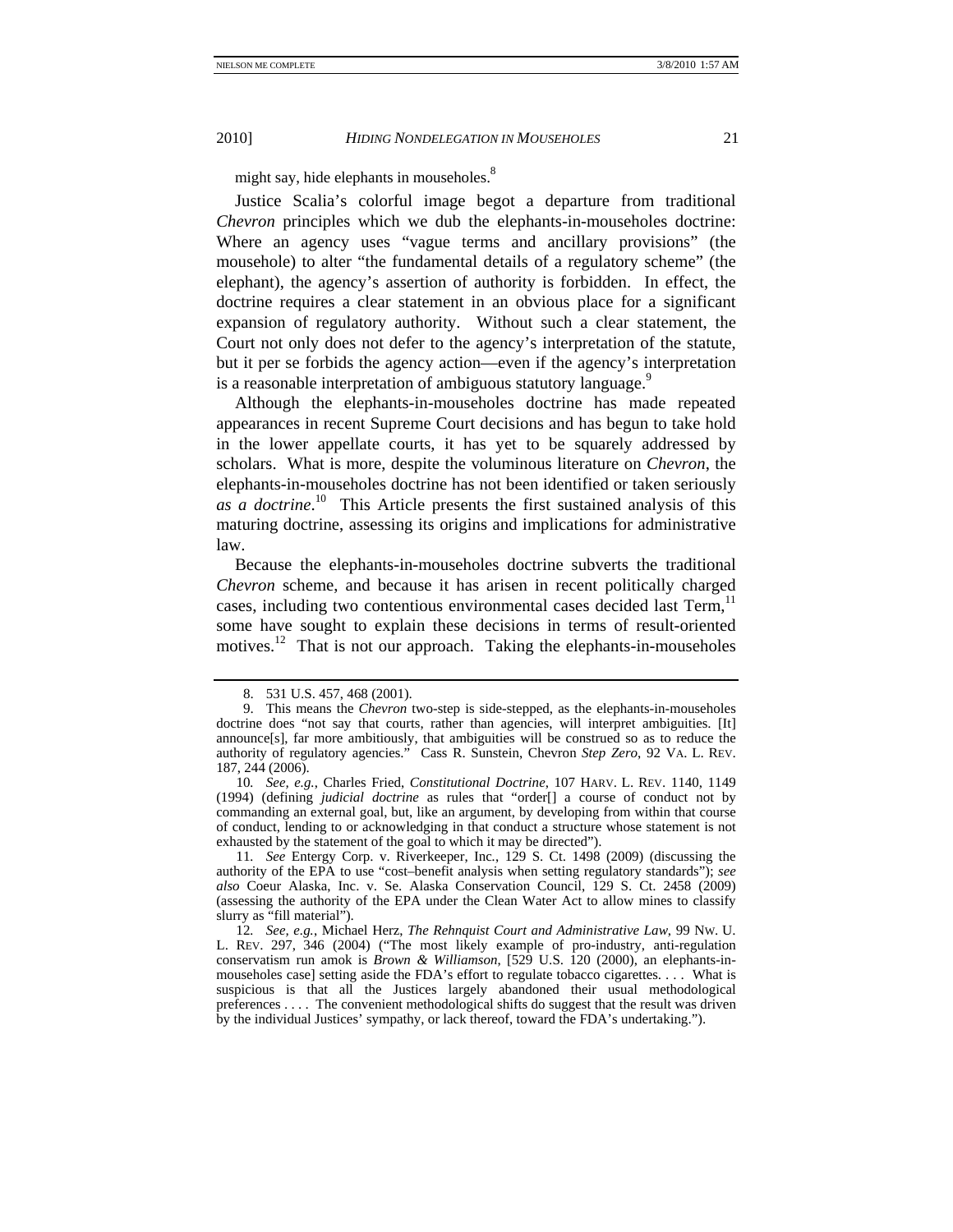might say, hide elephants in mouseholes.[8]

Justice Scalia's colorful image begot a departure from traditional *Chevron* principles which we dub the elephants-in-mouseholes doctrine: Where an agency uses "vague terms and ancillary provisions" (the mousehole) to alter "the fundamental details of a regulatory scheme" (the elephant), the agency's assertion of authority is forbidden. In effect, the doctrine requires a clear statement in an obvious place for a significant expansion of regulatory authority. Without such a clear statement, the Court not only does not defer to the agency's interpretation of the statute, but it per se forbids the agency action—even if the agency's interpretation is a reasonable interpretation of ambiguous statutory language.[9]

Although the elephants-in-mouseholes doctrine has made repeated appearances in recent Supreme Court decisions and has begun to take hold in the lower appellate courts, it has yet to be squarely addressed by scholars. What is more, despite the voluminous literature on *Chevron*, the elephants-in-mouseholes doctrine has not been identified or taken seriously *as a doctrine*.[10] This Article presents the first sustained analysis of this maturing doctrine, assessing its origins and implications for administrative law.

Because the elephants-in-mouseholes doctrine subverts the traditional *Chevron* scheme, and because it has arisen in recent politically charged cases, including two contentious environmental cases decided last Term,[11] some have sought to explain these decisions in terms of result-oriented motives.[12] That is not our approach. Taking the elephants-in-mouseholes

---

8. 531 U.S. 457, 468 (2001).

9. This means the *Chevron* two-step is side-stepped, as the elephants-in-mouseholes doctrine does "not say that courts, rather than agencies, will interpret ambiguities. [It] announce[s], far more ambitiously, that ambiguities will be construed so as to reduce the authority of regulatory agencies." Cass R. Sunstein, Chevron *Step Zero*, 92 VA. L. REV. 187, 244 (2006).

10. *See, e.g.*, Charles Fried, *Constitutional Doctrine*, 107 HARV. L. REV. 1140, 1149 (1994) (defining *judicial doctrine* as rules that "order[] a course of conduct not by commanding an external goal, but, like an argument, by developing from within that course of conduct, lending to or acknowledging in that conduct a structure whose statement is not exhausted by the statement of the goal to which it may be directed").

11. *See* Entergy Corp. v. Riverkeeper, Inc., 129 S. Ct. 1498 (2009) (discussing the authority of the EPA to use "cost–benefit analysis when setting regulatory standards"); *see also* Coeur Alaska, Inc. v. Se. Alaska Conservation Council, 129 S. Ct. 2458 (2009) (assessing the authority of the EPA under the Clean Water Act to allow mines to classify slurry as "fill material").

12. *See, e.g.*, Michael Herz, *The Rehnquist Court and Administrative Law*, 99 NW. U. L. REV. 297, 346 (2004) ("The most likely example of pro-industry, anti-regulation conservatism run amok is *Brown & Williamson*, [529 U.S. 120 (2000), an elephants-in-mouseholes case] setting aside the FDA's effort to regulate tobacco cigarettes. . . . What is suspicious is that all the Justices largely abandoned their usual methodological preferences . . . . The convenient methodological shifts do suggest that the result was driven by the individual Justices' sympathy, or lack thereof, toward the FDA's undertaking.").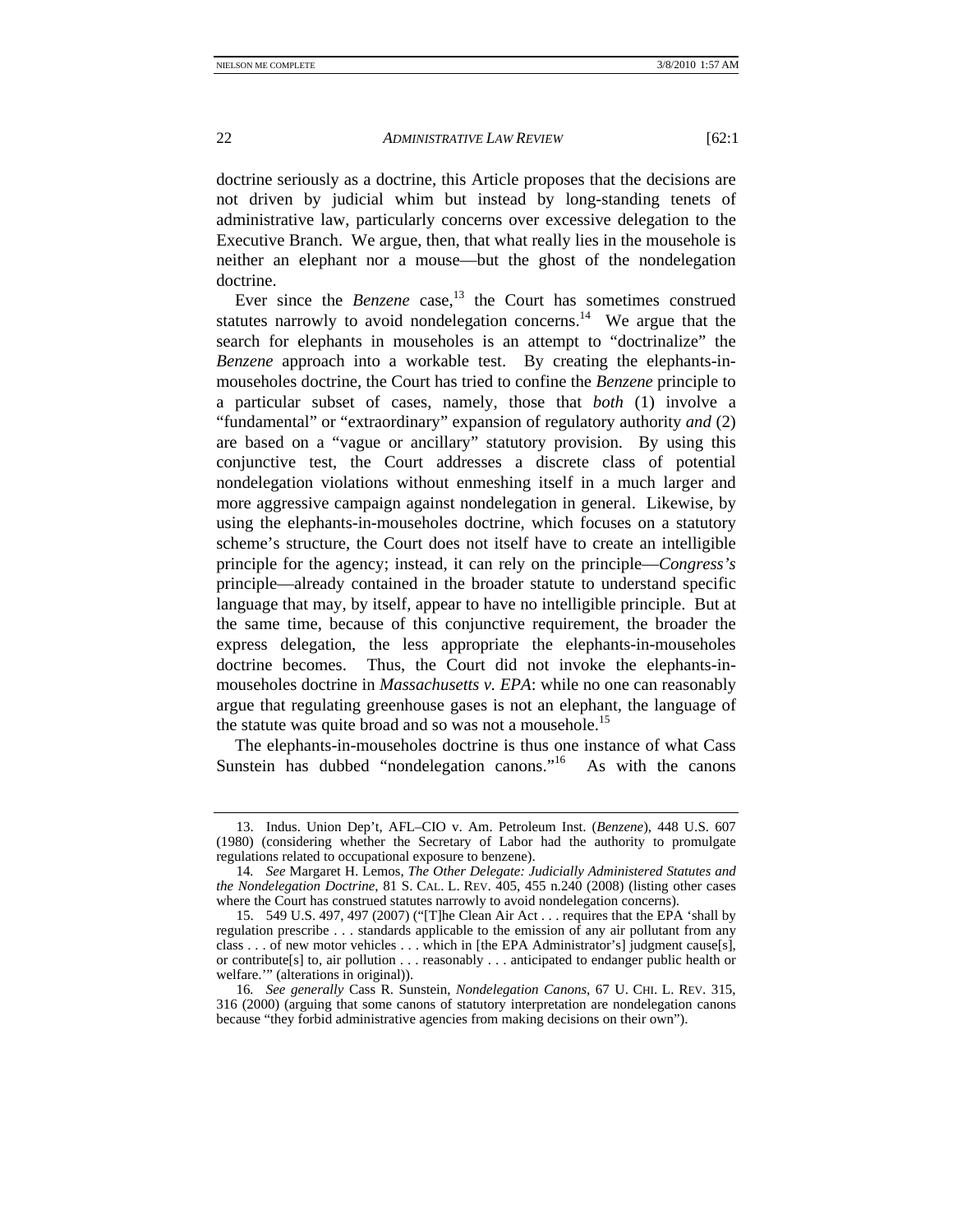doctrine seriously as a doctrine, this Article proposes that the decisions are not driven by judicial whim but instead by long-standing tenets of administrative law, particularly concerns over excessive delegation to the Executive Branch. We argue, then, that what really lies in the mousehole is neither an elephant nor a mouse—but the ghost of the nondelegation doctrine.

Ever since the *Benzene* case,[13] the Court has sometimes construed statutes narrowly to avoid nondelegation concerns.[14] We argue that the search for elephants in mouseholes is an attempt to "doctrinalize" the *Benzene* approach into a workable test. By creating the elephants-in-mouseholes doctrine, the Court has tried to confine the *Benzene* principle to a particular subset of cases, namely, those that *both* (1) involve a "fundamental" or "extraordinary" expansion of regulatory authority *and* (2) are based on a "vague or ancillary" statutory provision. By using this conjunctive test, the Court addresses a discrete class of potential nondelegation violations without enmeshing itself in a much larger and more aggressive campaign against nondelegation in general. Likewise, by using the elephants-in-mouseholes doctrine, which focuses on a statutory scheme's structure, the Court does not itself have to create an intelligible principle for the agency; instead, it can rely on the principle—*Congress's* principle—already contained in the broader statute to understand specific language that may, by itself, appear to have no intelligible principle. But at the same time, because of this conjunctive requirement, the broader the express delegation, the less appropriate the elephants-in-mouseholes doctrine becomes. Thus, the Court did not invoke the elephants-in-mouseholes doctrine in *Massachusetts v. EPA*: while no one can reasonably argue that regulating greenhouse gases is not an elephant, the language of the statute was quite broad and so was not a mousehole.[15]

The elephants-in-mouseholes doctrine is thus one instance of what Cass Sunstein has dubbed "nondelegation canons."[16] As with the canons

---

13. Indus. Union Dep't, AFL–CIO v. Am. Petroleum Inst. (*Benzene*), 448 U.S. 607 (1980) (considering whether the Secretary of Labor had the authority to promulgate regulations related to occupational exposure to benzene).

14. *See* Margaret H. Lemos, *The Other Delegate: Judicially Administered Statutes and the Nondelegation Doctrine*, 81 S. CAL. L. REV. 405, 455 n.240 (2008) (listing other cases where the Court has construed statutes narrowly to avoid nondelegation concerns).

15. 549 U.S. 497, 497 (2007) ("[T]he Clean Air Act . . . requires that the EPA 'shall by regulation prescribe . . . standards applicable to the emission of any air pollutant from any class . . . of new motor vehicles . . . which in [the EPA Administrator's] judgment cause[s], or contribute[s] to, air pollution . . . reasonably . . . anticipated to endanger public health or welfare.'" (alterations in original)).

16. *See generally* Cass R. Sunstein, *Nondelegation Canons*, 67 U. CHI. L. REV. 315, 316 (2000) (arguing that some canons of statutory interpretation are nondelegation canons because "they forbid administrative agencies from making decisions on their own").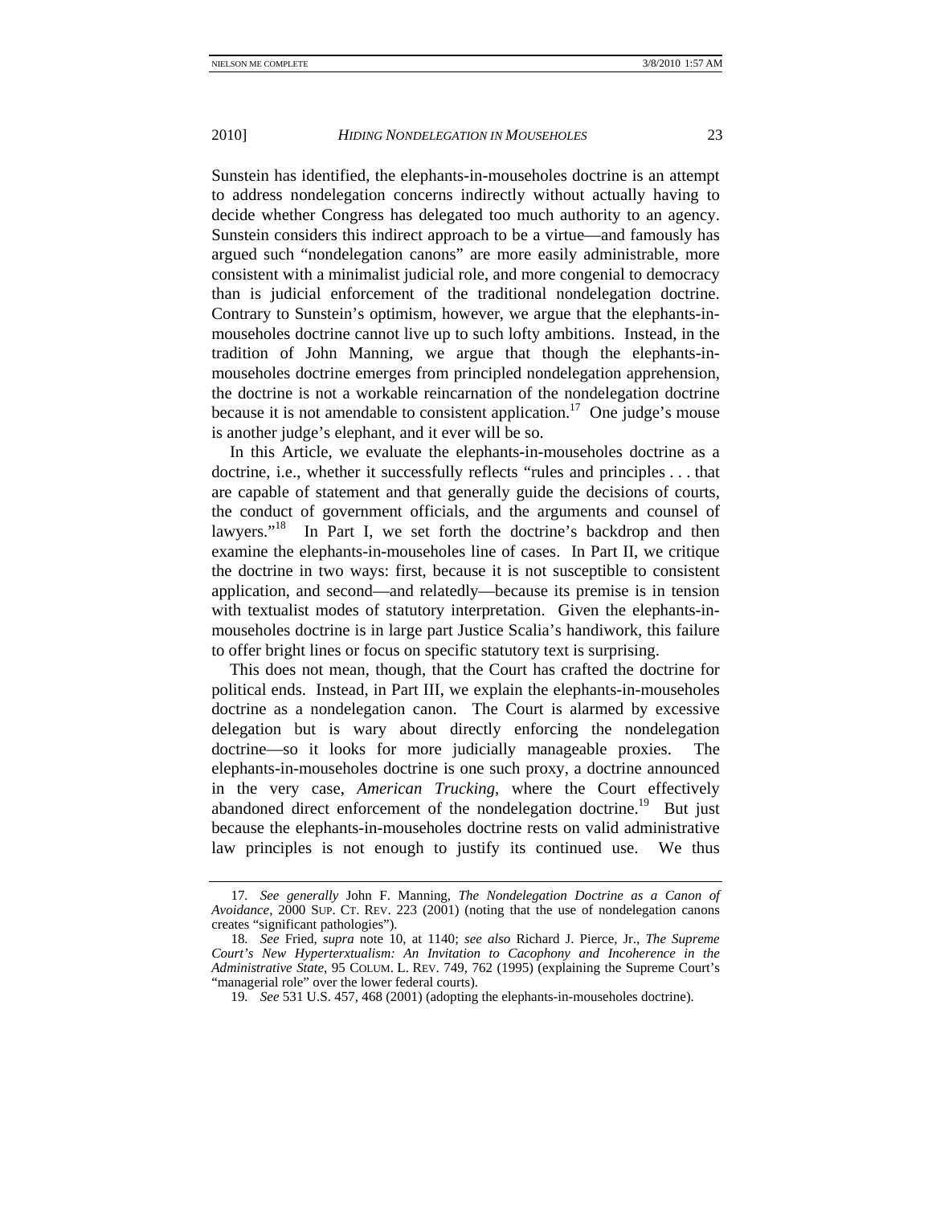Sunstein has identified, the elephants-in-mouseholes doctrine is an attempt to address nondelegation concerns indirectly without actually having to decide whether Congress has delegated too much authority to an agency. Sunstein considers this indirect approach to be a virtue—and famously has argued such "nondelegation canons" are more easily administrable, more consistent with a minimalist judicial role, and more congenial to democracy than is judicial enforcement of the traditional nondelegation doctrine. Contrary to Sunstein's optimism, however, we argue that the elephants-in-mouseholes doctrine cannot live up to such lofty ambitions. Instead, in the tradition of John Manning, we argue that though the elephants-in-mouseholes doctrine emerges from principled nondelegation apprehension, the doctrine is not a workable reincarnation of the nondelegation doctrine because it is not amendable to consistent application.[17] One judge's mouse is another judge's elephant, and it ever will be so.

In this Article, we evaluate the elephants-in-mouseholes doctrine as a doctrine, i.e., whether it successfully reflects "rules and principles . . . that are capable of statement and that generally guide the decisions of courts, the conduct of government officials, and the arguments and counsel of lawyers."[18] In Part I, we set forth the doctrine's backdrop and then examine the elephants-in-mouseholes line of cases. In Part II, we critique the doctrine in two ways: first, because it is not susceptible to consistent application, and second—and relatedly—because its premise is in tension with textualist modes of statutory interpretation. Given the elephants-in-mouseholes doctrine is in large part Justice Scalia's handiwork, this failure to offer bright lines or focus on specific statutory text is surprising.

This does not mean, though, that the Court has crafted the doctrine for political ends. Instead, in Part III, we explain the elephants-in-mouseholes doctrine as a nondelegation canon. The Court is alarmed by excessive delegation but is wary about directly enforcing the nondelegation doctrine—so it looks for more judicially manageable proxies. The elephants-in-mouseholes doctrine is one such proxy, a doctrine announced in the very case, *American Trucking*, where the Court effectively abandoned direct enforcement of the nondelegation doctrine.[19] But just because the elephants-in-mouseholes doctrine rests on valid administrative law principles is not enough to justify its continued use. We thus

---

17. *See generally* John F. Manning, *The Nondelegation Doctrine as a Canon of Avoidance*, 2000 SUP. CT. REV. 223 (2001) (noting that the use of nondelegation canons creates "significant pathologies").

18. *See* Fried, *supra* note 10, at 1140; *see also* Richard J. Pierce, Jr., *The Supreme Court's New Hyperterxtualism: An Invitation to Cacophony and Incoherence in the Administrative State*, 95 COLUM. L. REV. 749, 762 (1995) (explaining the Supreme Court's "managerial role" over the lower federal courts).

19. *See* 531 U.S. 457, 468 (2001) (adopting the elephants-in-mouseholes doctrine).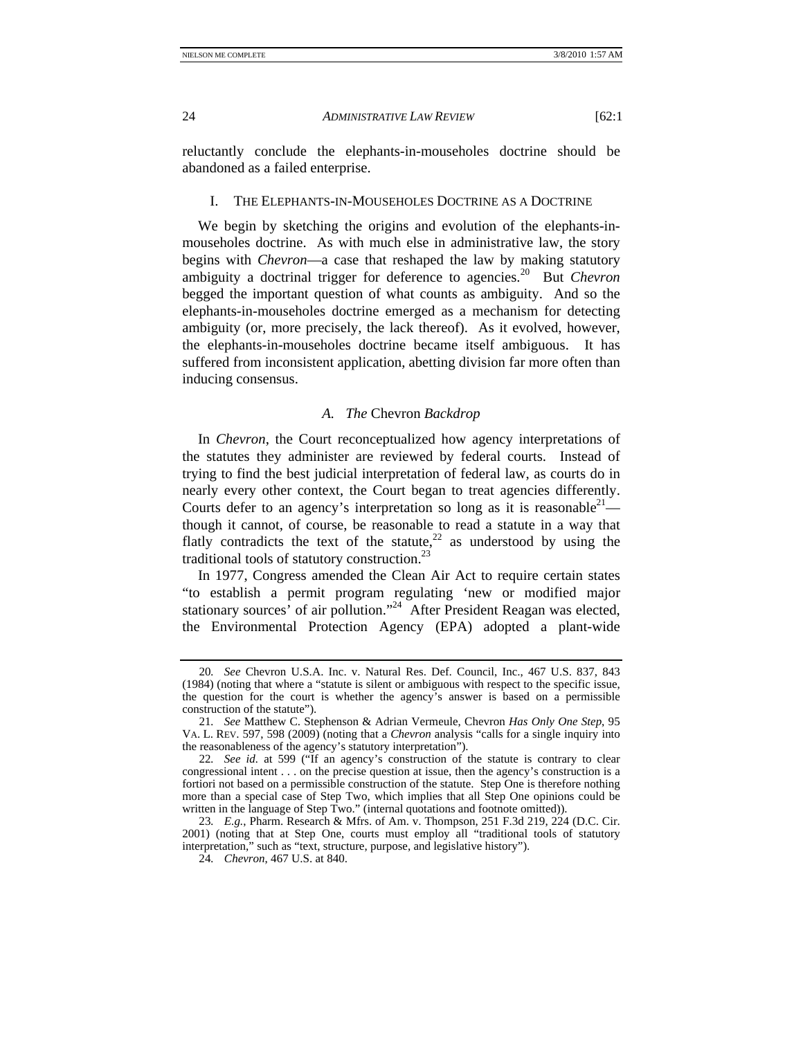reluctantly conclude the elephants-in-mouseholes doctrine should be abandoned as a failed enterprise.

## I. The Elephants-in-Mouseholes Doctrine as a Doctrine

We begin by sketching the origins and evolution of the elephants-in-mouseholes doctrine. As with much else in administrative law, the story begins with *Chevron*—a case that reshaped the law by making statutory ambiguity a doctrinal trigger for deference to agencies.[20] But *Chevron* begged the important question of what counts as ambiguity. And so the elephants-in-mouseholes doctrine emerged as a mechanism for detecting ambiguity (or, more precisely, the lack thereof). As it evolved, however, the elephants-in-mouseholes doctrine became itself ambiguous. It has suffered from inconsistent application, abetting division far more often than inducing consensus.

### A. *The* Chevron *Backdrop*

In *Chevron*, the Court reconceptualized how agency interpretations of the statutes they administer are reviewed by federal courts. Instead of trying to find the best judicial interpretation of federal law, as courts do in nearly every other context, the Court began to treat agencies differently. Courts defer to an agency's interpretation so long as it is reasonable[21]—though it cannot, of course, be reasonable to read a statute in a way that flatly contradicts the text of the statute,[22] as understood by using the traditional tools of statutory construction.[23]

In 1977, Congress amended the Clean Air Act to require certain states "to establish a permit program regulating 'new or modified major stationary sources' of air pollution."[24] After President Reagan was elected, the Environmental Protection Agency (EPA) adopted a plant-wide

---

20. *See* Chevron U.S.A. Inc. v. Natural Res. Def. Council, Inc., 467 U.S. 837, 843 (1984) (noting that where a "statute is silent or ambiguous with respect to the specific issue, the question for the court is whether the agency's answer is based on a permissible construction of the statute").

21. *See* Matthew C. Stephenson & Adrian Vermeule, Chevron *Has Only One Step*, 95 VA. L. REV. 597, 598 (2009) (noting that a *Chevron* analysis "calls for a single inquiry into the reasonableness of the agency's statutory interpretation").

22. *See id.* at 599 ("If an agency's construction of the statute is contrary to clear congressional intent . . . on the precise question at issue, then the agency's construction is a fortiori not based on a permissible construction of the statute. Step One is therefore nothing more than a special case of Step Two, which implies that all Step One opinions could be written in the language of Step Two." (internal quotations and footnote omitted)).

23. *E.g.*, Pharm. Research & Mfrs. of Am. v. Thompson, 251 F.3d 219, 224 (D.C. Cir. 2001) (noting that at Step One, courts must employ all "traditional tools of statutory interpretation," such as "text, structure, purpose, and legislative history").

24. *Chevron*, 467 U.S. at 840.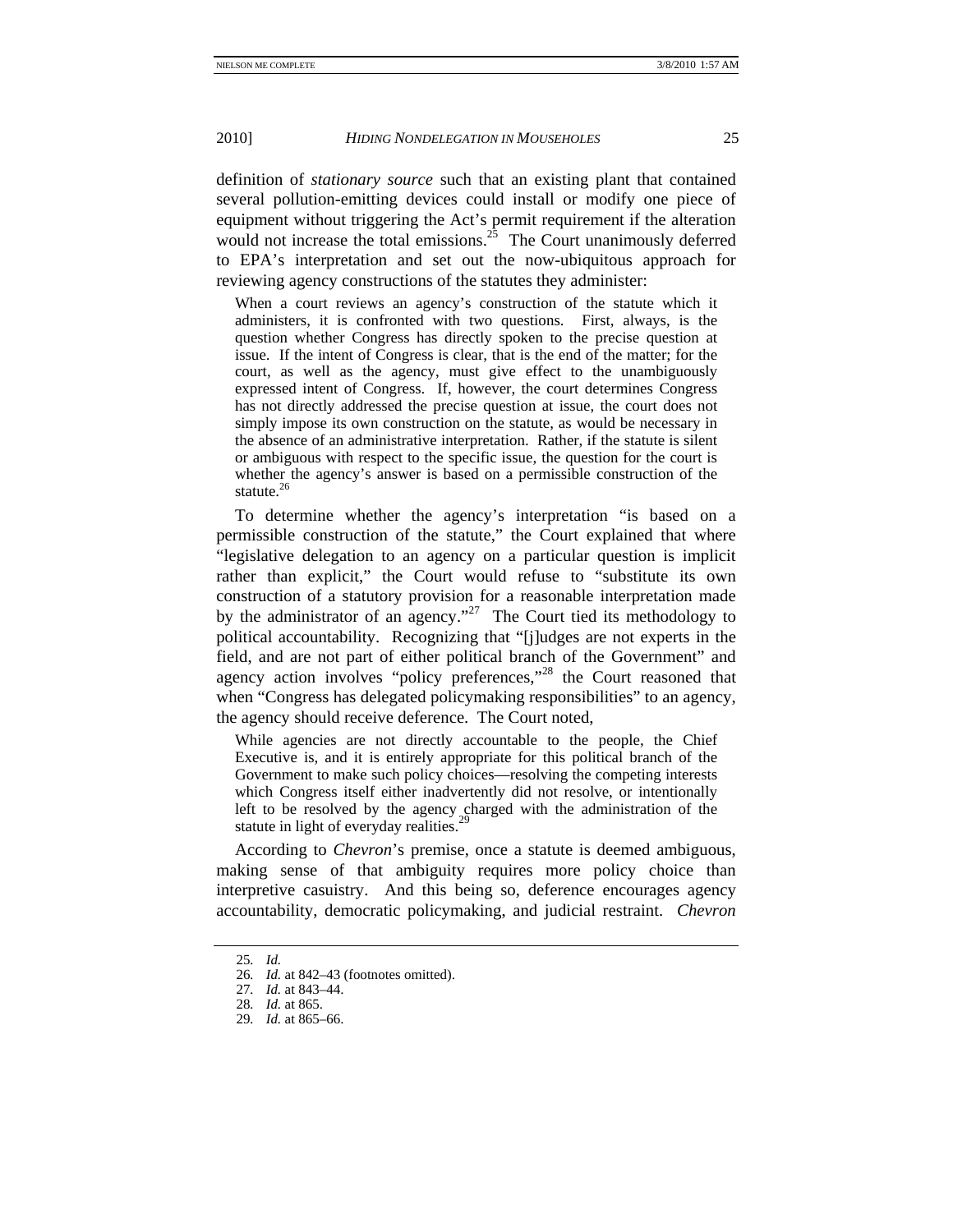definition of *stationary source* such that an existing plant that contained several pollution-emitting devices could install or modify one piece of equipment without triggering the Act's permit requirement if the alteration would not increase the total emissions.[25] The Court unanimously deferred to EPA's interpretation and set out the now-ubiquitous approach for reviewing agency constructions of the statutes they administer:

> When a court reviews an agency's construction of the statute which it administers, it is confronted with two questions. First, always, is the question whether Congress has directly spoken to the precise question at issue. If the intent of Congress is clear, that is the end of the matter; for the court, as well as the agency, must give effect to the unambiguously expressed intent of Congress. If, however, the court determines Congress has not directly addressed the precise question at issue, the court does not simply impose its own construction on the statute, as would be necessary in the absence of an administrative interpretation. Rather, if the statute is silent or ambiguous with respect to the specific issue, the question for the court is whether the agency's answer is based on a permissible construction of the statute.[26]

To determine whether the agency's interpretation "is based on a permissible construction of the statute," the Court explained that where "legislative delegation to an agency on a particular question is implicit rather than explicit," the Court would refuse to "substitute its own construction of a statutory provision for a reasonable interpretation made by the administrator of an agency."[27] The Court tied its methodology to political accountability. Recognizing that "[j]udges are not experts in the field, and are not part of either political branch of the Government" and agency action involves "policy preferences,"[28] the Court reasoned that when "Congress has delegated policymaking responsibilities" to an agency, the agency should receive deference. The Court noted,

> While agencies are not directly accountable to the people, the Chief Executive is, and it is entirely appropriate for this political branch of the Government to make such policy choices—resolving the competing interests which Congress itself either inadvertently did not resolve, or intentionally left to be resolved by the agency charged with the administration of the statute in light of everyday realities.[29]

According to *Chevron*'s premise, once a statute is deemed ambiguous, making sense of that ambiguity requires more policy choice than interpretive casuistry. And this being so, deference encourages agency accountability, democratic policymaking, and judicial restraint. *Chevron*

---

25. *Id.*
26. *Id.* at 842–43 (footnotes omitted).
27. *Id.* at 843–44.
28. *Id.* at 865.
29. *Id.* at 865–66.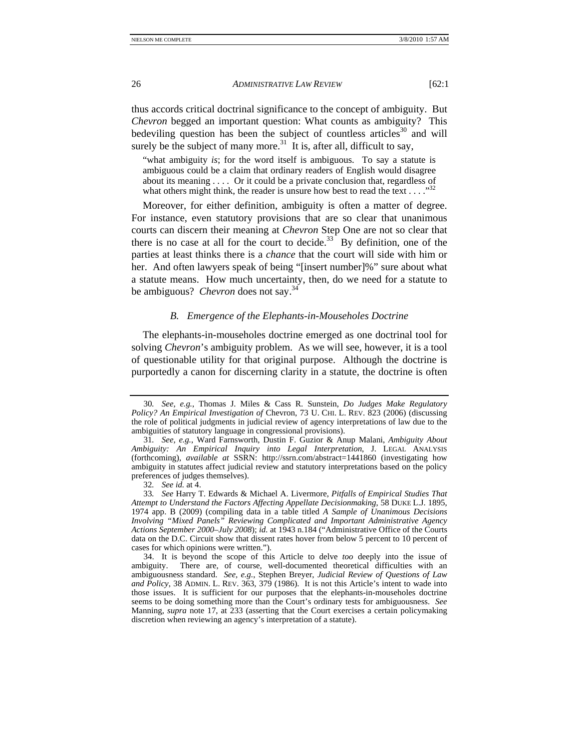thus accords critical doctrinal significance to the concept of ambiguity. But *Chevron* begged an important question: What counts as ambiguity? This bedeviling question has been the subject of countless articles[30] and will surely be the subject of many more.[31] It is, after all, difficult to say,

> "what ambiguity *is*; for the word itself is ambiguous. To say a statute is ambiguous could be a claim that ordinary readers of English would disagree about its meaning . . . . Or it could be a private conclusion that, regardless of what others might think, the reader is unsure how best to read the text . . . ."[32]

Moreover, for either definition, ambiguity is often a matter of degree. For instance, even statutory provisions that are so clear that unanimous courts can discern their meaning at *Chevron* Step One are not so clear that there is no case at all for the court to decide.[33] By definition, one of the parties at least thinks there is a *chance* that the court will side with him or her. And often lawyers speak of being "[insert number]%" sure about what a statute means. How much uncertainty, then, do we need for a statute to be ambiguous? *Chevron* does not say.[34]

### *B. Emergence of the Elephants-in-Mouseholes Doctrine*

The elephants-in-mouseholes doctrine emerged as one doctrinal tool for solving *Chevron*'s ambiguity problem. As we will see, however, it is a tool of questionable utility for that original purpose. Although the doctrine is purportedly a canon for discerning clarity in a statute, the doctrine is often

---

30. *See, e.g.*, Thomas J. Miles & Cass R. Sunstein, *Do Judges Make Regulatory Policy? An Empirical Investigation of* Chevron, 73 U. CHI. L. REV. 823 (2006) (discussing the role of political judgments in judicial review of agency interpretations of law due to the ambiguities of statutory language in congressional provisions).

31. *See, e.g.*, Ward Farnsworth, Dustin F. Guzior & Anup Malani, *Ambiguity About Ambiguity: An Empirical Inquiry into Legal Interpretation*, J. LEGAL ANALYSIS (forthcoming), *available at* SSRN: http://ssrn.com/abstract=1441860 (investigating how ambiguity in statutes affect judicial review and statutory interpretations based on the policy preferences of judges themselves).

32. *See id.* at 4.

33. *See* Harry T. Edwards & Michael A. Livermore, *Pitfalls of Empirical Studies That Attempt to Understand the Factors Affecting Appellate Decisionmaking*, 58 DUKE L.J. 1895, 1974 app. B (2009) (compiling data in a table titled *A Sample of Unanimous Decisions Involving "Mixed Panels" Reviewing Complicated and Important Administrative Agency Actions September 2000–July 2008*); *id.* at 1943 n.184 ("Administrative Office of the Courts data on the D.C. Circuit show that dissent rates hover from below 5 percent to 10 percent of cases for which opinions were written.").

34. It is beyond the scope of this Article to delve *too* deeply into the issue of ambiguity. There are, of course, well-documented theoretical difficulties with an ambiguousness standard. *See, e.g.*, Stephen Breyer, *Judicial Review of Questions of Law and Policy*, 38 ADMIN. L. REV. 363, 379 (1986). It is not this Article's intent to wade into those issues. It is sufficient for our purposes that the elephants-in-mouseholes doctrine seems to be doing something more than the Court's ordinary tests for ambiguousness. *See* Manning, *supra* note 17, at 233 (asserting that the Court exercises a certain policymaking discretion when reviewing an agency's interpretation of a statute).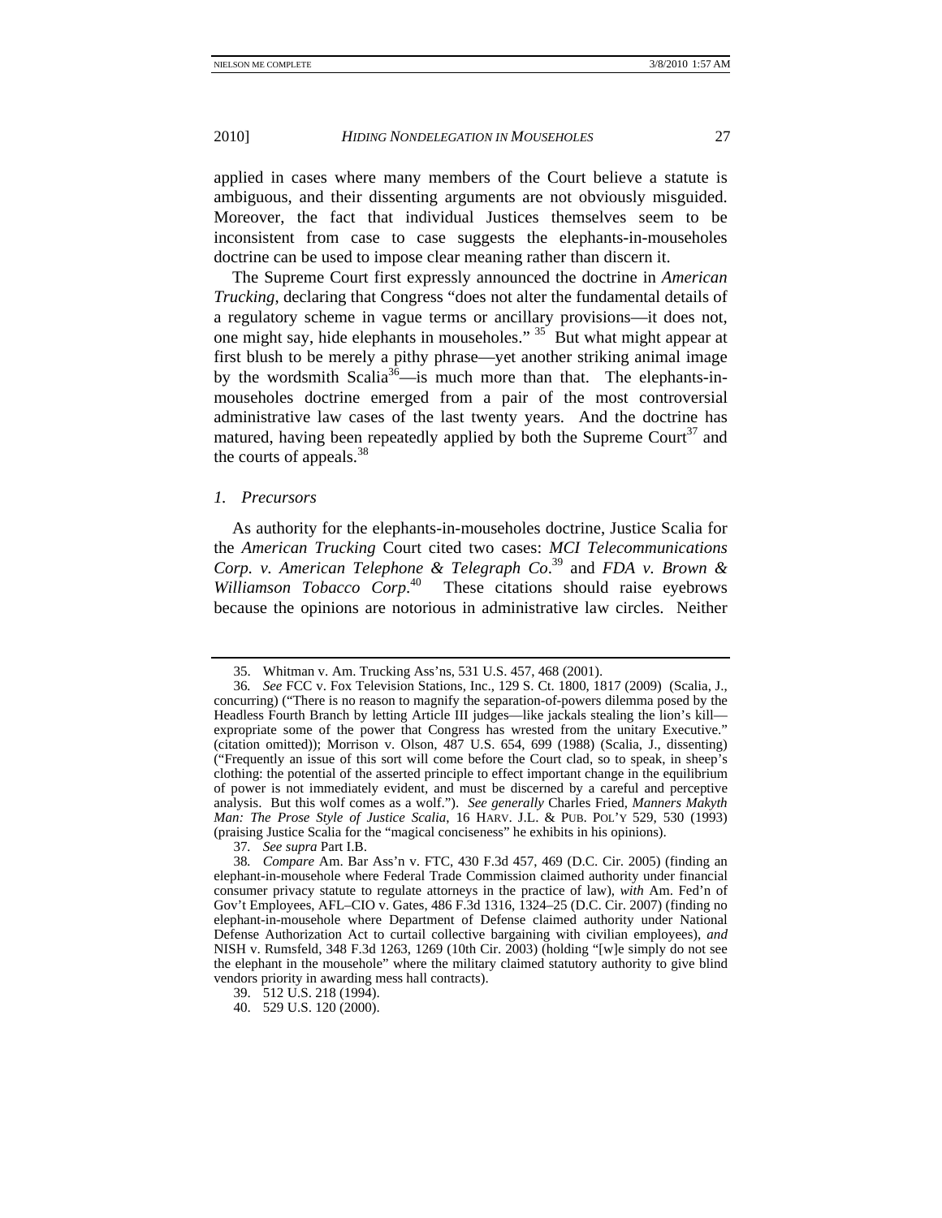applied in cases where many members of the Court believe a statute is ambiguous, and their dissenting arguments are not obviously misguided. Moreover, the fact that individual Justices themselves seem to be inconsistent from case to case suggests the elephants-in-mouseholes doctrine can be used to impose clear meaning rather than discern it.

The Supreme Court first expressly announced the doctrine in *American Trucking*, declaring that Congress "does not alter the fundamental details of a regulatory scheme in vague terms or ancillary provisions—it does not, one might say, hide elephants in mouseholes." [35] But what might appear at first blush to be merely a pithy phrase—yet another striking animal image by the wordsmith Scalia[36]—is much more than that. The elephants-in-mouseholes doctrine emerged from a pair of the most controversial administrative law cases of the last twenty years. And the doctrine has matured, having been repeatedly applied by both the Supreme Court[37] and the courts of appeals.[38]

### *1. Precursors*

As authority for the elephants-in-mouseholes doctrine, Justice Scalia for the *American Trucking* Court cited two cases: *MCI Telecommunications Corp. v. American Telephone & Telegraph Co.*[39] and *FDA v. Brown & Williamson Tobacco Corp.*[40] These citations should raise eyebrows because the opinions are notorious in administrative law circles. Neither

---

35. Whitman v. Am. Trucking Ass'ns, 531 U.S. 457, 468 (2001).

36. *See* FCC v. Fox Television Stations, Inc., 129 S. Ct. 1800, 1817 (2009) (Scalia, J., concurring) ("There is no reason to magnify the separation-of-powers dilemma posed by the Headless Fourth Branch by letting Article III judges—like jackals stealing the lion's kill—expropriate some of the power that Congress has wrested from the unitary Executive." (citation omitted)); Morrison v. Olson, 487 U.S. 654, 699 (1988) (Scalia, J., dissenting) ("Frequently an issue of this sort will come before the Court clad, so to speak, in sheep's clothing: the potential of the asserted principle to effect important change in the equilibrium of power is not immediately evident, and must be discerned by a careful and perceptive analysis. But this wolf comes as a wolf."). *See generally* Charles Fried, *Manners Makyth Man: The Prose Style of Justice Scalia*, 16 HARV. J.L. & PUB. POL'Y 529, 530 (1993) (praising Justice Scalia for the "magical conciseness" he exhibits in his opinions).

37. *See supra* Part I.B.

38. *Compare* Am. Bar Ass'n v. FTC, 430 F.3d 457, 469 (D.C. Cir. 2005) (finding an elephant-in-mousehole where Federal Trade Commission claimed authority under financial consumer privacy statute to regulate attorneys in the practice of law), *with* Am. Fed'n of Gov't Employees, AFL–CIO v. Gates, 486 F.3d 1316, 1324–25 (D.C. Cir. 2007) (finding no elephant-in-mousehole where Department of Defense claimed authority under National Defense Authorization Act to curtail collective bargaining with civilian employees), *and* NISH v. Rumsfeld, 348 F.3d 1263, 1269 (10th Cir. 2003) (holding "[w]e simply do not see the elephant in the mousehole" where the military claimed statutory authority to give blind vendors priority in awarding mess hall contracts).

39. 512 U.S. 218 (1994).

40. 529 U.S. 120 (2000).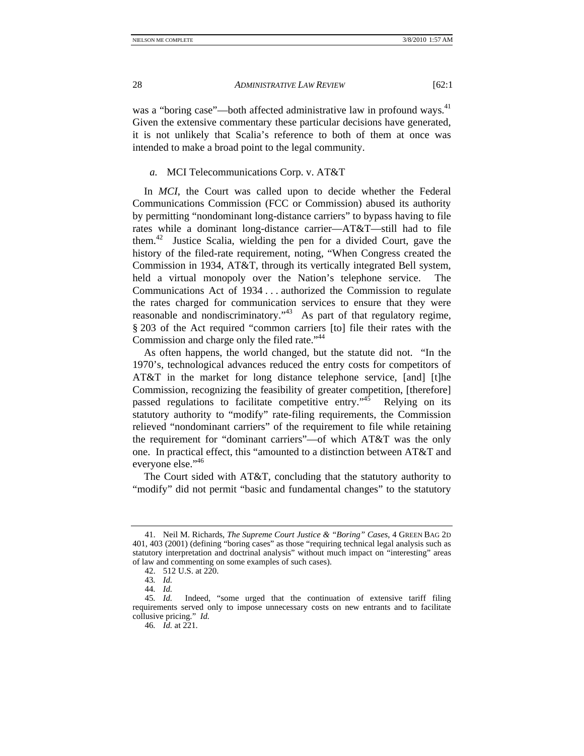was a "boring case"—both affected administrative law in profound ways.[41] Given the extensive commentary these particular decisions have generated, it is not unlikely that Scalia's reference to both of them at once was intended to make a broad point to the legal community.

*a.* MCI Telecommunications Corp. v. AT&T

In *MCI*, the Court was called upon to decide whether the Federal Communications Commission (FCC or Commission) abused its authority by permitting "nondominant long-distance carriers" to bypass having to file rates while a dominant long-distance carrier—AT&T—still had to file them.[42] Justice Scalia, wielding the pen for a divided Court, gave the history of the filed-rate requirement, noting, "When Congress created the Commission in 1934, AT&T, through its vertically integrated Bell system, held a virtual monopoly over the Nation's telephone service. The Communications Act of 1934 . . . authorized the Commission to regulate the rates charged for communication services to ensure that they were reasonable and nondiscriminatory."[43] As part of that regulatory regime, § 203 of the Act required "common carriers [to] file their rates with the Commission and charge only the filed rate."[44]

As often happens, the world changed, but the statute did not. "In the 1970's, technological advances reduced the entry costs for competitors of AT&T in the market for long distance telephone service, [and] [t]he Commission, recognizing the feasibility of greater competition, [therefore] passed regulations to facilitate competitive entry."[45] Relying on its statutory authority to "modify" rate-filing requirements, the Commission relieved "nondominant carriers" of the requirement to file while retaining the requirement for "dominant carriers"—of which AT&T was the only one. In practical effect, this "amounted to a distinction between AT&T and everyone else."[46]

The Court sided with AT&T, concluding that the statutory authority to "modify" did not permit "basic and fundamental changes" to the statutory

---

41. Neil M. Richards, *The Supreme Court Justice & "Boring" Cases*, 4 GREEN BAG 2D 401, 403 (2001) (defining "boring cases" as those "requiring technical legal analysis such as statutory interpretation and doctrinal analysis" without much impact on "interesting" areas of law and commenting on some examples of such cases).

42. 512 U.S. at 220.

43. *Id.*

44. *Id.*

45. *Id.* Indeed, "some urged that the continuation of extensive tariff filing requirements served only to impose unnecessary costs on new entrants and to facilitate collusive pricing." *Id.*

46. *Id.* at 221.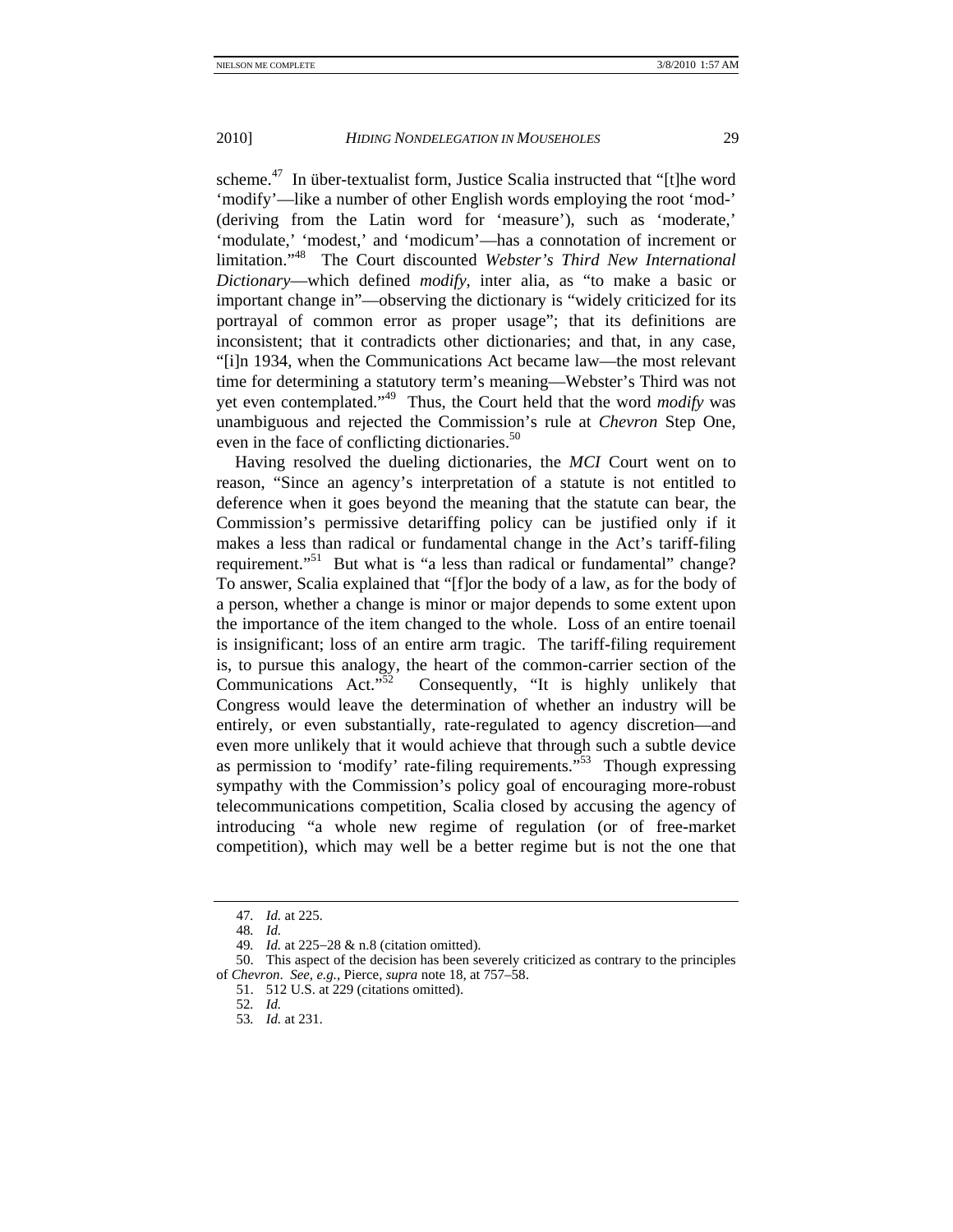scheme.[47] In über-textualist form, Justice Scalia instructed that "[t]he word 'modify'—like a number of other English words employing the root 'mod-' (deriving from the Latin word for 'measure'), such as 'moderate,' 'modulate,' 'modest,' and 'modicum'—has a connotation of increment or limitation."[48] The Court discounted *Webster's Third New International Dictionary*—which defined *modify*, inter alia, as "to make a basic or important change in"—observing the dictionary is "widely criticized for its portrayal of common error as proper usage"; that its definitions are inconsistent; that it contradicts other dictionaries; and that, in any case, "[i]n 1934, when the Communications Act became law—the most relevant time for determining a statutory term's meaning—Webster's Third was not yet even contemplated."[49] Thus, the Court held that the word *modify* was unambiguous and rejected the Commission's rule at *Chevron* Step One, even in the face of conflicting dictionaries.[50]

Having resolved the dueling dictionaries, the *MCI* Court went on to reason, "Since an agency's interpretation of a statute is not entitled to deference when it goes beyond the meaning that the statute can bear, the Commission's permissive detariffing policy can be justified only if it makes a less than radical or fundamental change in the Act's tariff-filing requirement."[51] But what is "a less than radical or fundamental" change? To answer, Scalia explained that "[f]or the body of a law, as for the body of a person, whether a change is minor or major depends to some extent upon the importance of the item changed to the whole. Loss of an entire toenail is insignificant; loss of an entire arm tragic. The tariff-filing requirement is, to pursue this analogy, the heart of the common-carrier section of the Communications Act."[52] Consequently, "It is highly unlikely that Congress would leave the determination of whether an industry will be entirely, or even substantially, rate-regulated to agency discretion—and even more unlikely that it would achieve that through such a subtle device as permission to 'modify' rate-filing requirements."[53] Though expressing sympathy with the Commission's policy goal of encouraging more-robust telecommunications competition, Scalia closed by accusing the agency of introducing "a whole new regime of regulation (or of free-market competition), which may well be a better regime but is not the one that

---

47. *Id.* at 225.

48. *Id.*

49. *Id.* at 225–28 & n.8 (citation omitted).

50. This aspect of the decision has been severely criticized as contrary to the principles of *Chevron*. *See, e.g.*, Pierce, *supra* note 18, at 757–58.

51. 512 U.S. at 229 (citations omitted).

52. *Id.*

53. *Id.* at 231.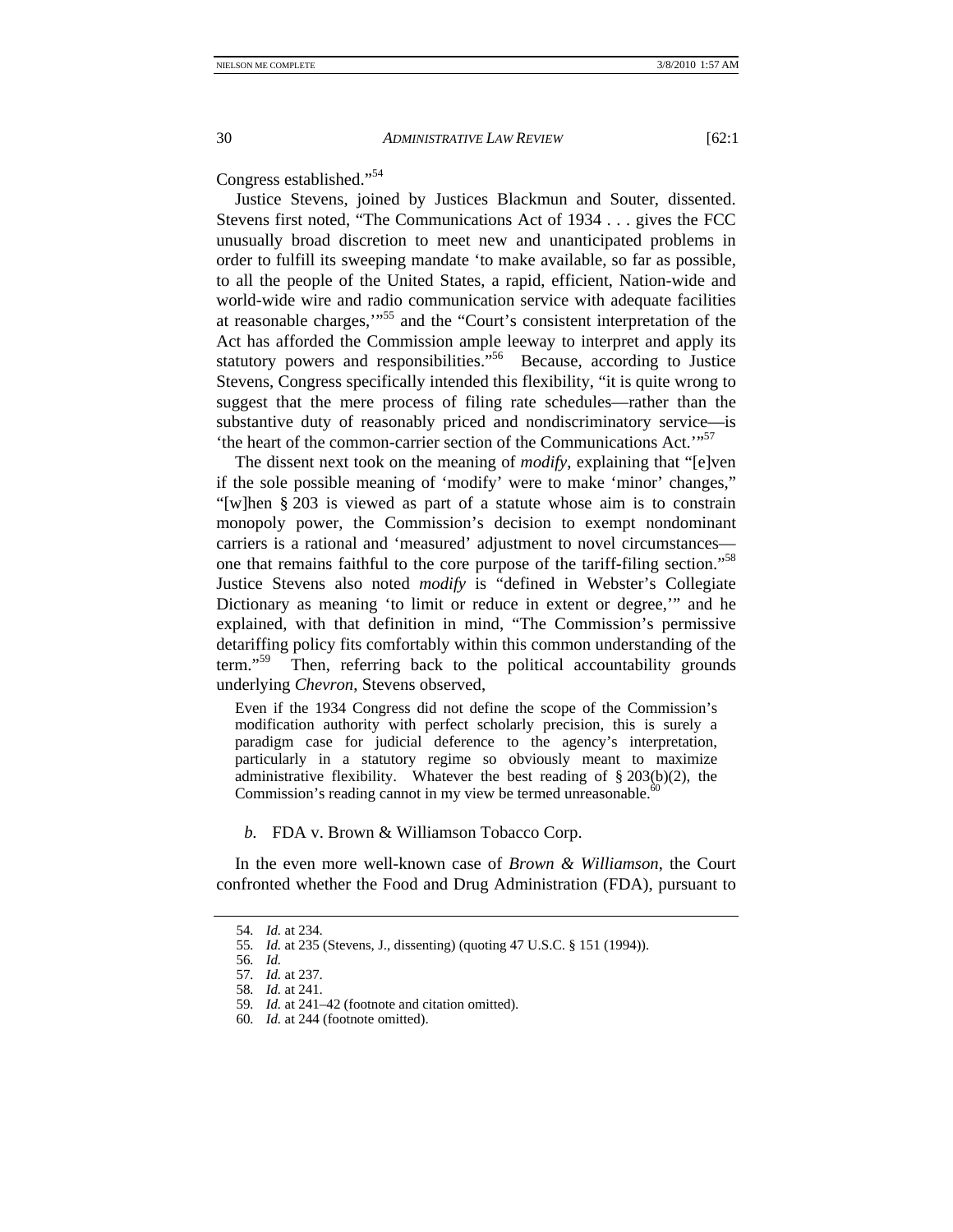Congress established."[54]

Justice Stevens, joined by Justices Blackmun and Souter, dissented. Stevens first noted, "The Communications Act of 1934 . . . gives the FCC unusually broad discretion to meet new and unanticipated problems in order to fulfill its sweeping mandate 'to make available, so far as possible, to all the people of the United States, a rapid, efficient, Nation-wide and world-wide wire and radio communication service with adequate facilities at reasonable charges,'"[55] and the "Court's consistent interpretation of the Act has afforded the Commission ample leeway to interpret and apply its statutory powers and responsibilities."[56] Because, according to Justice Stevens, Congress specifically intended this flexibility, "it is quite wrong to suggest that the mere process of filing rate schedules—rather than the substantive duty of reasonably priced and nondiscriminatory service—is 'the heart of the common-carrier section of the Communications Act.'"[57]

The dissent next took on the meaning of *modify*, explaining that "[e]ven if the sole possible meaning of 'modify' were to make 'minor' changes," "[w]hen § 203 is viewed as part of a statute whose aim is to constrain monopoly power, the Commission's decision to exempt nondominant carriers is a rational and 'measured' adjustment to novel circumstances—one that remains faithful to the core purpose of the tariff-filing section."[58] Justice Stevens also noted *modify* is "defined in Webster's Collegiate Dictionary as meaning 'to limit or reduce in extent or degree,'" and he explained, with that definition in mind, "The Commission's permissive detariffing policy fits comfortably within this common understanding of the term."[59] Then, referring back to the political accountability grounds underlying *Chevron*, Stevens observed,

> Even if the 1934 Congress did not define the scope of the Commission's modification authority with perfect scholarly precision, this is surely a paradigm case for judicial deference to the agency's interpretation, particularly in a statutory regime so obviously meant to maximize administrative flexibility. Whatever the best reading of § 203(b)(2), the Commission's reading cannot in my view be termed unreasonable.[60]

*b.* FDA v. Brown & Williamson Tobacco Corp.

In the even more well-known case of *Brown & Williamson*, the Court confronted whether the Food and Drug Administration (FDA), pursuant to

---

54. *Id.* at 234.
55. *Id.* at 235 (Stevens, J., dissenting) (quoting 47 U.S.C. § 151 (1994)).
56. *Id.*
57. *Id.* at 237.
58. *Id.* at 241.
59. *Id.* at 241–42 (footnote and citation omitted).
60. *Id.* at 244 (footnote omitted).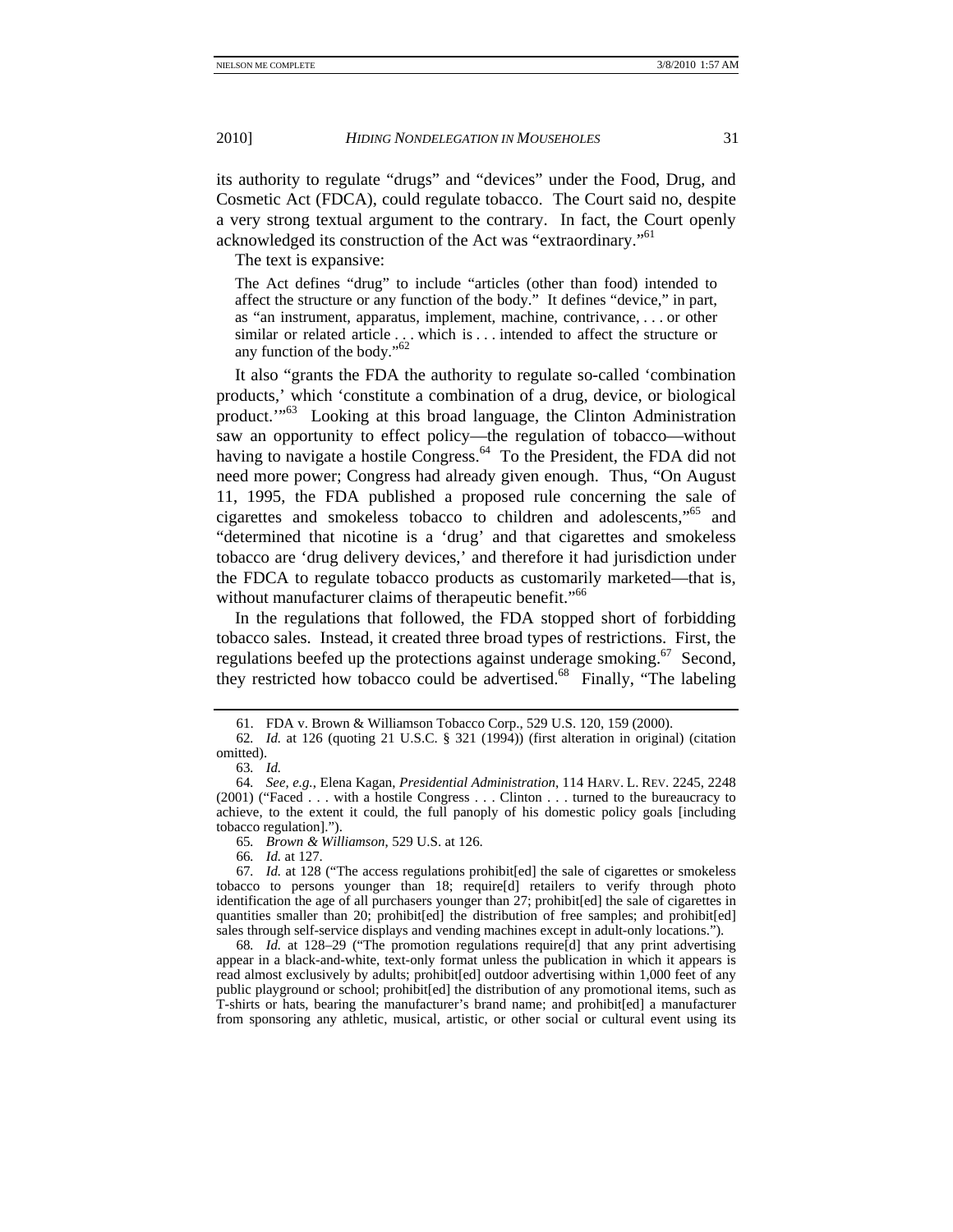its authority to regulate "drugs" and "devices" under the Food, Drug, and Cosmetic Act (FDCA), could regulate tobacco. The Court said no, despite a very strong textual argument to the contrary. In fact, the Court openly acknowledged its construction of the Act was "extraordinary."[61]

The text is expansive:

> The Act defines "drug" to include "articles (other than food) intended to affect the structure or any function of the body." It defines "device," in part, as "an instrument, apparatus, implement, machine, contrivance, . . . or other similar or related article . . . which is . . . intended to affect the structure or any function of the body."[62]

It also "grants the FDA the authority to regulate so-called 'combination products,' which 'constitute a combination of a drug, device, or biological product.'"[63] Looking at this broad language, the Clinton Administration saw an opportunity to effect policy—the regulation of tobacco—without having to navigate a hostile Congress.[64] To the President, the FDA did not need more power; Congress had already given enough. Thus, "On August 11, 1995, the FDA published a proposed rule concerning the sale of cigarettes and smokeless tobacco to children and adolescents,"[65] and "determined that nicotine is a 'drug' and that cigarettes and smokeless tobacco are 'drug delivery devices,' and therefore it had jurisdiction under the FDCA to regulate tobacco products as customarily marketed—that is, without manufacturer claims of therapeutic benefit."[66]

In the regulations that followed, the FDA stopped short of forbidding tobacco sales. Instead, it created three broad types of restrictions. First, the regulations beefed up the protections against underage smoking.[67] Second, they restricted how tobacco could be advertised.[68] Finally, "The labeling

---

61. FDA v. Brown & Williamson Tobacco Corp., 529 U.S. 120, 159 (2000).

62. *Id.* at 126 (quoting 21 U.S.C. § 321 (1994)) (first alteration in original) (citation omitted).

63. *Id.*

64. *See, e.g.*, Elena Kagan, *Presidential Administration*, 114 HARV. L. REV. 2245, 2248 (2001) ("Faced . . . with a hostile Congress . . . Clinton . . . turned to the bureaucracy to achieve, to the extent it could, the full panoply of his domestic policy goals [including tobacco regulation].").

65. *Brown & Williamson*, 529 U.S. at 126.

66. *Id.* at 127.

67. *Id.* at 128 ("The access regulations prohibit[ed] the sale of cigarettes or smokeless tobacco to persons younger than 18; require[d] retailers to verify through photo identification the age of all purchasers younger than 27; prohibit[ed] the sale of cigarettes in quantities smaller than 20; prohibit[ed] the distribution of free samples; and prohibit[ed] sales through self-service displays and vending machines except in adult-only locations.").

68. *Id.* at 128–29 ("The promotion regulations require[d] that any print advertising appear in a black-and-white, text-only format unless the publication in which it appears is read almost exclusively by adults; prohibit[ed] outdoor advertising within 1,000 feet of any public playground or school; prohibit[ed] the distribution of any promotional items, such as T-shirts or hats, bearing the manufacturer's brand name; and prohibit[ed] a manufacturer from sponsoring any athletic, musical, artistic, or other social or cultural event using its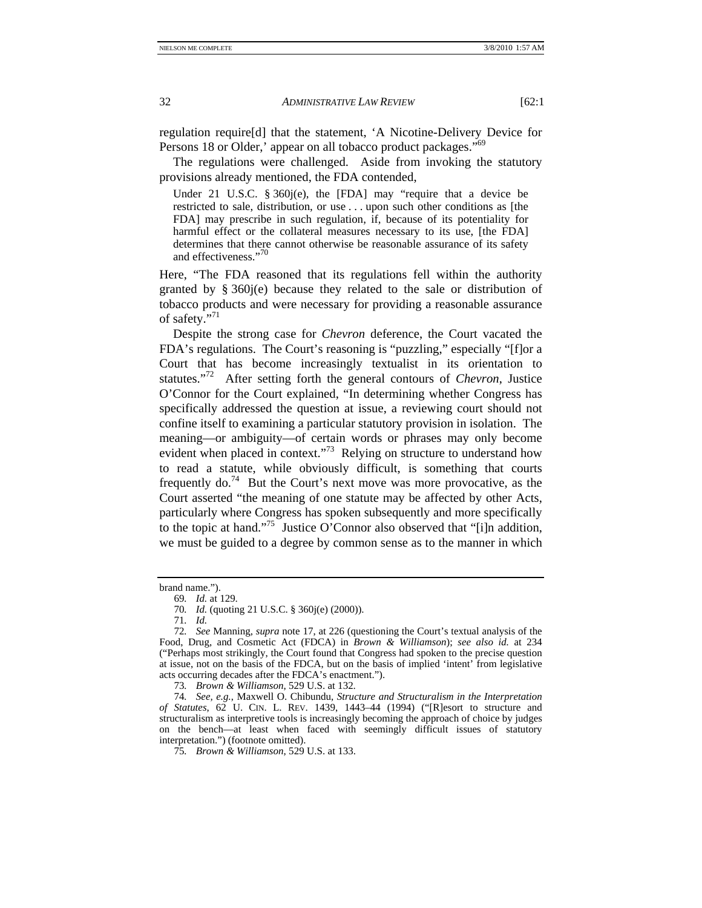regulation require[d] that the statement, 'A Nicotine-Delivery Device for Persons 18 or Older,' appear on all tobacco product packages."[69]

The regulations were challenged. Aside from invoking the statutory provisions already mentioned, the FDA contended,

> Under 21 U.S.C. § 360j(e), the [FDA] may "require that a device be restricted to sale, distribution, or use . . . upon such other conditions as [the FDA] may prescribe in such regulation, if, because of its potentiality for harmful effect or the collateral measures necessary to its use, [the FDA] determines that there cannot otherwise be reasonable assurance of its safety and effectiveness."[70]

Here, "The FDA reasoned that its regulations fell within the authority granted by § 360j(e) because they related to the sale or distribution of tobacco products and were necessary for providing a reasonable assurance of safety."[71]

Despite the strong case for *Chevron* deference, the Court vacated the FDA's regulations. The Court's reasoning is "puzzling," especially "[f]or a Court that has become increasingly textualist in its orientation to statutes."[72] After setting forth the general contours of *Chevron*, Justice O'Connor for the Court explained, "In determining whether Congress has specifically addressed the question at issue, a reviewing court should not confine itself to examining a particular statutory provision in isolation. The meaning—or ambiguity—of certain words or phrases may only become evident when placed in context."[73] Relying on structure to understand how to read a statute, while obviously difficult, is something that courts frequently do.[74] But the Court's next move was more provocative, as the Court asserted "the meaning of one statute may be affected by other Acts, particularly where Congress has spoken subsequently and more specifically to the topic at hand."[75] Justice O'Connor also observed that "[i]n addition, we must be guided to a degree by common sense as to the manner in which

---

brand name.").

69. *Id.* at 129.

70. *Id.* (quoting 21 U.S.C. § 360j(e) (2000)).

71. *Id.*

72. *See* Manning, *supra* note 17, at 226 (questioning the Court's textual analysis of the Food, Drug, and Cosmetic Act (FDCA) in *Brown & Williamson*); *see also id.* at 234 ("Perhaps most strikingly, the Court found that Congress had spoken to the precise question at issue, not on the basis of the FDCA, but on the basis of implied 'intent' from legislative acts occurring decades after the FDCA's enactment.").

73. *Brown & Williamson*, 529 U.S. at 132.

74. *See, e.g.*, Maxwell O. Chibundu, *Structure and Structuralism in the Interpretation of Statutes*, 62 U. CIN. L. REV. 1439, 1443–44 (1994) ("[R]esort to structure and structuralism as interpretive tools is increasingly becoming the approach of choice by judges on the bench—at least when faced with seemingly difficult issues of statutory interpretation.") (footnote omitted).

75. *Brown & Williamson*, 529 U.S. at 133.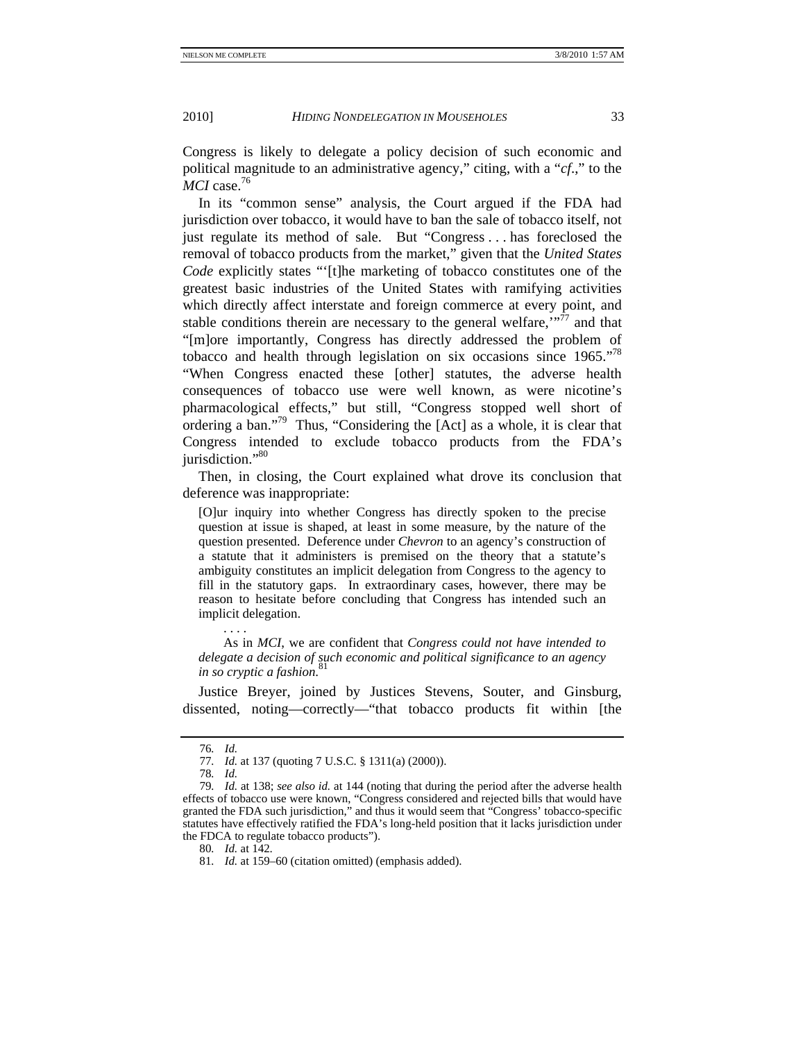Congress is likely to delegate a policy decision of such economic and political magnitude to an administrative agency," citing, with a "*cf.*," to the *MCI* case.[76]

In its "common sense" analysis, the Court argued if the FDA had jurisdiction over tobacco, it would have to ban the sale of tobacco itself, not just regulate its method of sale. But "Congress . . . has foreclosed the removal of tobacco products from the market," given that the *United States Code* explicitly states "'[t]he marketing of tobacco constitutes one of the greatest basic industries of the United States with ramifying activities which directly affect interstate and foreign commerce at every point, and stable conditions therein are necessary to the general welfare,'"[77] and that "[m]ore importantly, Congress has directly addressed the problem of tobacco and health through legislation on six occasions since 1965."[78] "When Congress enacted these [other] statutes, the adverse health consequences of tobacco use were well known, as were nicotine's pharmacological effects," but still, "Congress stopped well short of ordering a ban."[79] Thus, "Considering the [Act] as a whole, it is clear that Congress intended to exclude tobacco products from the FDA's jurisdiction."[80]

Then, in closing, the Court explained what drove its conclusion that deference was inappropriate:

> [O]ur inquiry into whether Congress has directly spoken to the precise question at issue is shaped, at least in some measure, by the nature of the question presented. Deference under *Chevron* to an agency's construction of a statute that it administers is premised on the theory that a statute's ambiguity constitutes an implicit delegation from Congress to the agency to fill in the statutory gaps. In extraordinary cases, however, there may be reason to hesitate before concluding that Congress has intended such an implicit delegation.
>
> . . . .
>
> As in *MCI*, we are confident that *Congress could not have intended to delegate a decision of such economic and political significance to an agency in so cryptic a fashion.*[81]

Justice Breyer, joined by Justices Stevens, Souter, and Ginsburg, dissented, noting—correctly—"that tobacco products fit within [the

---

76. *Id.*

77. *Id.* at 137 (quoting 7 U.S.C. § 1311(a) (2000)).

78. *Id.*

79. *Id.* at 138; *see also id.* at 144 (noting that during the period after the adverse health effects of tobacco use were known, "Congress considered and rejected bills that would have granted the FDA such jurisdiction," and thus it would seem that "Congress' tobacco-specific statutes have effectively ratified the FDA's long-held position that it lacks jurisdiction under the FDCA to regulate tobacco products").

80. *Id.* at 142.

81. *Id.* at 159–60 (citation omitted) (emphasis added).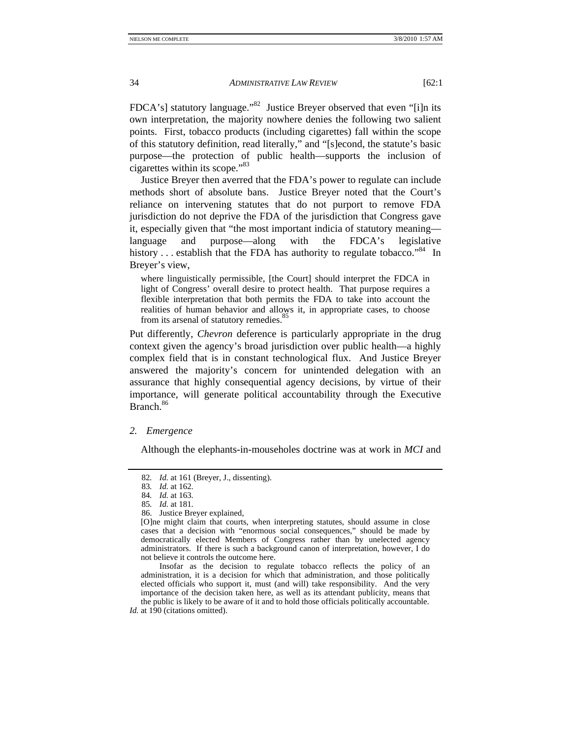FDCA's] statutory language."[82] Justice Breyer observed that even "[i]n its own interpretation, the majority nowhere denies the following two salient points. First, tobacco products (including cigarettes) fall within the scope of this statutory definition, read literally," and "[s]econd, the statute's basic purpose—the protection of public health—supports the inclusion of cigarettes within its scope."[83]

Justice Breyer then averred that the FDA's power to regulate can include methods short of absolute bans. Justice Breyer noted that the Court's reliance on intervening statutes that do not purport to remove FDA jurisdiction do not deprive the FDA of the jurisdiction that Congress gave it, especially given that "the most important indicia of statutory meaning—language and purpose—along with the FDCA's legislative history . . . establish that the FDA has authority to regulate tobacco."[84] In Breyer's view,

> where linguistically permissible, [the Court] should interpret the FDCA in light of Congress' overall desire to protect health. That purpose requires a flexible interpretation that both permits the FDA to take into account the realities of human behavior and allows it, in appropriate cases, to choose from its arsenal of statutory remedies.[85]

Put differently, *Chevron* deference is particularly appropriate in the drug context given the agency's broad jurisdiction over public health—a highly complex field that is in constant technological flux. And Justice Breyer answered the majority's concern for unintended delegation with an assurance that highly consequential agency decisions, by virtue of their importance, will generate political accountability through the Executive Branch.[86]

*2. Emergence*

Although the elephants-in-mouseholes doctrine was at work in *MCI* and

---

82. *Id.* at 161 (Breyer, J., dissenting).

83. *Id.* at 162.

84. *Id.* at 163.

85. *Id.* at 181.

86. Justice Breyer explained,

> [O]ne might claim that courts, when interpreting statutes, should assume in close cases that a decision with "enormous social consequences," should be made by democratically elected Members of Congress rather than by unelected agency administrators. If there is such a background canon of interpretation, however, I do not believe it controls the outcome here.
>
> Insofar as the decision to regulate tobacco reflects the policy of an administration, it is a decision for which that administration, and those politically elected officials who support it, must (and will) take responsibility. And the very importance of the decision taken here, as well as its attendant publicity, means that the public is likely to be aware of it and to hold those officials politically accountable.

*Id.* at 190 (citations omitted).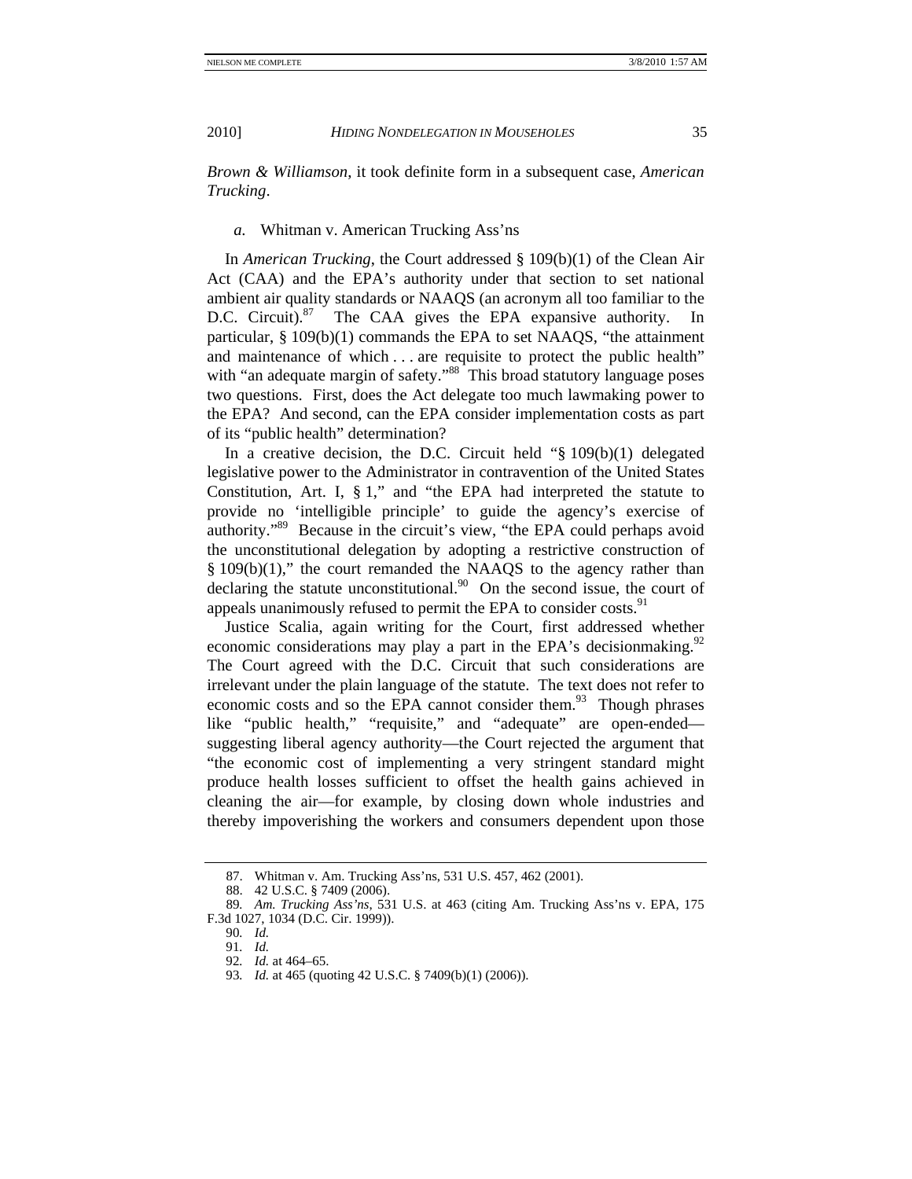*Brown & Williamson*, it took definite form in a subsequent case, *American Trucking*.

*a.* Whitman v. American Trucking Ass'ns

In *American Trucking*, the Court addressed § 109(b)(1) of the Clean Air Act (CAA) and the EPA's authority under that section to set national ambient air quality standards or NAAQS (an acronym all too familiar to the D.C. Circuit).[87] The CAA gives the EPA expansive authority. In particular, § 109(b)(1) commands the EPA to set NAAQS, "the attainment and maintenance of which . . . are requisite to protect the public health" with "an adequate margin of safety."[88] This broad statutory language poses two questions. First, does the Act delegate too much lawmaking power to the EPA? And second, can the EPA consider implementation costs as part of its "public health" determination?

In a creative decision, the D.C. Circuit held "§ 109(b)(1) delegated legislative power to the Administrator in contravention of the United States Constitution, Art. I, § 1," and "the EPA had interpreted the statute to provide no 'intelligible principle' to guide the agency's exercise of authority."[89] Because in the circuit's view, "the EPA could perhaps avoid the unconstitutional delegation by adopting a restrictive construction of § 109(b)(1)," the court remanded the NAAQS to the agency rather than declaring the statute unconstitutional.[90] On the second issue, the court of appeals unanimously refused to permit the EPA to consider costs.[91]

Justice Scalia, again writing for the Court, first addressed whether economic considerations may play a part in the EPA's decisionmaking.[92] The Court agreed with the D.C. Circuit that such considerations are irrelevant under the plain language of the statute. The text does not refer to economic costs and so the EPA cannot consider them.[93] Though phrases like "public health," "requisite," and "adequate" are open-ended—suggesting liberal agency authority—the Court rejected the argument that "the economic cost of implementing a very stringent standard might produce health losses sufficient to offset the health gains achieved in cleaning the air—for example, by closing down whole industries and thereby impoverishing the workers and consumers dependent upon those

---

87. Whitman v. Am. Trucking Ass'ns, 531 U.S. 457, 462 (2001).

88. 42 U.S.C. § 7409 (2006).

89. *Am. Trucking Ass'ns*, 531 U.S. at 463 (citing Am. Trucking Ass'ns v. EPA, 175 F.3d 1027, 1034 (D.C. Cir. 1999)).

90. *Id.*

91. *Id.*

92. *Id.* at 464–65.

93. *Id.* at 465 (quoting 42 U.S.C. § 7409(b)(1) (2006)).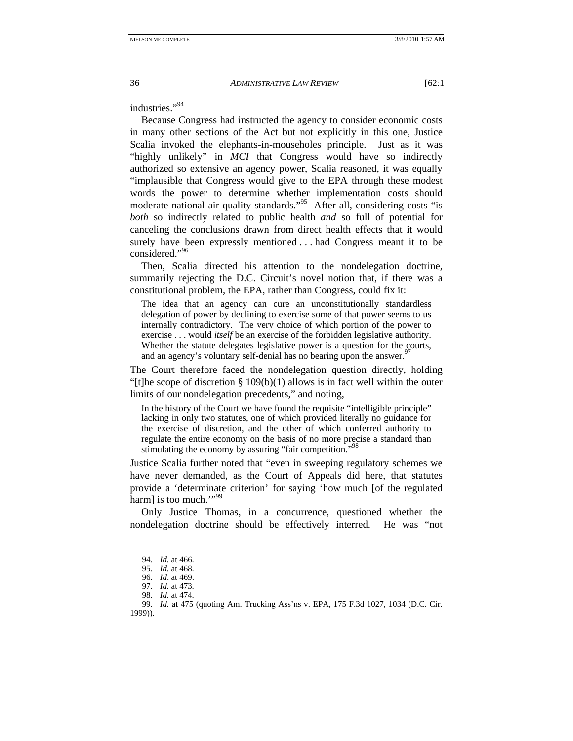industries."[94]

Because Congress had instructed the agency to consider economic costs in many other sections of the Act but not explicitly in this one, Justice Scalia invoked the elephants-in-mouseholes principle. Just as it was "highly unlikely" in *MCI* that Congress would have so indirectly authorized so extensive an agency power, Scalia reasoned, it was equally "implausible that Congress would give to the EPA through these modest words the power to determine whether implementation costs should moderate national air quality standards."[95] After all, considering costs "is *both* so indirectly related to public health *and* so full of potential for canceling the conclusions drawn from direct health effects that it would surely have been expressly mentioned . . . had Congress meant it to be considered."[96]

Then, Scalia directed his attention to the nondelegation doctrine, summarily rejecting the D.C. Circuit's novel notion that, if there was a constitutional problem, the EPA, rather than Congress, could fix it:

> The idea that an agency can cure an unconstitutionally standardless delegation of power by declining to exercise some of that power seems to us internally contradictory. The very choice of which portion of the power to exercise . . . would *itself* be an exercise of the forbidden legislative authority. Whether the statute delegates legislative power is a question for the courts, and an agency's voluntary self-denial has no bearing upon the answer.[97]

The Court therefore faced the nondelegation question directly, holding "[t]he scope of discretion § 109(b)(1) allows is in fact well within the outer limits of our nondelegation precedents," and noting,

> In the history of the Court we have found the requisite "intelligible principle" lacking in only two statutes, one of which provided literally no guidance for the exercise of discretion, and the other of which conferred authority to regulate the entire economy on the basis of no more precise a standard than stimulating the economy by assuring "fair competition."[98]

Justice Scalia further noted that "even in sweeping regulatory schemes we have never demanded, as the Court of Appeals did here, that statutes provide a 'determinate criterion' for saying 'how much [of the regulated harm] is too much.'"[99]

Only Justice Thomas, in a concurrence, questioned whether the nondelegation doctrine should be effectively interred. He was "not

---

94. *Id.* at 466.

95. *Id.* at 468.

96. *Id*. at 469.

97. *Id.* at 473.

98. *Id.* at 474.

99. *Id.* at 475 (quoting Am. Trucking Ass'ns v. EPA, 175 F.3d 1027, 1034 (D.C. Cir. 1999)).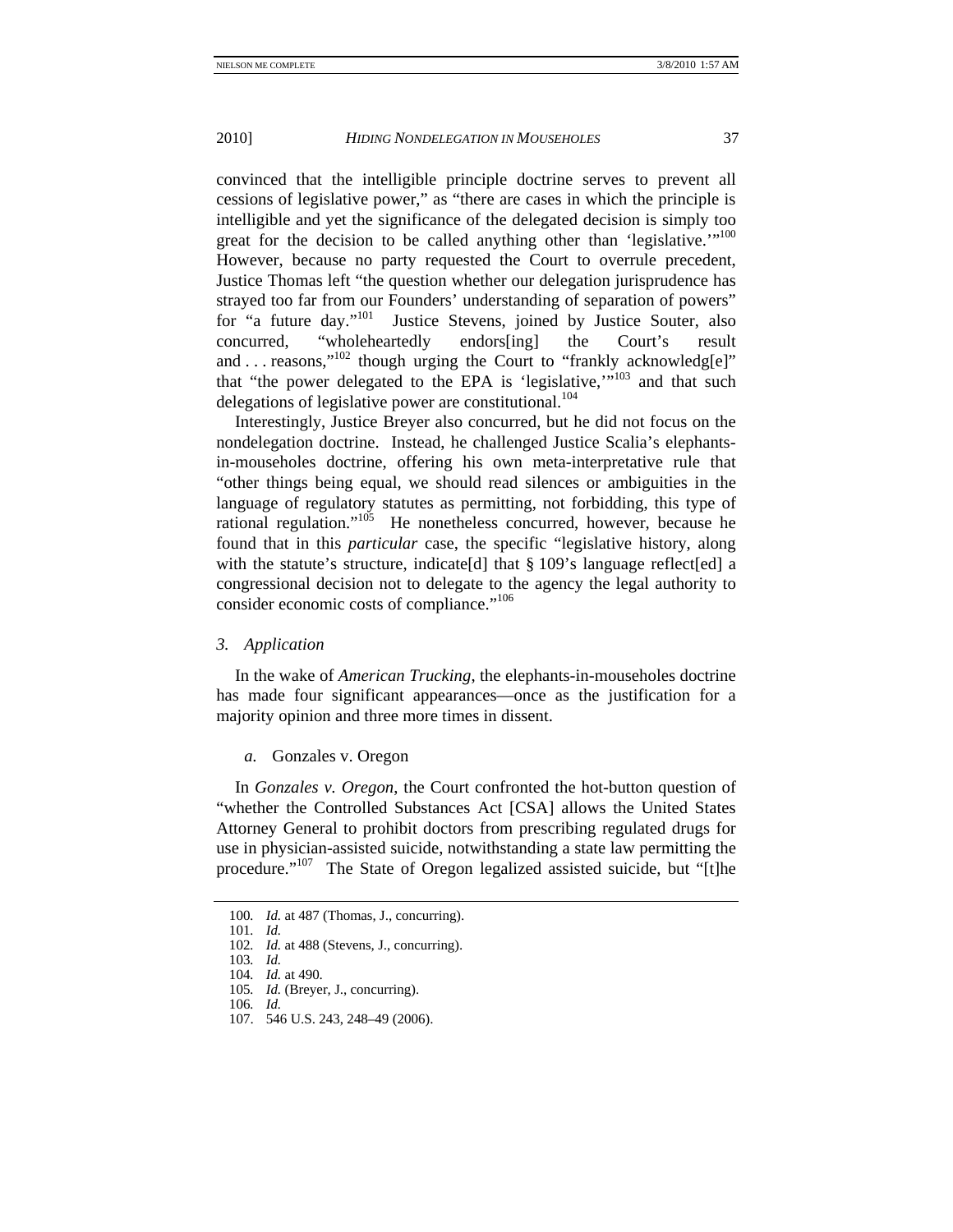convinced that the intelligible principle doctrine serves to prevent all cessions of legislative power," as "there are cases in which the principle is intelligible and yet the significance of the delegated decision is simply too great for the decision to be called anything other than 'legislative.'"[100] However, because no party requested the Court to overrule precedent, Justice Thomas left "the question whether our delegation jurisprudence has strayed too far from our Founders' understanding of separation of powers" for "a future day."[101] Justice Stevens, joined by Justice Souter, also concurred, "wholeheartedly endors[ing] the Court's result and . . . reasons,"[102] though urging the Court to "frankly acknowledg[e]" that "the power delegated to the EPA is 'legislative,'"[103] and that such delegations of legislative power are constitutional.[104]

Interestingly, Justice Breyer also concurred, but he did not focus on the nondelegation doctrine. Instead, he challenged Justice Scalia's elephants-in-mouseholes doctrine, offering his own meta-interpretative rule that "other things being equal, we should read silences or ambiguities in the language of regulatory statutes as permitting, not forbidding, this type of rational regulation."[105] He nonetheless concurred, however, because he found that in this *particular* case, the specific "legislative history, along with the statute's structure, indicate[d] that § 109's language reflect[ed] a congressional decision not to delegate to the agency the legal authority to consider economic costs of compliance."[106]

### *3. Application*

In the wake of *American Trucking*, the elephants-in-mouseholes doctrine has made four significant appearances—once as the justification for a majority opinion and three more times in dissent.

#### *a.* Gonzales v. Oregon

In *Gonzales v. Oregon*, the Court confronted the hot-button question of "whether the Controlled Substances Act [CSA] allows the United States Attorney General to prohibit doctors from prescribing regulated drugs for use in physician-assisted suicide, notwithstanding a state law permitting the procedure."[107] The State of Oregon legalized assisted suicide, but "[t]he

---

100. *Id.* at 487 (Thomas, J., concurring).
101. *Id.*
102. *Id.* at 488 (Stevens, J., concurring).
103. *Id.*
104. *Id.* at 490.
105. *Id.* (Breyer, J., concurring).
106. *Id.*
107. 546 U.S. 243, 248–49 (2006).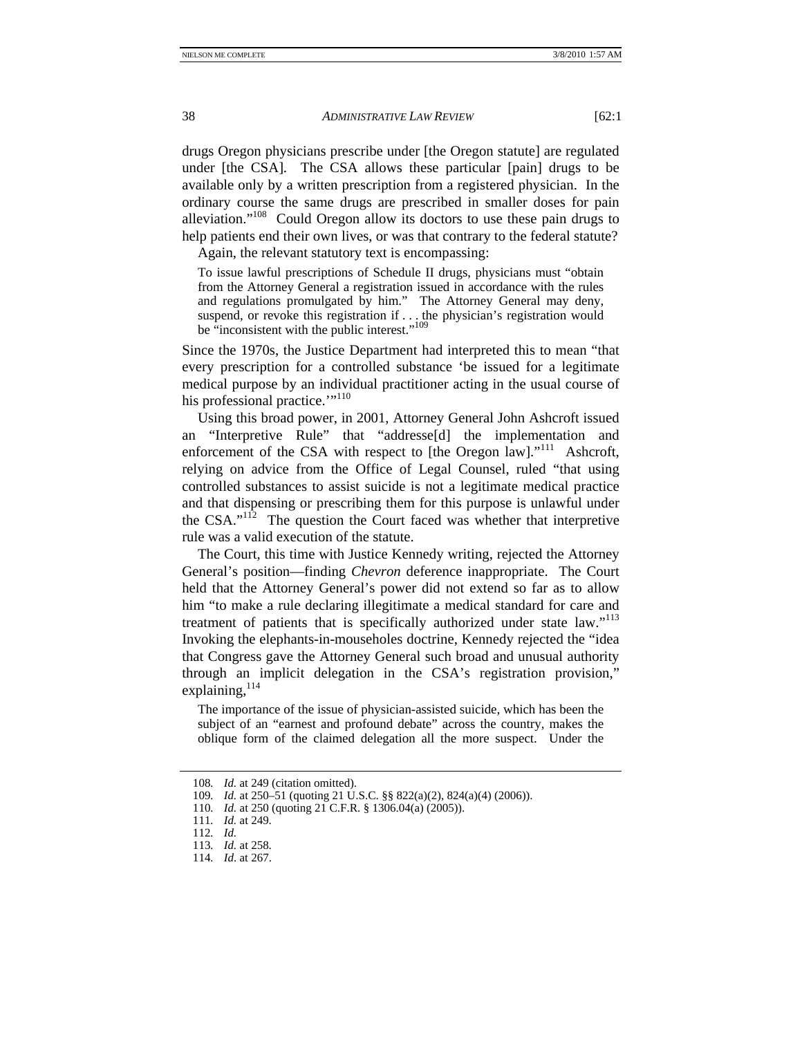drugs Oregon physicians prescribe under [the Oregon statute] are regulated under [the CSA]. The CSA allows these particular [pain] drugs to be available only by a written prescription from a registered physician. In the ordinary course the same drugs are prescribed in smaller doses for pain alleviation."[108] Could Oregon allow its doctors to use these pain drugs to help patients end their own lives, or was that contrary to the federal statute?

Again, the relevant statutory text is encompassing:

> To issue lawful prescriptions of Schedule II drugs, physicians must "obtain from the Attorney General a registration issued in accordance with the rules and regulations promulgated by him." The Attorney General may deny, suspend, or revoke this registration if . . . the physician's registration would be "inconsistent with the public interest."[109]

Since the 1970s, the Justice Department had interpreted this to mean "that every prescription for a controlled substance 'be issued for a legitimate medical purpose by an individual practitioner acting in the usual course of his professional practice.'"[110]

Using this broad power, in 2001, Attorney General John Ashcroft issued an "Interpretive Rule" that "addresse[d] the implementation and enforcement of the CSA with respect to [the Oregon law]."[111] Ashcroft, relying on advice from the Office of Legal Counsel, ruled "that using controlled substances to assist suicide is not a legitimate medical practice and that dispensing or prescribing them for this purpose is unlawful under the CSA."[112] The question the Court faced was whether that interpretive rule was a valid execution of the statute.

The Court, this time with Justice Kennedy writing, rejected the Attorney General's position—finding *Chevron* deference inappropriate. The Court held that the Attorney General's power did not extend so far as to allow him "to make a rule declaring illegitimate a medical standard for care and treatment of patients that is specifically authorized under state law."[113] Invoking the elephants-in-mouseholes doctrine, Kennedy rejected the "idea that Congress gave the Attorney General such broad and unusual authority through an implicit delegation in the CSA's registration provision," explaining,[114]

> The importance of the issue of physician-assisted suicide, which has been the subject of an "earnest and profound debate" across the country, makes the oblique form of the claimed delegation all the more suspect. Under the

---

108. *Id.* at 249 (citation omitted).
109. *Id.* at 250–51 (quoting 21 U.S.C. §§ 822(a)(2), 824(a)(4) (2006)).
110. *Id.* at 250 (quoting 21 C.F.R. § 1306.04(a) (2005)).
111. *Id.* at 249.
112. *Id.*
113. *Id.* at 258.
114. *Id*. at 267.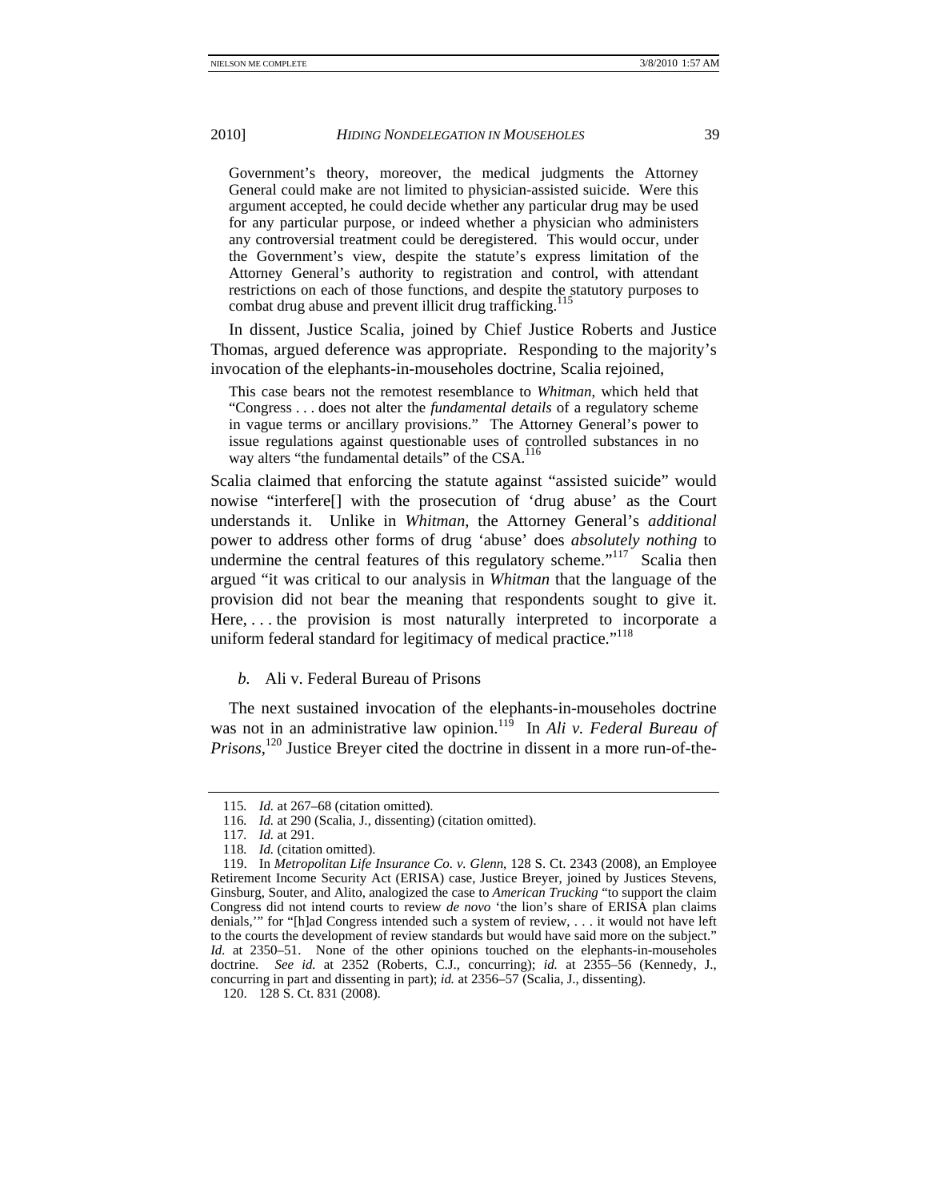> Government's theory, moreover, the medical judgments the Attorney General could make are not limited to physician-assisted suicide. Were this argument accepted, he could decide whether any particular drug may be used for any particular purpose, or indeed whether a physician who administers any controversial treatment could be deregistered. This would occur, under the Government's view, despite the statute's express limitation of the Attorney General's authority to registration and control, with attendant restrictions on each of those functions, and despite the statutory purposes to combat drug abuse and prevent illicit drug trafficking.[115]

In dissent, Justice Scalia, joined by Chief Justice Roberts and Justice Thomas, argued deference was appropriate. Responding to the majority's invocation of the elephants-in-mouseholes doctrine, Scalia rejoined,

> This case bears not the remotest resemblance to *Whitman*, which held that "Congress . . . does not alter the *fundamental details* of a regulatory scheme in vague terms or ancillary provisions." The Attorney General's power to issue regulations against questionable uses of controlled substances in no way alters "the fundamental details" of the CSA.[116]

Scalia claimed that enforcing the statute against "assisted suicide" would nowise "interfere[] with the prosecution of 'drug abuse' as the Court understands it. Unlike in *Whitman*, the Attorney General's *additional* power to address other forms of drug 'abuse' does *absolutely nothing* to undermine the central features of this regulatory scheme."[117] Scalia then argued "it was critical to our analysis in *Whitman* that the language of the provision did not bear the meaning that respondents sought to give it. Here, . . . the provision is most naturally interpreted to incorporate a uniform federal standard for legitimacy of medical practice."[118]

#### *b.* Ali v. Federal Bureau of Prisons

The next sustained invocation of the elephants-in-mouseholes doctrine was not in an administrative law opinion.[119] In *Ali v. Federal Bureau of Prisons*,[120] Justice Breyer cited the doctrine in dissent in a more run-of-the-

---

115. *Id.* at 267–68 (citation omitted).

116. *Id.* at 290 (Scalia, J., dissenting) (citation omitted).

117. *Id.* at 291.

118. *Id.* (citation omitted).

119. In *Metropolitan Life Insurance Co. v. Glenn*, 128 S. Ct. 2343 (2008), an Employee Retirement Income Security Act (ERISA) case, Justice Breyer, joined by Justices Stevens, Ginsburg, Souter, and Alito, analogized the case to *American Trucking* "to support the claim Congress did not intend courts to review *de novo* 'the lion's share of ERISA plan claims denials,'" for "[h]ad Congress intended such a system of review, . . . it would not have left to the courts the development of review standards but would have said more on the subject." *Id.* at 2350–51. None of the other opinions touched on the elephants-in-mouseholes doctrine. *See id.* at 2352 (Roberts, C.J., concurring); *id.* at 2355–56 (Kennedy, J., concurring in part and dissenting in part); *id.* at 2356–57 (Scalia, J., dissenting).

120. 128 S. Ct. 831 (2008).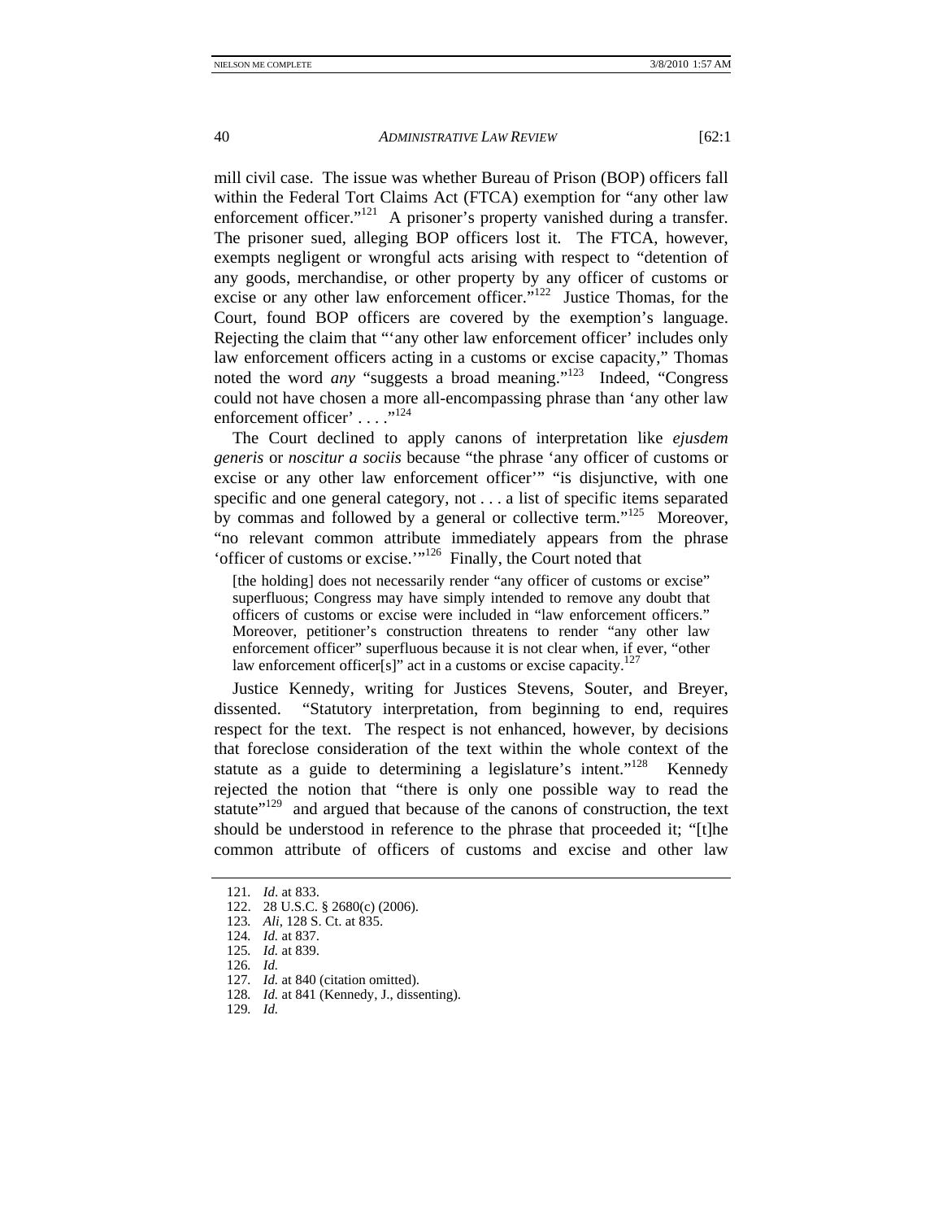mill civil case. The issue was whether Bureau of Prison (BOP) officers fall within the Federal Tort Claims Act (FTCA) exemption for "any other law enforcement officer."[121] A prisoner's property vanished during a transfer. The prisoner sued, alleging BOP officers lost it. The FTCA, however, exempts negligent or wrongful acts arising with respect to "detention of any goods, merchandise, or other property by any officer of customs or excise or any other law enforcement officer."[122] Justice Thomas, for the Court, found BOP officers are covered by the exemption's language. Rejecting the claim that "'any other law enforcement officer' includes only law enforcement officers acting in a customs or excise capacity," Thomas noted the word *any* "suggests a broad meaning."[123] Indeed, "Congress could not have chosen a more all-encompassing phrase than 'any other law enforcement officer' . . . ."[124]

The Court declined to apply canons of interpretation like *ejusdem generis* or *noscitur a sociis* because "the phrase 'any officer of customs or excise or any other law enforcement officer'" "is disjunctive, with one specific and one general category, not . . . a list of specific items separated by commas and followed by a general or collective term."[125] Moreover, "no relevant common attribute immediately appears from the phrase 'officer of customs or excise.'"[126] Finally, the Court noted that

> [the holding] does not necessarily render "any officer of customs or excise" superfluous; Congress may have simply intended to remove any doubt that officers of customs or excise were included in "law enforcement officers." Moreover, petitioner's construction threatens to render "any other law enforcement officer" superfluous because it is not clear when, if ever, "other law enforcement officer[s]" act in a customs or excise capacity.[127]

Justice Kennedy, writing for Justices Stevens, Souter, and Breyer, dissented. "Statutory interpretation, from beginning to end, requires respect for the text. The respect is not enhanced, however, by decisions that foreclose consideration of the text within the whole context of the statute as a guide to determining a legislature's intent."[128] Kennedy rejected the notion that "there is only one possible way to read the statute"[129] and argued that because of the canons of construction, the text should be understood in reference to the phrase that proceeded it; "[t]he common attribute of officers of customs and excise and other law

---

121. *Id.* at 833.
122. 28 U.S.C. § 2680(c) (2006).
123. *Ali*, 128 S. Ct. at 835.
124. *Id.* at 837.
125. *Id.* at 839.
126. *Id.*
127. *Id.* at 840 (citation omitted).
128. *Id.* at 841 (Kennedy, J., dissenting).
129. *Id.*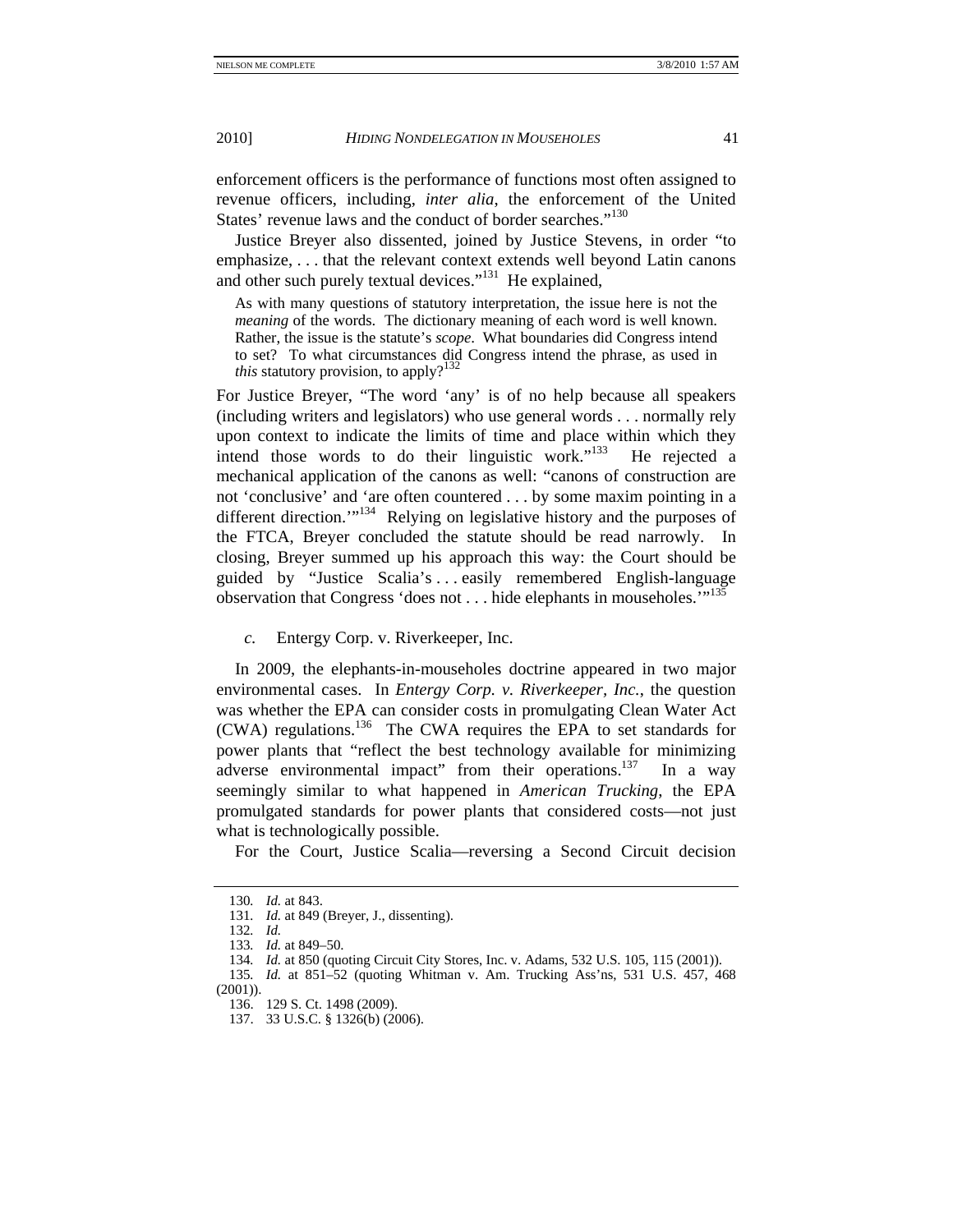enforcement officers is the performance of functions most often assigned to revenue officers, including, *inter alia*, the enforcement of the United States' revenue laws and the conduct of border searches."[130]

Justice Breyer also dissented, joined by Justice Stevens, in order "to emphasize, . . . that the relevant context extends well beyond Latin canons and other such purely textual devices."[131] He explained,

> As with many questions of statutory interpretation, the issue here is not the *meaning* of the words. The dictionary meaning of each word is well known. Rather, the issue is the statute's *scope*. What boundaries did Congress intend to set? To what circumstances did Congress intend the phrase, as used in *this* statutory provision, to apply?[132]

For Justice Breyer, "The word 'any' is of no help because all speakers (including writers and legislators) who use general words . . . normally rely upon context to indicate the limits of time and place within which they intend those words to do their linguistic work."[133] He rejected a mechanical application of the canons as well: "canons of construction are not 'conclusive' and 'are often countered . . . by some maxim pointing in a different direction.'"[134] Relying on legislative history and the purposes of the FTCA, Breyer concluded the statute should be read narrowly. In closing, Breyer summed up his approach this way: the Court should be guided by "Justice Scalia's . . . easily remembered English-language observation that Congress 'does not . . . hide elephants in mouseholes.'"[135]

*c.* Entergy Corp. v. Riverkeeper, Inc.

In 2009, the elephants-in-mouseholes doctrine appeared in two major environmental cases. In *Entergy Corp. v. Riverkeeper, Inc.*, the question was whether the EPA can consider costs in promulgating Clean Water Act (CWA) regulations.[136] The CWA requires the EPA to set standards for power plants that "reflect the best technology available for minimizing adverse environmental impact" from their operations.[137] In a way seemingly similar to what happened in *American Trucking*, the EPA promulgated standards for power plants that considered costs—not just what is technologically possible.

For the Court, Justice Scalia—reversing a Second Circuit decision

---

130. *Id.* at 843.

131. *Id.* at 849 (Breyer, J., dissenting).

132. *Id.*

133. *Id.* at 849–50.

134. *Id.* at 850 (quoting Circuit City Stores, Inc. v. Adams, 532 U.S. 105, 115 (2001)).

135. *Id.* at 851–52 (quoting Whitman v. Am. Trucking Ass'ns, 531 U.S. 457, 468 (2001)).

136. 129 S. Ct. 1498 (2009).

137. 33 U.S.C. § 1326(b) (2006).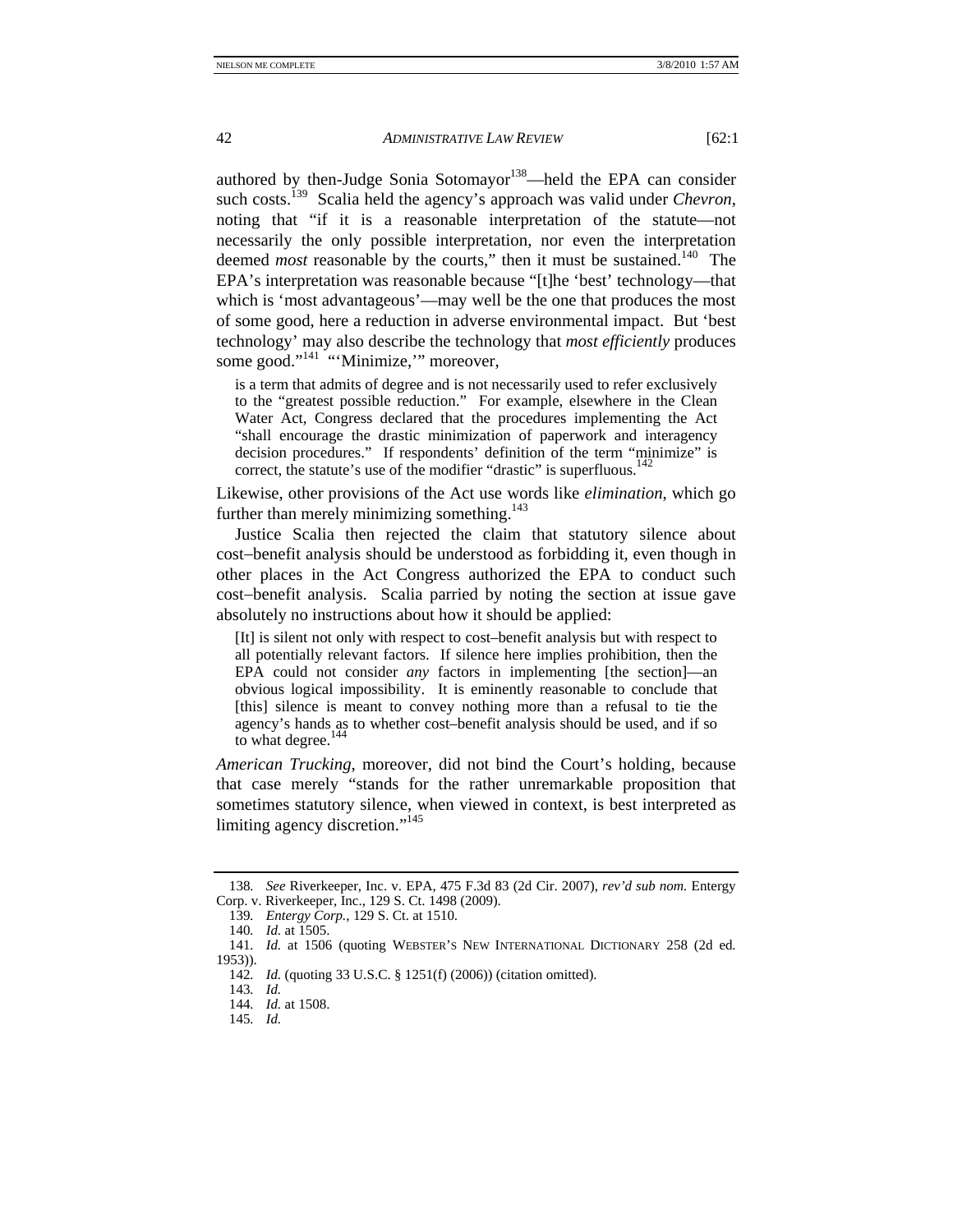authored by then-Judge Sonia Sotomayor[138]—held the EPA can consider such costs.[139] Scalia held the agency's approach was valid under *Chevron*, noting that "if it is a reasonable interpretation of the statute—not necessarily the only possible interpretation, nor even the interpretation deemed *most* reasonable by the courts," then it must be sustained.[140] The EPA's interpretation was reasonable because "[t]he 'best' technology—that which is 'most advantageous'—may well be the one that produces the most of some good, here a reduction in adverse environmental impact. But 'best technology' may also describe the technology that *most efficiently* produces some good."[141] "'Minimize,'" moreover,

> is a term that admits of degree and is not necessarily used to refer exclusively to the "greatest possible reduction." For example, elsewhere in the Clean Water Act, Congress declared that the procedures implementing the Act "shall encourage the drastic minimization of paperwork and interagency decision procedures." If respondents' definition of the term "minimize" is correct, the statute's use of the modifier "drastic" is superfluous.[142]

Likewise, other provisions of the Act use words like *elimination*, which go further than merely minimizing something.[143]

Justice Scalia then rejected the claim that statutory silence about cost–benefit analysis should be understood as forbidding it, even though in other places in the Act Congress authorized the EPA to conduct such cost–benefit analysis. Scalia parried by noting the section at issue gave absolutely no instructions about how it should be applied:

> [It] is silent not only with respect to cost–benefit analysis but with respect to all potentially relevant factors. If silence here implies prohibition, then the EPA could not consider *any* factors in implementing [the section]—an obvious logical impossibility. It is eminently reasonable to conclude that [this] silence is meant to convey nothing more than a refusal to tie the agency's hands as to whether cost–benefit analysis should be used, and if so to what degree.[144]

*American Trucking*, moreover, did not bind the Court's holding, because that case merely "stands for the rather unremarkable proposition that sometimes statutory silence, when viewed in context, is best interpreted as limiting agency discretion."[145]

---

138. *See* Riverkeeper, Inc. v. EPA, 475 F.3d 83 (2d Cir. 2007), *rev'd sub nom.* Entergy Corp. v. Riverkeeper, Inc., 129 S. Ct. 1498 (2009).

139. *Entergy Corp.*, 129 S. Ct. at 1510.

140. *Id.* at 1505.

141. *Id.* at 1506 (quoting WEBSTER'S NEW INTERNATIONAL DICTIONARY 258 (2d ed. 1953)).

142. *Id.* (quoting 33 U.S.C. § 1251(f) (2006)) (citation omitted).

143. *Id.*

144. *Id.* at 1508.

145. *Id.*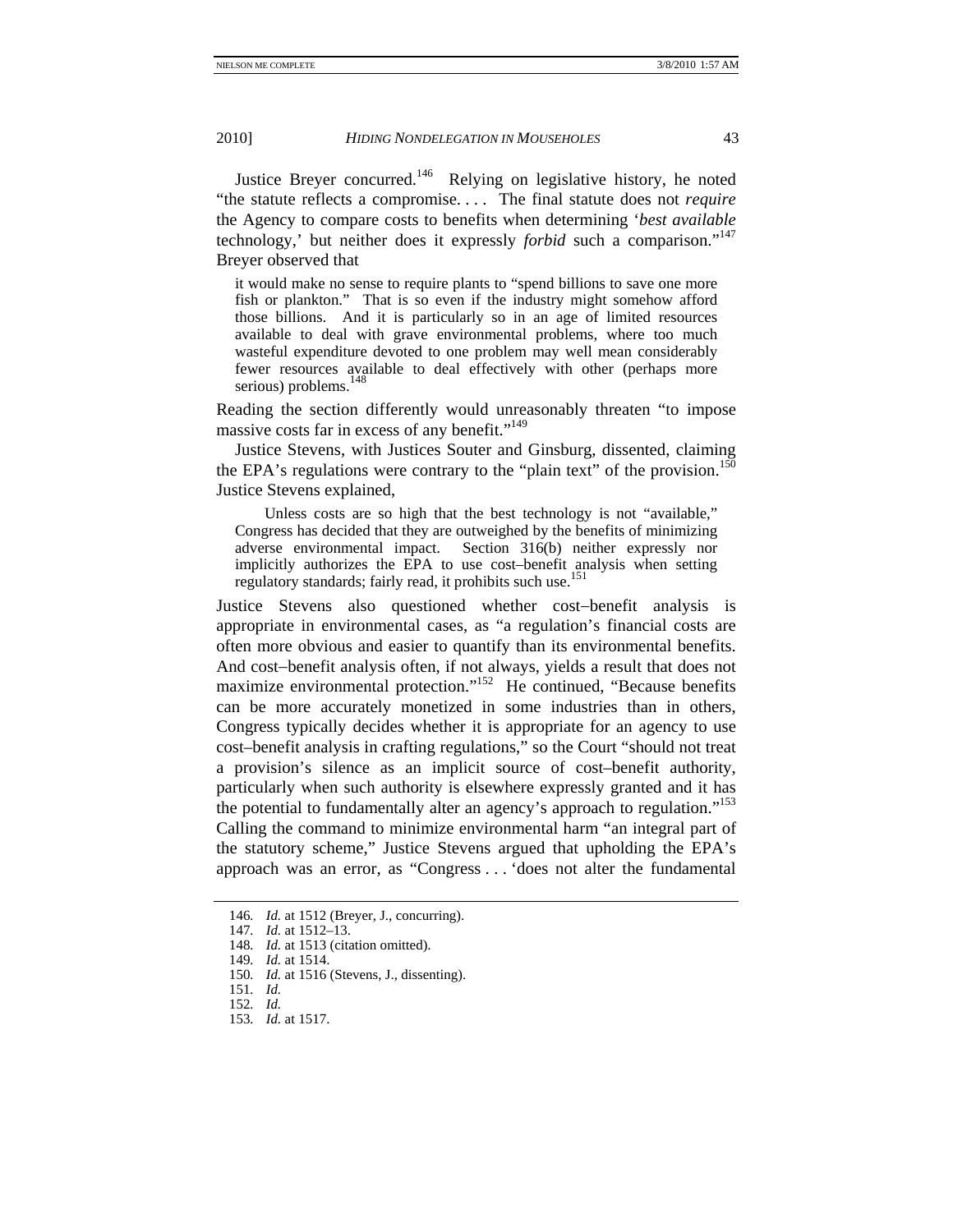Justice Breyer concurred.[146] Relying on legislative history, he noted "the statute reflects a compromise. . . . The final statute does not *require* the Agency to compare costs to benefits when determining '*best available* technology,' but neither does it expressly *forbid* such a comparison."[147] Breyer observed that

> it would make no sense to require plants to "spend billions to save one more fish or plankton." That is so even if the industry might somehow afford those billions. And it is particularly so in an age of limited resources available to deal with grave environmental problems, where too much wasteful expenditure devoted to one problem may well mean considerably fewer resources available to deal effectively with other (perhaps more serious) problems.[148]

Reading the section differently would unreasonably threaten "to impose massive costs far in excess of any benefit."[149]

Justice Stevens, with Justices Souter and Ginsburg, dissented, claiming the EPA's regulations were contrary to the "plain text" of the provision.[150] Justice Stevens explained,

> Unless costs are so high that the best technology is not "available," Congress has decided that they are outweighed by the benefits of minimizing adverse environmental impact. Section 316(b) neither expressly nor implicitly authorizes the EPA to use cost–benefit analysis when setting regulatory standards; fairly read, it prohibits such use.[151]

Justice Stevens also questioned whether cost–benefit analysis is appropriate in environmental cases, as "a regulation's financial costs are often more obvious and easier to quantify than its environmental benefits. And cost–benefit analysis often, if not always, yields a result that does not maximize environmental protection."[152] He continued, "Because benefits can be more accurately monetized in some industries than in others, Congress typically decides whether it is appropriate for an agency to use cost–benefit analysis in crafting regulations," so the Court "should not treat a provision's silence as an implicit source of cost–benefit authority, particularly when such authority is elsewhere expressly granted and it has the potential to fundamentally alter an agency's approach to regulation."[153] Calling the command to minimize environmental harm "an integral part of the statutory scheme," Justice Stevens argued that upholding the EPA's approach was an error, as "Congress . . . 'does not alter the fundamental

---

146. *Id.* at 1512 (Breyer, J., concurring).
147. *Id.* at 1512–13.
148. *Id.* at 1513 (citation omitted).
149. *Id.* at 1514.
150. *Id.* at 1516 (Stevens, J., dissenting).
151. *Id.*
152. *Id.*
153. *Id.* at 1517.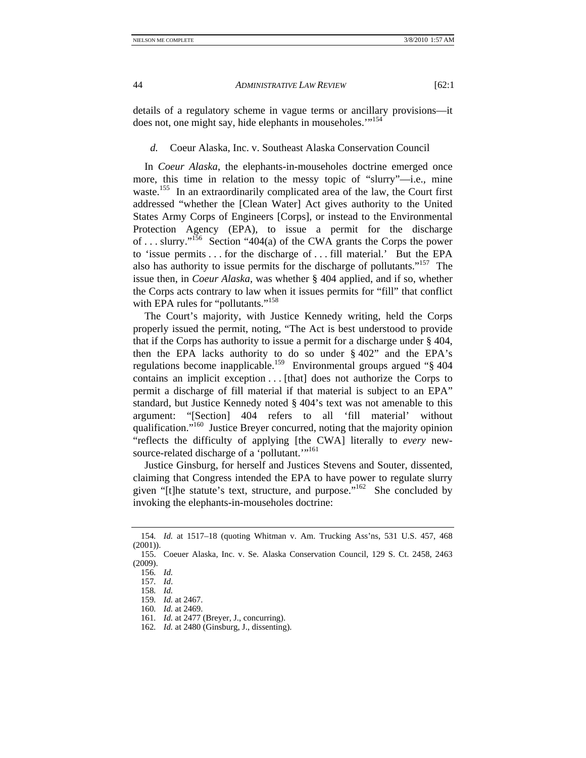details of a regulatory scheme in vague terms or ancillary provisions—it does not, one might say, hide elephants in mouseholes.'"[154]

*d.* Coeur Alaska, Inc. v. Southeast Alaska Conservation Council

In *Coeur Alaska*, the elephants-in-mouseholes doctrine emerged once more, this time in relation to the messy topic of "slurry"—i.e., mine waste.[155] In an extraordinarily complicated area of the law, the Court first addressed "whether the [Clean Water] Act gives authority to the United States Army Corps of Engineers [Corps], or instead to the Environmental Protection Agency (EPA), to issue a permit for the discharge of . . . slurry."[156] Section "404(a) of the CWA grants the Corps the power to 'issue permits . . . for the discharge of . . . fill material.' But the EPA also has authority to issue permits for the discharge of pollutants."[157] The issue then, in *Coeur Alaska*, was whether § 404 applied, and if so, whether the Corps acts contrary to law when it issues permits for "fill" that conflict with EPA rules for "pollutants."[158]

The Court's majority, with Justice Kennedy writing, held the Corps properly issued the permit, noting, "The Act is best understood to provide that if the Corps has authority to issue a permit for a discharge under § 404, then the EPA lacks authority to do so under § 402" and the EPA's regulations become inapplicable.[159] Environmental groups argued "§ 404 contains an implicit exception . . . [that] does not authorize the Corps to permit a discharge of fill material if that material is subject to an EPA" standard, but Justice Kennedy noted § 404's text was not amenable to this argument: "[Section] 404 refers to all 'fill material' without qualification."[160] Justice Breyer concurred, noting that the majority opinion "reflects the difficulty of applying [the CWA] literally to *every* new-source-related discharge of a 'pollutant.'"[161]

Justice Ginsburg, for herself and Justices Stevens and Souter, dissented, claiming that Congress intended the EPA to have power to regulate slurry given "[t]he statute's text, structure, and purpose."[162] She concluded by invoking the elephants-in-mouseholes doctrine:

---

154. *Id.* at 1517–18 (quoting Whitman v. Am. Trucking Ass'ns, 531 U.S. 457, 468 (2001)).

155. Coeuer Alaska, Inc. v. Se. Alaska Conservation Council, 129 S. Ct. 2458, 2463 (2009).

156. *Id.*

157. *Id.*

158. *Id.*

159. *Id.* at 2467.

160. *Id.* at 2469.

161. *Id.* at 2477 (Breyer, J., concurring).

162. *Id.* at 2480 (Ginsburg, J., dissenting).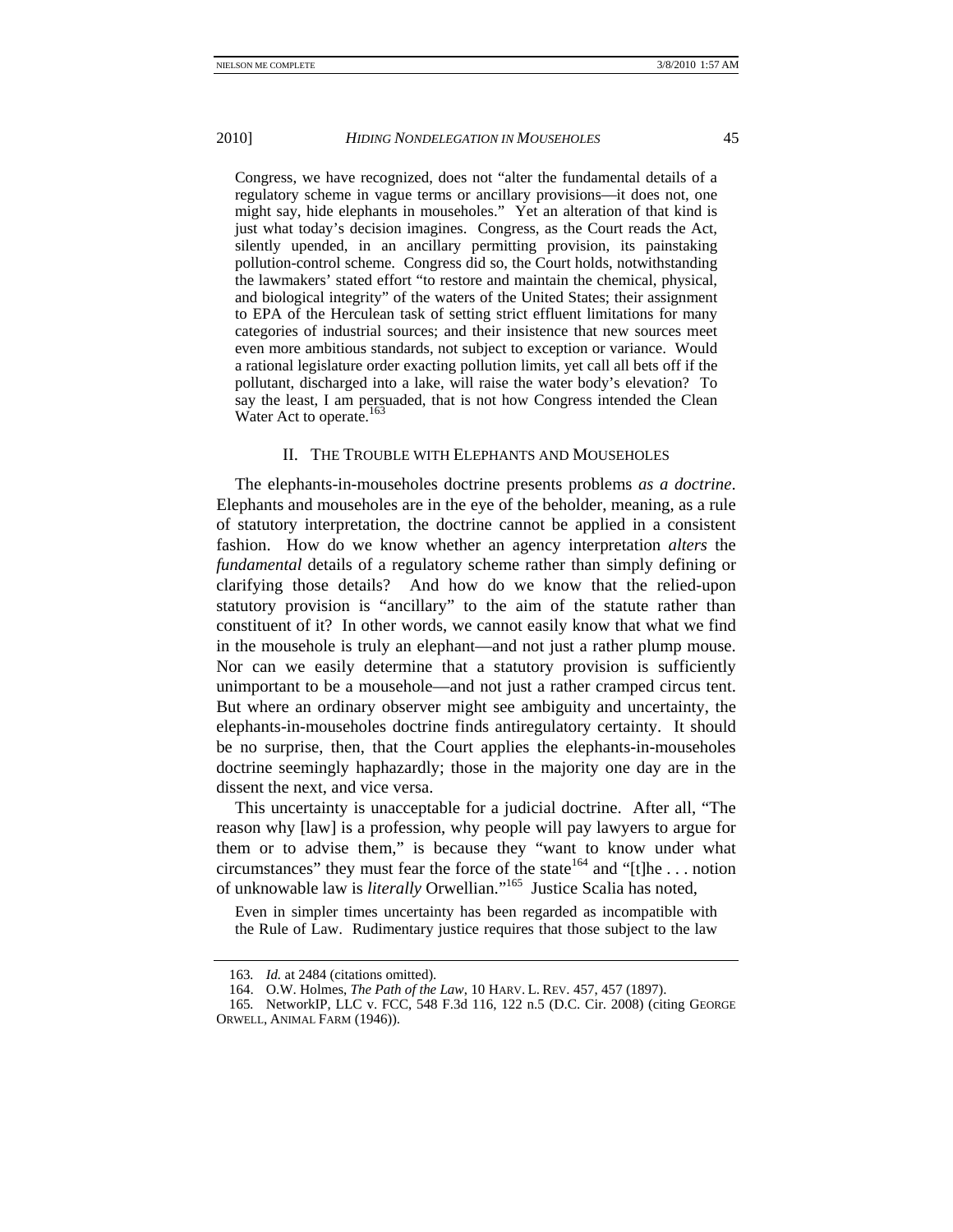> Congress, we have recognized, does not "alter the fundamental details of a regulatory scheme in vague terms or ancillary provisions—it does not, one might say, hide elephants in mouseholes." Yet an alteration of that kind is just what today's decision imagines. Congress, as the Court reads the Act, silently upended, in an ancillary permitting provision, its painstaking pollution-control scheme. Congress did so, the Court holds, notwithstanding the lawmakers' stated effort "to restore and maintain the chemical, physical, and biological integrity" of the waters of the United States; their assignment to EPA of the Herculean task of setting strict effluent limitations for many categories of industrial sources; and their insistence that new sources meet even more ambitious standards, not subject to exception or variance. Would a rational legislature order exacting pollution limits, yet call all bets off if the pollutant, discharged into a lake, will raise the water body's elevation? To say the least, I am persuaded, that is not how Congress intended the Clean Water Act to operate.[163]

## II. THE TROUBLE WITH ELEPHANTS AND MOUSEHOLES

The elephants-in-mouseholes doctrine presents problems *as a doctrine*. Elephants and mouseholes are in the eye of the beholder, meaning, as a rule of statutory interpretation, the doctrine cannot be applied in a consistent fashion. How do we know whether an agency interpretation *alters* the *fundamental* details of a regulatory scheme rather than simply defining or clarifying those details? And how do we know that the relied-upon statutory provision is "ancillary" to the aim of the statute rather than constituent of it? In other words, we cannot easily know that what we find in the mousehole is truly an elephant—and not just a rather plump mouse. Nor can we easily determine that a statutory provision is sufficiently unimportant to be a mousehole—and not just a rather cramped circus tent. But where an ordinary observer might see ambiguity and uncertainty, the elephants-in-mouseholes doctrine finds antiregulatory certainty. It should be no surprise, then, that the Court applies the elephants-in-mouseholes doctrine seemingly haphazardly; those in the majority one day are in the dissent the next, and vice versa.

This uncertainty is unacceptable for a judicial doctrine. After all, "The reason why [law] is a profession, why people will pay lawyers to argue for them or to advise them," is because they "want to know under what circumstances" they must fear the force of the state[164] and "[t]he . . . notion of unknowable law is *literally* Orwellian."[165] Justice Scalia has noted,

> Even in simpler times uncertainty has been regarded as incompatible with the Rule of Law. Rudimentary justice requires that those subject to the law

---

163. *Id.* at 2484 (citations omitted).

164. O.W. Holmes, *The Path of the Law*, 10 HARV. L. REV. 457, 457 (1897).

165. NetworkIP, LLC v. FCC, 548 F.3d 116, 122 n.5 (D.C. Cir. 2008) (citing GEORGE ORWELL, ANIMAL FARM (1946)).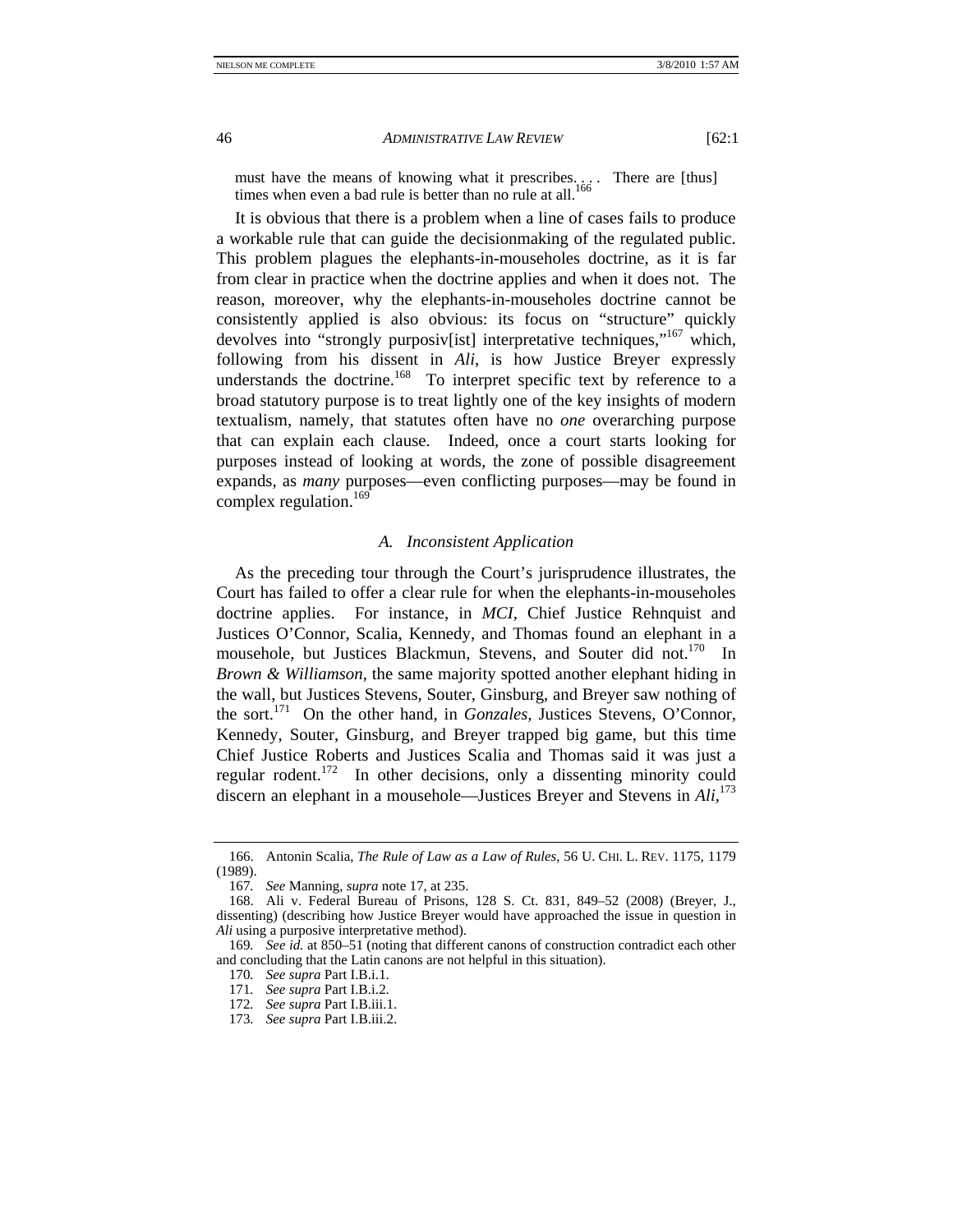must have the means of knowing what it prescribes. . . . There are [thus] times when even a bad rule is better than no rule at all.[166]

It is obvious that there is a problem when a line of cases fails to produce a workable rule that can guide the decisionmaking of the regulated public. This problem plagues the elephants-in-mouseholes doctrine, as it is far from clear in practice when the doctrine applies and when it does not. The reason, moreover, why the elephants-in-mouseholes doctrine cannot be consistently applied is also obvious: its focus on "structure" quickly devolves into "strongly purposiv[ist] interpretative techniques,"[167] which, following from his dissent in *Ali*, is how Justice Breyer expressly understands the doctrine.[168] To interpret specific text by reference to a broad statutory purpose is to treat lightly one of the key insights of modern textualism, namely, that statutes often have no *one* overarching purpose that can explain each clause. Indeed, once a court starts looking for purposes instead of looking at words, the zone of possible disagreement expands, as *many* purposes—even conflicting purposes—may be found in complex regulation.[169]

### *A. Inconsistent Application*

As the preceding tour through the Court's jurisprudence illustrates, the Court has failed to offer a clear rule for when the elephants-in-mouseholes doctrine applies. For instance, in *MCI*, Chief Justice Rehnquist and Justices O'Connor, Scalia, Kennedy, and Thomas found an elephant in a mousehole, but Justices Blackmun, Stevens, and Souter did not.[170] In *Brown & Williamson*, the same majority spotted another elephant hiding in the wall, but Justices Stevens, Souter, Ginsburg, and Breyer saw nothing of the sort.[171] On the other hand, in *Gonzales*, Justices Stevens, O'Connor, Kennedy, Souter, Ginsburg, and Breyer trapped big game, but this time Chief Justice Roberts and Justices Scalia and Thomas said it was just a regular rodent.[172] In other decisions, only a dissenting minority could discern an elephant in a mousehole—Justices Breyer and Stevens in *Ali*,[173]

---

166. Antonin Scalia, *The Rule of Law as a Law of Rules*, 56 U. CHI. L. REV. 1175, 1179 (1989).

167. *See* Manning, *supra* note 17, at 235.

168. Ali v. Federal Bureau of Prisons, 128 S. Ct. 831, 849–52 (2008) (Breyer, J., dissenting) (describing how Justice Breyer would have approached the issue in question in *Ali* using a purposive interpretative method).

169. *See id.* at 850–51 (noting that different canons of construction contradict each other and concluding that the Latin canons are not helpful in this situation).

170. *See supra* Part I.B.i.1.

171. *See supra* Part I.B.i.2.

172. *See supra* Part I.B.iii.1.

173. *See supra* Part I.B.iii.2.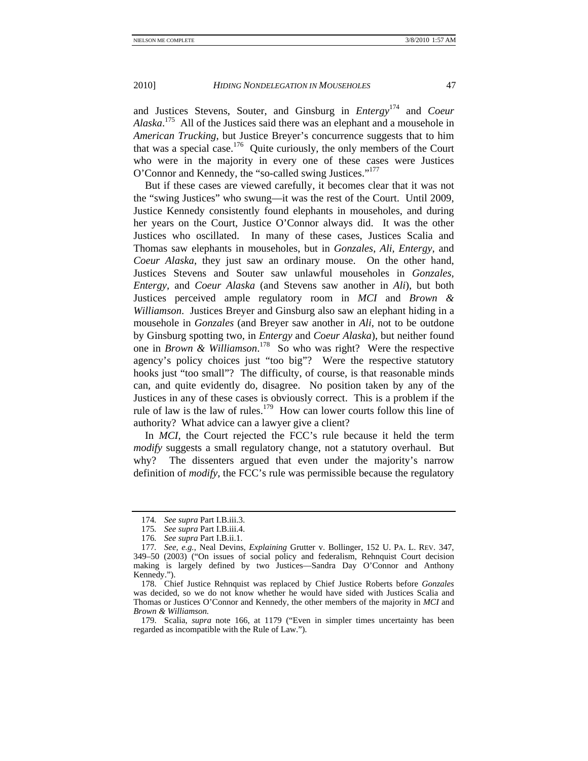and Justices Stevens, Souter, and Ginsburg in *Entergy*[174] and *Coeur Alaska*.[175] All of the Justices said there was an elephant and a mousehole in *American Trucking*, but Justice Breyer's concurrence suggests that to him that was a special case.[176] Quite curiously, the only members of the Court who were in the majority in every one of these cases were Justices O'Connor and Kennedy, the "so-called swing Justices."[177]

But if these cases are viewed carefully, it becomes clear that it was not the "swing Justices" who swung—it was the rest of the Court. Until 2009, Justice Kennedy consistently found elephants in mouseholes, and during her years on the Court, Justice O'Connor always did. It was the other Justices who oscillated. In many of these cases, Justices Scalia and Thomas saw elephants in mouseholes, but in *Gonzales*, *Ali*, *Entergy*, and *Coeur Alaska*, they just saw an ordinary mouse. On the other hand, Justices Stevens and Souter saw unlawful mouseholes in *Gonzales*, *Entergy*, and *Coeur Alaska* (and Stevens saw another in *Ali*), but both Justices perceived ample regulatory room in *MCI* and *Brown & Williamson*. Justices Breyer and Ginsburg also saw an elephant hiding in a mousehole in *Gonzales* (and Breyer saw another in *Ali*, not to be outdone by Ginsburg spotting two, in *Entergy* and *Coeur Alaska*), but neither found one in *Brown & Williamson*.[178] So who was right? Were the respective agency's policy choices just "too big"? Were the respective statutory hooks just "too small"? The difficulty, of course, is that reasonable minds can, and quite evidently do, disagree. No position taken by any of the Justices in any of these cases is obviously correct. This is a problem if the rule of law is the law of rules.[179] How can lower courts follow this line of authority? What advice can a lawyer give a client?

In *MCI*, the Court rejected the FCC's rule because it held the term *modify* suggests a small regulatory change, not a statutory overhaul. But why? The dissenters argued that even under the majority's narrow definition of *modify*, the FCC's rule was permissible because the regulatory

---

174. *See supra* Part I.B.iii.3.

175. *See supra* Part I.B.iii.4.

176. *See supra* Part I.B.ii.1.

177. *See, e.g.*, Neal Devins, *Explaining* Grutter v. Bollinger, 152 U. PA. L. REV. 347, 349–50 (2003) ("On issues of social policy and federalism, Rehnquist Court decision making is largely defined by two Justices—Sandra Day O'Connor and Anthony Kennedy.").

178. Chief Justice Rehnquist was replaced by Chief Justice Roberts before *Gonzales* was decided, so we do not know whether he would have sided with Justices Scalia and Thomas or Justices O'Connor and Kennedy, the other members of the majority in *MCI* and *Brown & Williamson.*

179. Scalia, *supra* note 166, at 1179 ("Even in simpler times uncertainty has been regarded as incompatible with the Rule of Law.").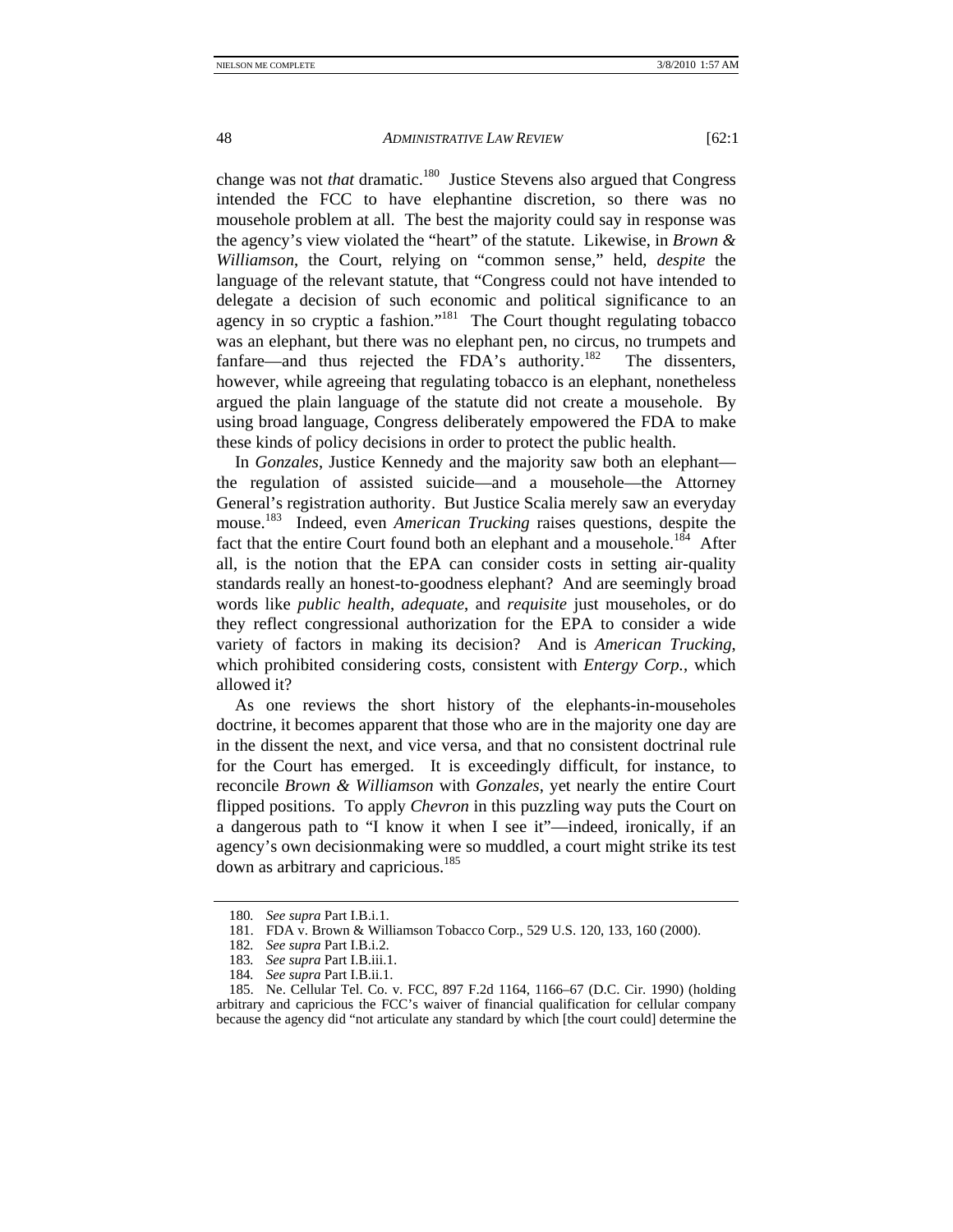change was not *that* dramatic.[180] Justice Stevens also argued that Congress intended the FCC to have elephantine discretion, so there was no mousehole problem at all. The best the majority could say in response was the agency's view violated the "heart" of the statute. Likewise, in *Brown & Williamson*, the Court, relying on "common sense," held, *despite* the language of the relevant statute, that "Congress could not have intended to delegate a decision of such economic and political significance to an agency in so cryptic a fashion."[181] The Court thought regulating tobacco was an elephant, but there was no elephant pen, no circus, no trumpets and fanfare—and thus rejected the FDA's authority.[182] The dissenters, however, while agreeing that regulating tobacco is an elephant, nonetheless argued the plain language of the statute did not create a mousehole. By using broad language, Congress deliberately empowered the FDA to make these kinds of policy decisions in order to protect the public health.

In *Gonzales*, Justice Kennedy and the majority saw both an elephant—the regulation of assisted suicide—and a mousehole—the Attorney General's registration authority. But Justice Scalia merely saw an everyday mouse.[183] Indeed, even *American Trucking* raises questions, despite the fact that the entire Court found both an elephant and a mousehole.[184] After all, is the notion that the EPA can consider costs in setting air-quality standards really an honest-to-goodness elephant? And are seemingly broad words like *public health*, *adequate*, and *requisite* just mouseholes, or do they reflect congressional authorization for the EPA to consider a wide variety of factors in making its decision? And is *American Trucking*, which prohibited considering costs, consistent with *Entergy Corp.*, which allowed it?

As one reviews the short history of the elephants-in-mouseholes doctrine, it becomes apparent that those who are in the majority one day are in the dissent the next, and vice versa, and that no consistent doctrinal rule for the Court has emerged. It is exceedingly difficult, for instance, to reconcile *Brown & Williamson* with *Gonzales*, yet nearly the entire Court flipped positions. To apply *Chevron* in this puzzling way puts the Court on a dangerous path to "I know it when I see it"—indeed, ironically, if an agency's own decisionmaking were so muddled, a court might strike its test down as arbitrary and capricious.[185]

---

180. *See supra* Part I.B.i.1.

181. FDA v. Brown & Williamson Tobacco Corp., 529 U.S. 120, 133, 160 (2000).

182. *See supra* Part I.B.i.2.

183. *See supra* Part I.B.iii.1.

184. *See supra* Part I.B.ii.1.

185. Ne. Cellular Tel. Co. v. FCC, 897 F.2d 1164, 1166–67 (D.C. Cir. 1990) (holding arbitrary and capricious the FCC's waiver of financial qualification for cellular company because the agency did "not articulate any standard by which [the court could] determine the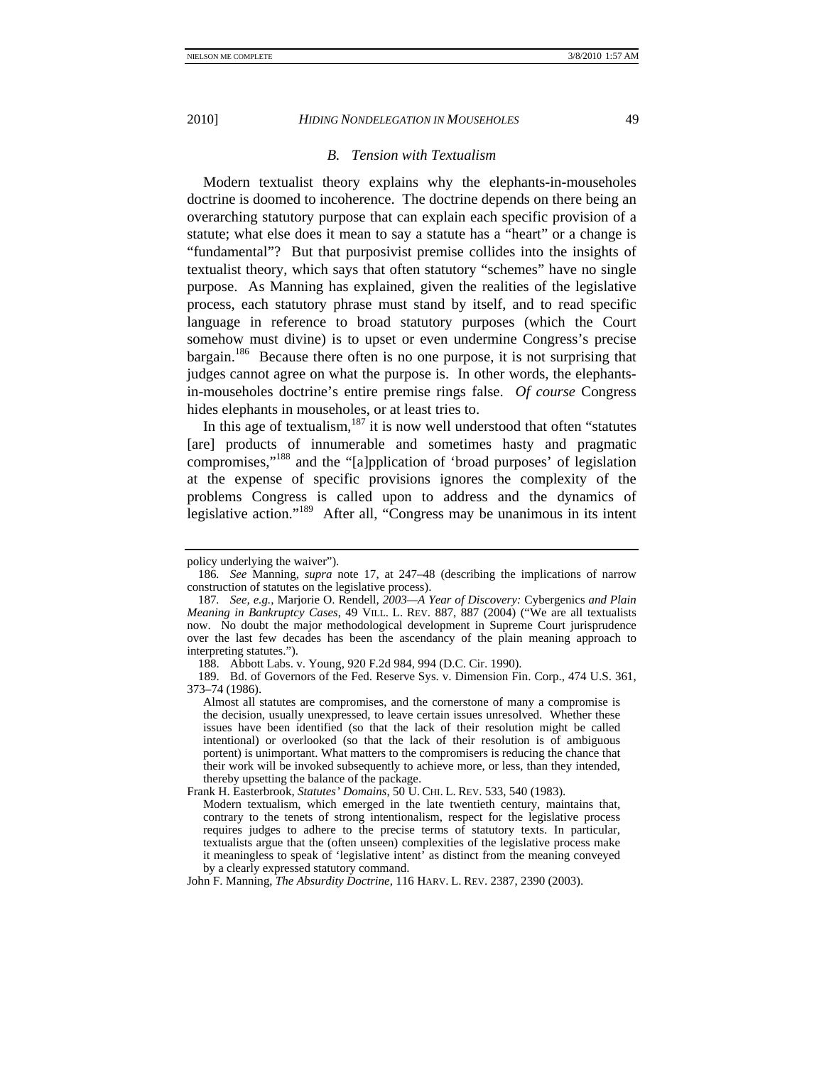### B. Tension with Textualism

Modern textualist theory explains why the elephants-in-mouseholes doctrine is doomed to incoherence. The doctrine depends on there being an overarching statutory purpose that can explain each specific provision of a statute; what else does it mean to say a statute has a "heart" or a change is "fundamental"? But that purposivist premise collides into the insights of textualist theory, which says that often statutory "schemes" have no single purpose. As Manning has explained, given the realities of the legislative process, each statutory phrase must stand by itself, and to read specific language in reference to broad statutory purposes (which the Court somehow must divine) is to upset or even undermine Congress's precise bargain.[186] Because there often is no one purpose, it is not surprising that judges cannot agree on what the purpose is. In other words, the elephants-in-mouseholes doctrine's entire premise rings false. *Of course* Congress hides elephants in mouseholes, or at least tries to.

In this age of textualism,[187] it is now well understood that often "statutes [are] products of innumerable and sometimes hasty and pragmatic compromises,"[188] and the "[a]pplication of 'broad purposes' of legislation at the expense of specific provisions ignores the complexity of the problems Congress is called upon to address and the dynamics of legislative action."[189] After all, "Congress may be unanimous in its intent

---

policy underlying the waiver").

186. *See* Manning, *supra* note 17, at 247–48 (describing the implications of narrow construction of statutes on the legislative process).

187. *See, e.g.*, Marjorie O. Rendell, *2003—A Year of Discovery:* Cybergenics *and Plain Meaning in Bankruptcy Cases*, 49 VILL. L. REV. 887, 887 (2004) ("We are all textualists now. No doubt the major methodological development in Supreme Court jurisprudence over the last few decades has been the ascendancy of the plain meaning approach to interpreting statutes.").

188. Abbott Labs. v. Young, 920 F.2d 984, 994 (D.C. Cir. 1990).

189. Bd. of Governors of the Fed. Reserve Sys. v. Dimension Fin. Corp., 474 U.S. 361, 373–74 (1986).

> Almost all statutes are compromises, and the cornerstone of many a compromise is the decision, usually unexpressed, to leave certain issues unresolved. Whether these issues have been identified (so that the lack of their resolution might be called intentional) or overlooked (so that the lack of their resolution is of ambiguous portent) is unimportant. What matters to the compromisers is reducing the chance that their work will be invoked subsequently to achieve more, or less, than they intended, thereby upsetting the balance of the package.

Frank H. Easterbrook, *Statutes' Domains*, 50 U. CHI. L. REV. 533, 540 (1983).

> Modern textualism, which emerged in the late twentieth century, maintains that, contrary to the tenets of strong intentionalism, respect for the legislative process requires judges to adhere to the precise terms of statutory texts. In particular, textualists argue that the (often unseen) complexities of the legislative process make it meaningless to speak of 'legislative intent' as distinct from the meaning conveyed by a clearly expressed statutory command.

John F. Manning, *The Absurdity Doctrine*, 116 HARV. L. REV. 2387, 2390 (2003).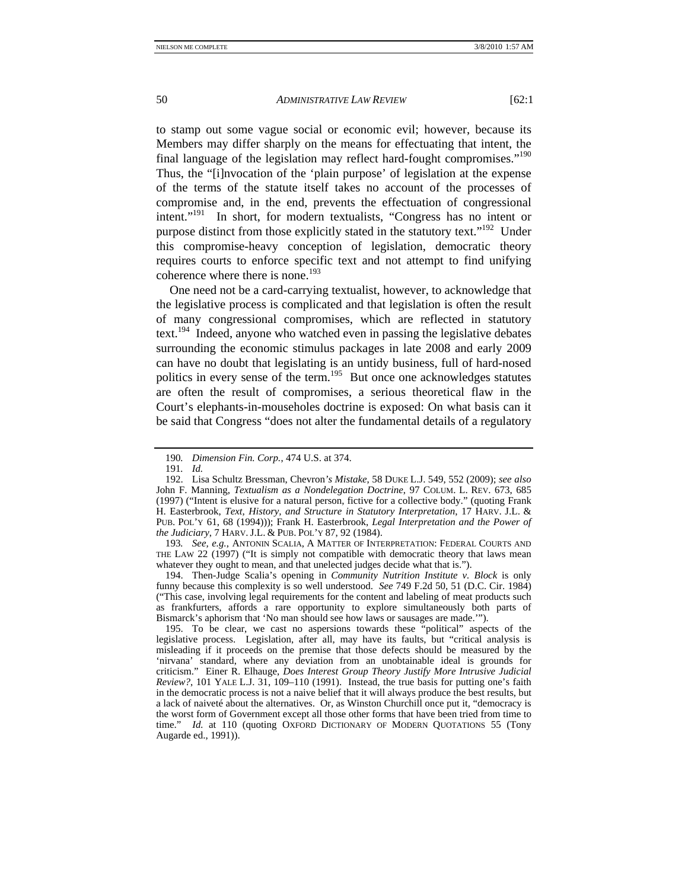to stamp out some vague social or economic evil; however, because its Members may differ sharply on the means for effectuating that intent, the final language of the legislation may reflect hard-fought compromises."[190] Thus, the "[i]nvocation of the 'plain purpose' of legislation at the expense of the terms of the statute itself takes no account of the processes of compromise and, in the end, prevents the effectuation of congressional intent."[191] In short, for modern textualists, "Congress has no intent or purpose distinct from those explicitly stated in the statutory text."[192] Under this compromise-heavy conception of legislation, democratic theory requires courts to enforce specific text and not attempt to find unifying coherence where there is none.[193]

One need not be a card-carrying textualist, however, to acknowledge that the legislative process is complicated and that legislation is often the result of many congressional compromises, which are reflected in statutory text.[194] Indeed, anyone who watched even in passing the legislative debates surrounding the economic stimulus packages in late 2008 and early 2009 can have no doubt that legislating is an untidy business, full of hard-nosed politics in every sense of the term.[195] But once one acknowledges statutes are often the result of compromises, a serious theoretical flaw in the Court's elephants-in-mouseholes doctrine is exposed: On what basis can it be said that Congress "does not alter the fundamental details of a regulatory

---

190. *Dimension Fin. Corp.*, 474 U.S. at 374.

191. *Id.*

192. Lisa Schultz Bressman, Chevron*'s Mistake*, 58 DUKE L.J. 549, 552 (2009); *see also* John F. Manning, *Textualism as a Nondelegation Doctrine*, 97 COLUM. L. REV. 673, 685 (1997) ("Intent is elusive for a natural person, fictive for a collective body." (quoting Frank H. Easterbrook, *Text, History, and Structure in Statutory Interpretation*, 17 HARV. J.L. & PUB. POL'Y 61, 68 (1994))); Frank H. Easterbrook, *Legal Interpretation and the Power of the Judiciary*, 7 HARV. J.L. & PUB. POL'Y 87, 92 (1984).

193. *See, e.g.*, ANTONIN SCALIA, A MATTER OF INTERPRETATION: FEDERAL COURTS AND THE LAW 22 (1997) ("It is simply not compatible with democratic theory that laws mean whatever they ought to mean, and that unelected judges decide what that is.").

194. Then-Judge Scalia's opening in *Community Nutrition Institute v. Block* is only funny because this complexity is so well understood. *See* 749 F.2d 50, 51 (D.C. Cir. 1984) ("This case, involving legal requirements for the content and labeling of meat products such as frankfurters, affords a rare opportunity to explore simultaneously both parts of Bismarck's aphorism that 'No man should see how laws or sausages are made.'").

195. To be clear, we cast no aspersions towards these "political" aspects of the legislative process. Legislation, after all, may have its faults, but "critical analysis is misleading if it proceeds on the premise that those defects should be measured by the 'nirvana' standard, where any deviation from an unobtainable ideal is grounds for criticism." Einer R. Elhauge, *Does Interest Group Theory Justify More Intrusive Judicial Review?*, 101 YALE L.J. 31, 109–110 (1991). Instead, the true basis for putting one's faith in the democratic process is not a naive belief that it will always produce the best results, but a lack of naiveté about the alternatives. Or, as Winston Churchill once put it, "democracy is the worst form of Government except all those other forms that have been tried from time to time." *Id.* at 110 (quoting OXFORD DICTIONARY OF MODERN QUOTATIONS 55 (Tony Augarde ed., 1991)).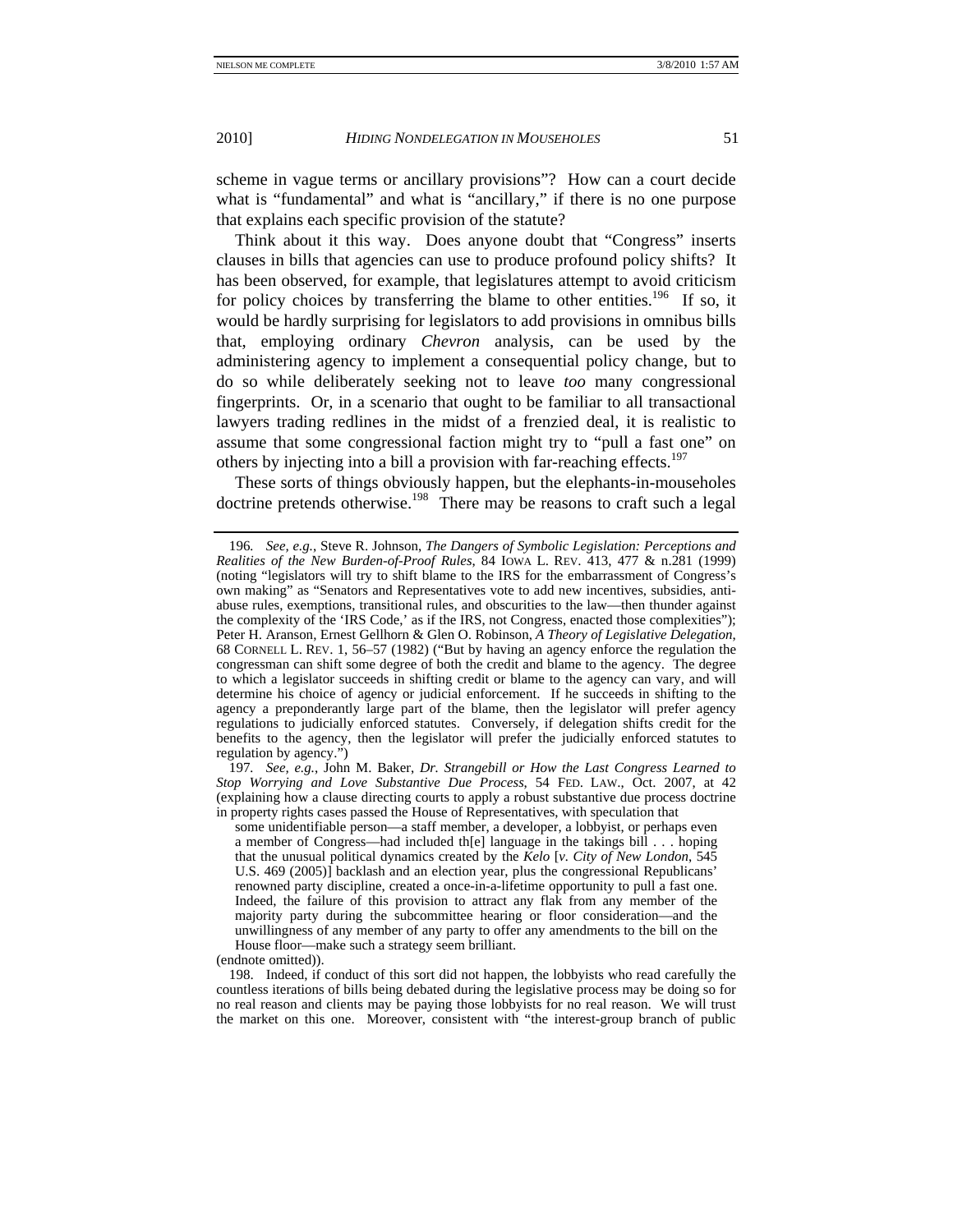scheme in vague terms or ancillary provisions"? How can a court decide what is "fundamental" and what is "ancillary," if there is no one purpose that explains each specific provision of the statute?

Think about it this way. Does anyone doubt that "Congress" inserts clauses in bills that agencies can use to produce profound policy shifts? It has been observed, for example, that legislatures attempt to avoid criticism for policy choices by transferring the blame to other entities.[196] If so, it would be hardly surprising for legislators to add provisions in omnibus bills that, employing ordinary *Chevron* analysis, can be used by the administering agency to implement a consequential policy change, but to do so while deliberately seeking not to leave *too* many congressional fingerprints. Or, in a scenario that ought to be familiar to all transactional lawyers trading redlines in the midst of a frenzied deal, it is realistic to assume that some congressional faction might try to "pull a fast one" on others by injecting into a bill a provision with far-reaching effects.[197]

These sorts of things obviously happen, but the elephants-in-mouseholes doctrine pretends otherwise.[198] There may be reasons to craft such a legal

---

196. *See, e.g.*, Steve R. Johnson, *The Dangers of Symbolic Legislation: Perceptions and Realities of the New Burden-of-Proof Rules*, 84 IOWA L. REV. 413, 477 & n.281 (1999) (noting "legislators will try to shift blame to the IRS for the embarrassment of Congress's own making" as "Senators and Representatives vote to add new incentives, subsidies, anti-abuse rules, exemptions, transitional rules, and obscurities to the law—then thunder against the complexity of the 'IRS Code,' as if the IRS, not Congress, enacted those complexities"); Peter H. Aranson, Ernest Gellhorn & Glen O. Robinson, *A Theory of Legislative Delegation*, 68 CORNELL L. REV. 1, 56–57 (1982) ("But by having an agency enforce the regulation the congressman can shift some degree of both the credit and blame to the agency. The degree to which a legislator succeeds in shifting credit or blame to the agency can vary, and will determine his choice of agency or judicial enforcement. If he succeeds in shifting to the agency a preponderantly large part of the blame, then the legislator will prefer agency regulations to judicially enforced statutes. Conversely, if delegation shifts credit for the benefits to the agency, then the legislator will prefer the judicially enforced statutes to regulation by agency.")

197. *See, e.g.*, John M. Baker, *Dr. Strangebill or How the Last Congress Learned to Stop Worrying and Love Substantive Due Process*, 54 FED. LAW., Oct. 2007, at 42 (explaining how a clause directing courts to apply a robust substantive due process doctrine in property rights cases passed the House of Representatives, with speculation that

> some unidentifiable person—a staff member, a developer, a lobbyist, or perhaps even a member of Congress—had included th[e] language in the takings bill . . . hoping that the unusual political dynamics created by the *Kelo* [*v. City of New London*, 545 U.S. 469 (2005)] backlash and an election year, plus the congressional Republicans' renowned party discipline, created a once-in-a-lifetime opportunity to pull a fast one. Indeed, the failure of this provision to attract any flak from any member of the majority party during the subcommittee hearing or floor consideration—and the unwillingness of any member of any party to offer any amendments to the bill on the House floor—make such a strategy seem brilliant.

(endnote omitted)).

198. Indeed, if conduct of this sort did not happen, the lobbyists who read carefully the countless iterations of bills being debated during the legislative process may be doing so for no real reason and clients may be paying those lobbyists for no real reason. We will trust the market on this one. Moreover, consistent with "the interest-group branch of public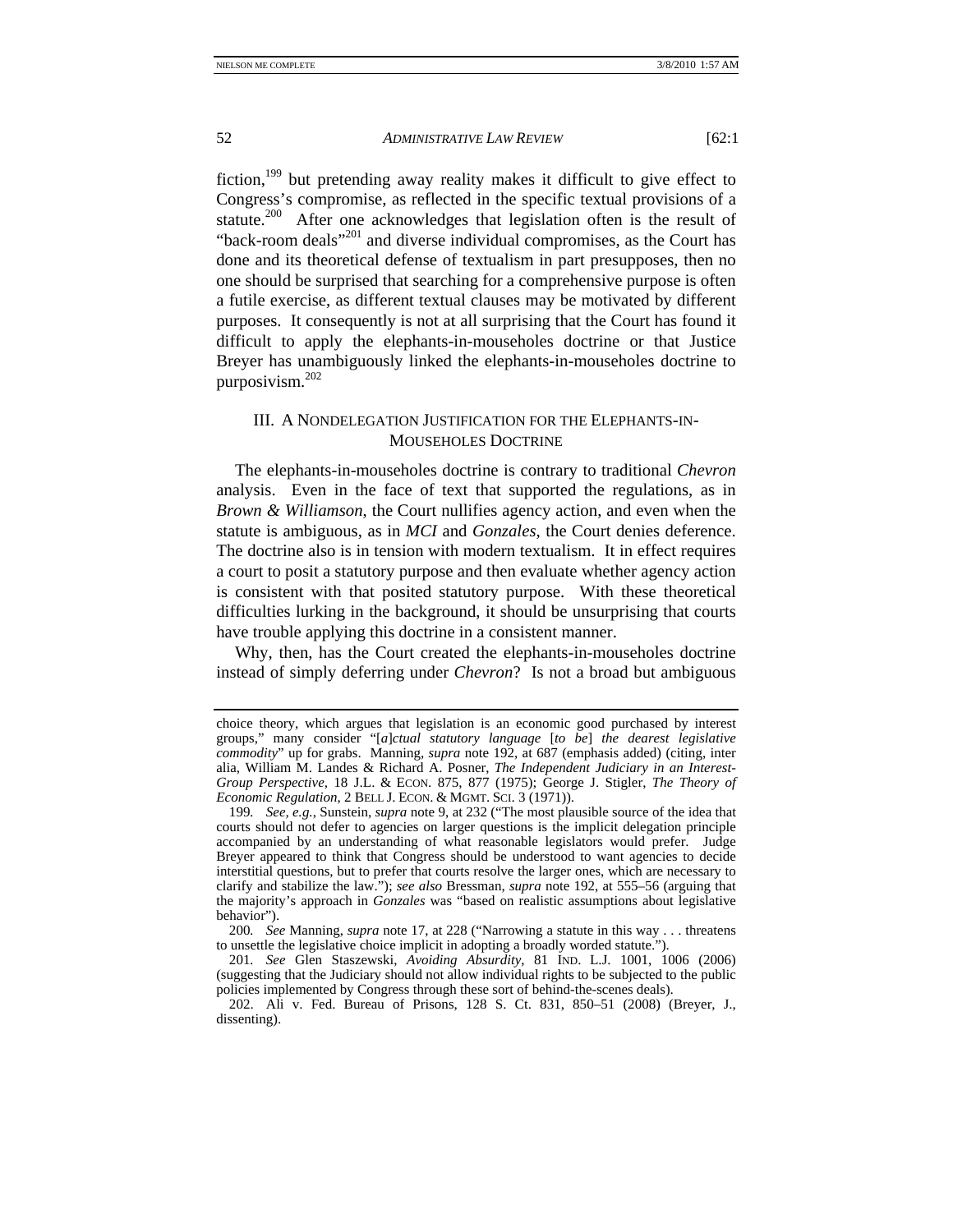fiction,[199] but pretending away reality makes it difficult to give effect to Congress's compromise, as reflected in the specific textual provisions of a statute.[200] After one acknowledges that legislation often is the result of "back-room deals"[201] and diverse individual compromises, as the Court has done and its theoretical defense of textualism in part presupposes, then no one should be surprised that searching for a comprehensive purpose is often a futile exercise, as different textual clauses may be motivated by different purposes. It consequently is not at all surprising that the Court has found it difficult to apply the elephants-in-mouseholes doctrine or that Justice Breyer has unambiguously linked the elephants-in-mouseholes doctrine to purposivism.[202]

## III. A Nondelegation Justification for the Elephants-in-Mouseholes Doctrine

The elephants-in-mouseholes doctrine is contrary to traditional *Chevron* analysis. Even in the face of text that supported the regulations, as in *Brown & Williamson*, the Court nullifies agency action, and even when the statute is ambiguous, as in *MCI* and *Gonzales*, the Court denies deference. The doctrine also is in tension with modern textualism. It in effect requires a court to posit a statutory purpose and then evaluate whether agency action is consistent with that posited statutory purpose. With these theoretical difficulties lurking in the background, it should be unsurprising that courts have trouble applying this doctrine in a consistent manner.

Why, then, has the Court created the elephants-in-mouseholes doctrine instead of simply deferring under *Chevron*? Is not a broad but ambiguous

---

choice theory, which argues that legislation is an economic good purchased by interest groups," many consider "[*a*]*ctual statutory language* [*to be*] *the dearest legislative commodity*" up for grabs. Manning, *supra* note 192, at 687 (emphasis added) (citing, inter alia, William M. Landes & Richard A. Posner, *The Independent Judiciary in an Interest-Group Perspective*, 18 J.L. & ECON. 875, 877 (1975); George J. Stigler, *The Theory of Economic Regulation*, 2 BELL J. ECON. & MGMT. SCI. 3 (1971)).

199. *See, e.g.*, Sunstein, *supra* note 9, at 232 ("The most plausible source of the idea that courts should not defer to agencies on larger questions is the implicit delegation principle accompanied by an understanding of what reasonable legislators would prefer. Judge Breyer appeared to think that Congress should be understood to want agencies to decide interstitial questions, but to prefer that courts resolve the larger ones, which are necessary to clarify and stabilize the law."); *see also* Bressman, *supra* note 192, at 555–56 (arguing that the majority's approach in *Gonzales* was "based on realistic assumptions about legislative behavior").

200. *See* Manning, *supra* note 17, at 228 ("Narrowing a statute in this way . . . threatens to unsettle the legislative choice implicit in adopting a broadly worded statute.").

201. *See* Glen Staszewski, *Avoiding Absurdity*, 81 IND. L.J. 1001, 1006 (2006) (suggesting that the Judiciary should not allow individual rights to be subjected to the public policies implemented by Congress through these sort of behind-the-scenes deals).

202. Ali v. Fed. Bureau of Prisons, 128 S. Ct. 831, 850–51 (2008) (Breyer, J., dissenting).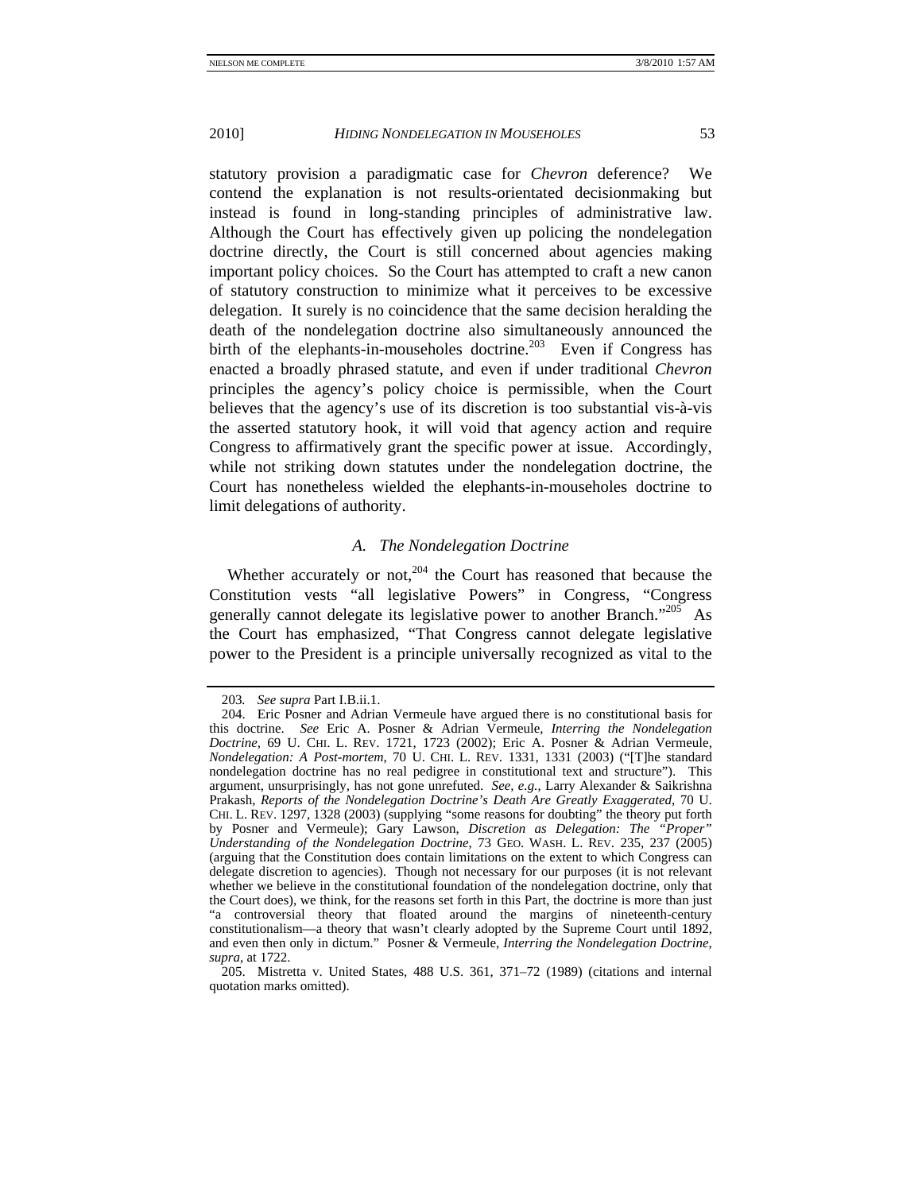statutory provision a paradigmatic case for *Chevron* deference? We contend the explanation is not results-orientated decisionmaking but instead is found in long-standing principles of administrative law. Although the Court has effectively given up policing the nondelegation doctrine directly, the Court is still concerned about agencies making important policy choices. So the Court has attempted to craft a new canon of statutory construction to minimize what it perceives to be excessive delegation. It surely is no coincidence that the same decision heralding the death of the nondelegation doctrine also simultaneously announced the birth of the elephants-in-mouseholes doctrine.[203] Even if Congress has enacted a broadly phrased statute, and even if under traditional *Chevron* principles the agency's policy choice is permissible, when the Court believes that the agency's use of its discretion is too substantial vis-à-vis the asserted statutory hook, it will void that agency action and require Congress to affirmatively grant the specific power at issue. Accordingly, while not striking down statutes under the nondelegation doctrine, the Court has nonetheless wielded the elephants-in-mouseholes doctrine to limit delegations of authority.

### *A. The Nondelegation Doctrine*

Whether accurately or not,[204] the Court has reasoned that because the Constitution vests "all legislative Powers" in Congress, "Congress generally cannot delegate its legislative power to another Branch."[205] As the Court has emphasized, "That Congress cannot delegate legislative power to the President is a principle universally recognized as vital to the

---

203. *See supra* Part I.B.ii.1.

204. Eric Posner and Adrian Vermeule have argued there is no constitutional basis for this doctrine. *See* Eric A. Posner & Adrian Vermeule, *Interring the Nondelegation Doctrine*, 69 U. CHI. L. REV. 1721, 1723 (2002); Eric A. Posner & Adrian Vermeule, *Nondelegation: A Post-mortem*, 70 U. CHI. L. REV. 1331, 1331 (2003) ("[T]he standard nondelegation doctrine has no real pedigree in constitutional text and structure"). This argument, unsurprisingly, has not gone unrefuted. *See, e.g.*, Larry Alexander & Saikrishna Prakash, *Reports of the Nondelegation Doctrine's Death Are Greatly Exaggerated*, 70 U. CHI. L. REV. 1297, 1328 (2003) (supplying "some reasons for doubting" the theory put forth by Posner and Vermeule); Gary Lawson, *Discretion as Delegation: The "Proper" Understanding of the Nondelegation Doctrine*, 73 GEO. WASH. L. REV. 235, 237 (2005) (arguing that the Constitution does contain limitations on the extent to which Congress can delegate discretion to agencies). Though not necessary for our purposes (it is not relevant whether we believe in the constitutional foundation of the nondelegation doctrine, only that the Court does), we think, for the reasons set forth in this Part, the doctrine is more than just "a controversial theory that floated around the margins of nineteenth-century constitutionalism—a theory that wasn't clearly adopted by the Supreme Court until 1892, and even then only in dictum." Posner & Vermeule, *Interring the Nondelegation Doctrine*, *supra*, at 1722.

205. Mistretta v. United States, 488 U.S. 361, 371–72 (1989) (citations and internal quotation marks omitted).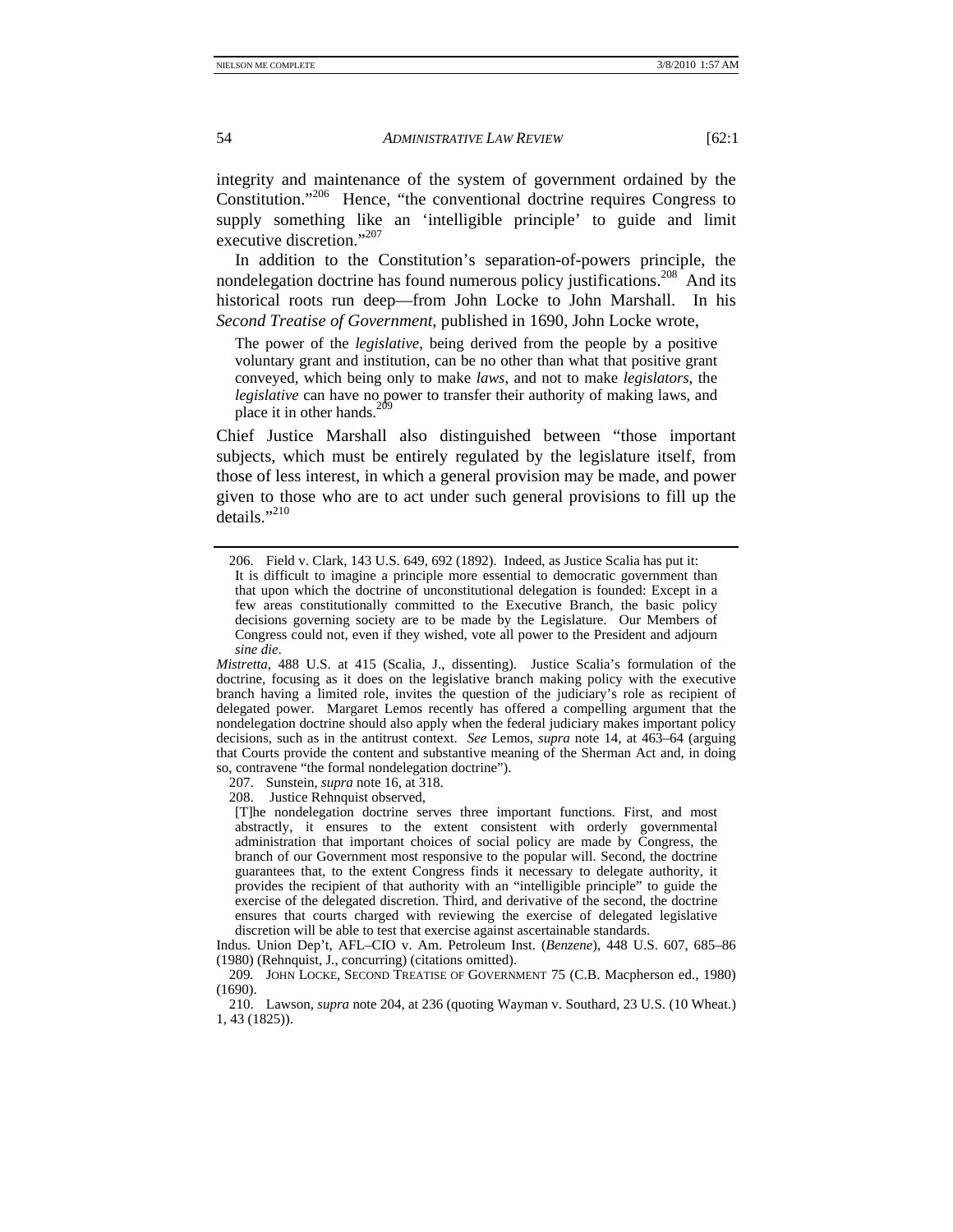integrity and maintenance of the system of government ordained by the Constitution."[206] Hence, "the conventional doctrine requires Congress to supply something like an 'intelligible principle' to guide and limit executive discretion."[207]

In addition to the Constitution's separation-of-powers principle, the nondelegation doctrine has found numerous policy justifications.[208] And its historical roots run deep—from John Locke to John Marshall. In his *Second Treatise of Government*, published in 1690, John Locke wrote,

> The power of the *legislative*, being derived from the people by a positive voluntary grant and institution, can be no other than what that positive grant conveyed, which being only to make *laws*, and not to make *legislators*, the *legislative* can have no power to transfer their authority of making laws, and place it in other hands.[209]

Chief Justice Marshall also distinguished between "those important subjects, which must be entirely regulated by the legislature itself, from those of less interest, in which a general provision may be made, and power given to those who are to act under such general provisions to fill up the details."[210]

---

206. Field v. Clark, 143 U.S. 649, 692 (1892). Indeed, as Justice Scalia has put it:

> It is difficult to imagine a principle more essential to democratic government than that upon which the doctrine of unconstitutional delegation is founded: Except in a few areas constitutionally committed to the Executive Branch, the basic policy decisions governing society are to be made by the Legislature. Our Members of Congress could not, even if they wished, vote all power to the President and adjourn *sine die*.

*Mistretta*, 488 U.S. at 415 (Scalia, J., dissenting). Justice Scalia's formulation of the doctrine, focusing as it does on the legislative branch making policy with the executive branch having a limited role, invites the question of the judiciary's role as recipient of delegated power. Margaret Lemos recently has offered a compelling argument that the nondelegation doctrine should also apply when the federal judiciary makes important policy decisions, such as in the antitrust context. *See* Lemos, *supra* note 14, at 463–64 (arguing that Courts provide the content and substantive meaning of the Sherman Act and, in doing so, contravene "the formal nondelegation doctrine").

207. Sunstein, *supra* note 16, at 318.

208. Justice Rehnquist observed,

> [T]he nondelegation doctrine serves three important functions. First, and most abstractly, it ensures to the extent consistent with orderly governmental administration that important choices of social policy are made by Congress, the branch of our Government most responsive to the popular will. Second, the doctrine guarantees that, to the extent Congress finds it necessary to delegate authority, it provides the recipient of that authority with an "intelligible principle" to guide the exercise of the delegated discretion. Third, and derivative of the second, the doctrine ensures that courts charged with reviewing the exercise of delegated legislative discretion will be able to test that exercise against ascertainable standards.

Indus. Union Dep't, AFL–CIO v. Am. Petroleum Inst. (*Benzene*), 448 U.S. 607, 685–86 (1980) (Rehnquist, J., concurring) (citations omitted).

209. JOHN LOCKE, SECOND TREATISE OF GOVERNMENT 75 (C.B. Macpherson ed., 1980) (1690).

210. Lawson, *supra* note 204, at 236 (quoting Wayman v. Southard, 23 U.S. (10 Wheat.) 1, 43 (1825)).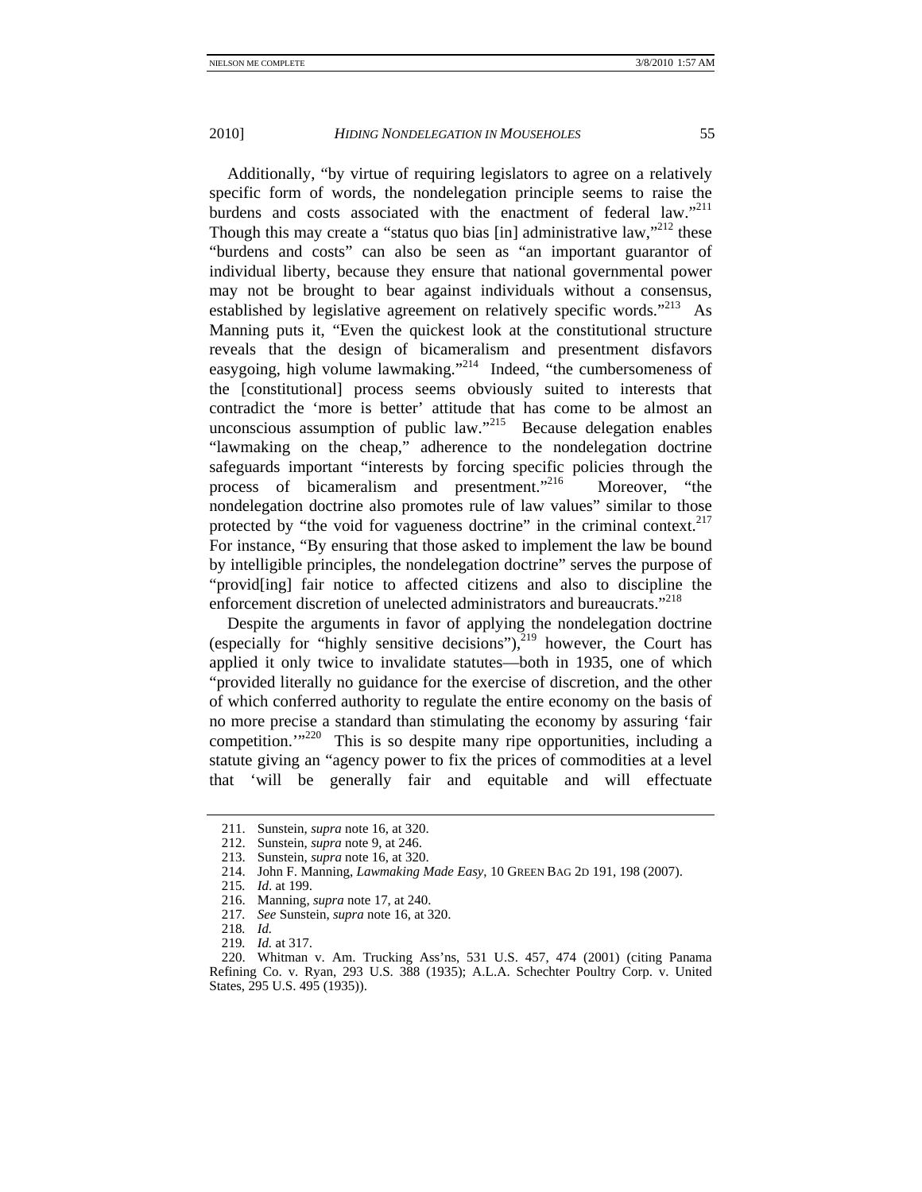Additionally, "by virtue of requiring legislators to agree on a relatively specific form of words, the nondelegation principle seems to raise the burdens and costs associated with the enactment of federal law."[211] Though this may create a "status quo bias [in] administrative law,"[212] these "burdens and costs" can also be seen as "an important guarantor of individual liberty, because they ensure that national governmental power may not be brought to bear against individuals without a consensus, established by legislative agreement on relatively specific words."[213] As Manning puts it, "Even the quickest look at the constitutional structure reveals that the design of bicameralism and presentment disfavors easygoing, high volume lawmaking."[214] Indeed, "the cumbersomeness of the [constitutional] process seems obviously suited to interests that contradict the 'more is better' attitude that has come to be almost an unconscious assumption of public law."[215] Because delegation enables "lawmaking on the cheap," adherence to the nondelegation doctrine safeguards important "interests by forcing specific policies through the process of bicameralism and presentment."[216] Moreover, "the nondelegation doctrine also promotes rule of law values" similar to those protected by "the void for vagueness doctrine" in the criminal context.[217] For instance, "By ensuring that those asked to implement the law be bound by intelligible principles, the nondelegation doctrine" serves the purpose of "provid[ing] fair notice to affected citizens and also to discipline the enforcement discretion of unelected administrators and bureaucrats."[218]

Despite the arguments in favor of applying the nondelegation doctrine (especially for "highly sensitive decisions"),[219] however, the Court has applied it only twice to invalidate statutes—both in 1935, one of which "provided literally no guidance for the exercise of discretion, and the other of which conferred authority to regulate the entire economy on the basis of no more precise a standard than stimulating the economy by assuring 'fair competition.'"[220] This is so despite many ripe opportunities, including a statute giving an "agency power to fix the prices of commodities at a level that 'will be generally fair and equitable and will effectuate

---

211. Sunstein, *supra* note 16, at 320.

212. Sunstein, *supra* note 9, at 246.

213. Sunstein, *supra* note 16, at 320.

214. John F. Manning, *Lawmaking Made Easy*, 10 GREEN BAG 2D 191, 198 (2007).

215. *Id*. at 199.

216. Manning, *supra* note 17, at 240.

217. *See* Sunstein, *supra* note 16, at 320.

218. *Id.*

219. *Id.* at 317.

220. Whitman v. Am. Trucking Ass'ns, 531 U.S. 457, 474 (2001) (citing Panama Refining Co. v. Ryan, 293 U.S. 388 (1935); A.L.A. Schechter Poultry Corp. v. United States, 295 U.S. 495 (1935)).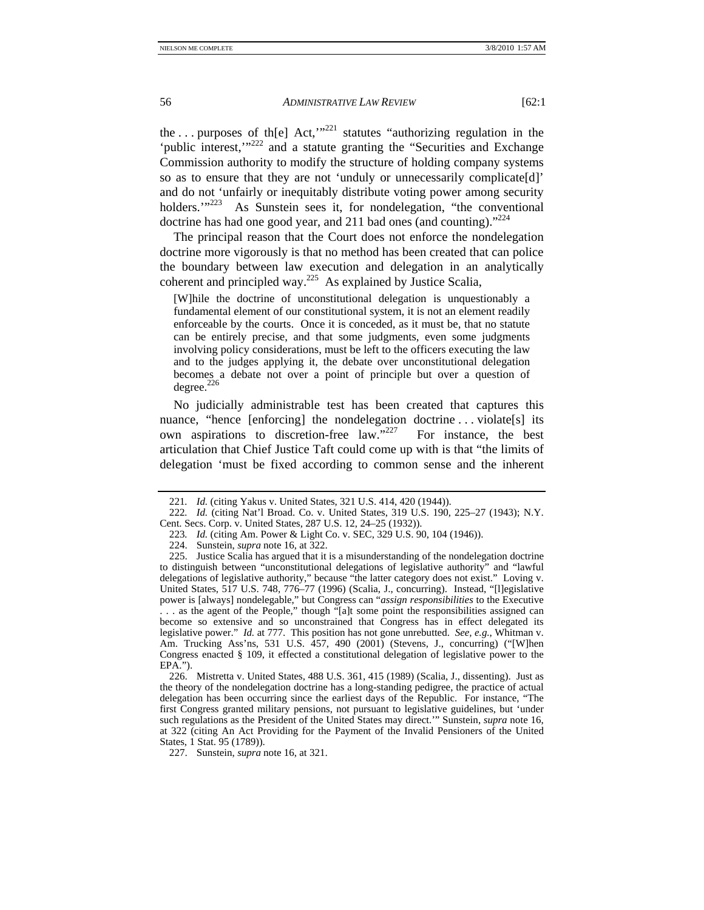the . . . purposes of th[e] Act,'"[221] statutes "authorizing regulation in the 'public interest,'"[222] and a statute granting the "Securities and Exchange Commission authority to modify the structure of holding company systems so as to ensure that they are not 'unduly or unnecessarily complicate[d]' and do not 'unfairly or inequitably distribute voting power among security holders.'"[223] As Sunstein sees it, for nondelegation, "the conventional doctrine has had one good year, and 211 bad ones (and counting)."[224]

The principal reason that the Court does not enforce the nondelegation doctrine more vigorously is that no method has been created that can police the boundary between law execution and delegation in an analytically coherent and principled way.[225] As explained by Justice Scalia,

> [W]hile the doctrine of unconstitutional delegation is unquestionably a fundamental element of our constitutional system, it is not an element readily enforceable by the courts. Once it is conceded, as it must be, that no statute can be entirely precise, and that some judgments, even some judgments involving policy considerations, must be left to the officers executing the law and to the judges applying it, the debate over unconstitutional delegation becomes a debate not over a point of principle but over a question of degree.[226]

No judicially administrable test has been created that captures this nuance, "hence [enforcing] the nondelegation doctrine . . . violate[s] its own aspirations to discretion-free law."[227] For instance, the best articulation that Chief Justice Taft could come up with is that "the limits of delegation 'must be fixed according to common sense and the inherent

---

221. *Id.* (citing Yakus v. United States, 321 U.S. 414, 420 (1944)).

222. *Id.* (citing Nat'l Broad. Co. v. United States, 319 U.S. 190, 225–27 (1943); N.Y. Cent. Secs. Corp. v. United States, 287 U.S. 12, 24–25 (1932)).

223. *Id.* (citing Am. Power & Light Co. v. SEC, 329 U.S. 90, 104 (1946)).

224. Sunstein, *supra* note 16, at 322.

225. Justice Scalia has argued that it is a misunderstanding of the nondelegation doctrine to distinguish between "unconstitutional delegations of legislative authority" and "lawful delegations of legislative authority," because "the latter category does not exist." Loving v. United States, 517 U.S. 748, 776–77 (1996) (Scalia, J., concurring). Instead, "[l]egislative power is [always] nondelegable," but Congress can "*assign responsibilities* to the Executive . . . as the agent of the People," though "[a]t some point the responsibilities assigned can become so extensive and so unconstrained that Congress has in effect delegated its legislative power." *Id.* at 777. This position has not gone unrebutted. *See, e.g.*, Whitman v. Am. Trucking Ass'ns, 531 U.S. 457, 490 (2001) (Stevens, J., concurring) ("[W]hen Congress enacted § 109, it effected a constitutional delegation of legislative power to the EPA.").

226. Mistretta v. United States, 488 U.S. 361, 415 (1989) (Scalia, J., dissenting). Just as the theory of the nondelegation doctrine has a long-standing pedigree, the practice of actual delegation has been occurring since the earliest days of the Republic. For instance, "The first Congress granted military pensions, not pursuant to legislative guidelines, but 'under such regulations as the President of the United States may direct.'" Sunstein, *supra* note 16, at 322 (citing An Act Providing for the Payment of the Invalid Pensioners of the United States, 1 Stat. 95 (1789)).

227. Sunstein, *supra* note 16, at 321.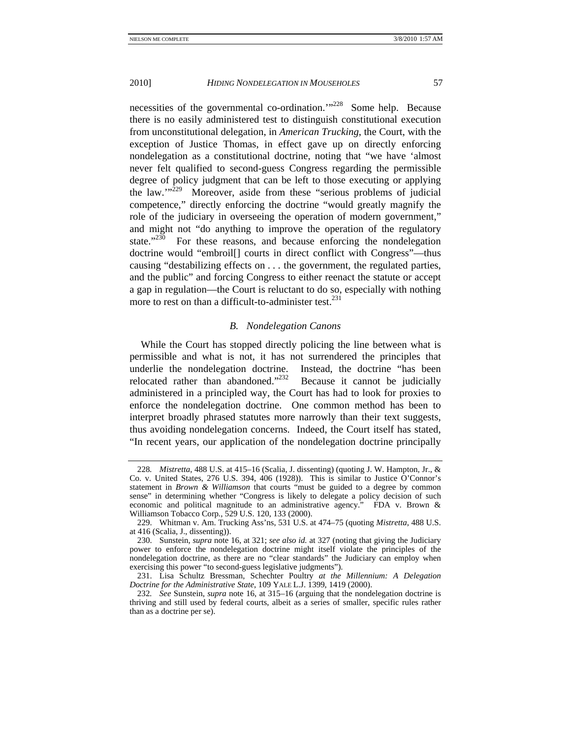necessities of the governmental co-ordination.'"[228] Some help. Because there is no easily administered test to distinguish constitutional execution from unconstitutional delegation, in *American Trucking*, the Court, with the exception of Justice Thomas, in effect gave up on directly enforcing nondelegation as a constitutional doctrine, noting that "we have 'almost never felt qualified to second-guess Congress regarding the permissible degree of policy judgment that can be left to those executing or applying the law.'"[229] Moreover, aside from these "serious problems of judicial competence," directly enforcing the doctrine "would greatly magnify the role of the judiciary in overseeing the operation of modern government," and might not "do anything to improve the operation of the regulatory state."[230] For these reasons, and because enforcing the nondelegation doctrine would "embroil[] courts in direct conflict with Congress"—thus causing "destabilizing effects on . . . the government, the regulated parties, and the public" and forcing Congress to either reenact the statute or accept a gap in regulation—the Court is reluctant to do so, especially with nothing more to rest on than a difficult-to-administer test.[231]

### *B. Nondelegation Canons*

While the Court has stopped directly policing the line between what is permissible and what is not, it has not surrendered the principles that underlie the nondelegation doctrine. Instead, the doctrine "has been relocated rather than abandoned."[232] Because it cannot be judicially administered in a principled way, the Court has had to look for proxies to enforce the nondelegation doctrine. One common method has been to interpret broadly phrased statutes more narrowly than their text suggests, thus avoiding nondelegation concerns. Indeed, the Court itself has stated, "In recent years, our application of the nondelegation doctrine principally

---

228. *Mistretta*, 488 U.S. at 415–16 (Scalia, J. dissenting) (quoting J. W. Hampton, Jr., & Co. v. United States, 276 U.S. 394, 406 (1928)). This is similar to Justice O'Connor's statement in *Brown & Williamson* that courts "must be guided to a degree by common sense" in determining whether "Congress is likely to delegate a policy decision of such economic and political magnitude to an administrative agency." FDA v. Brown & Williamson Tobacco Corp., 529 U.S. 120, 133 (2000).

229. Whitman v. Am. Trucking Ass'ns, 531 U.S. at 474–75 (quoting *Mistretta*, 488 U.S. at 416 (Scalia, J., dissenting)).

230. Sunstein, *supra* note 16, at 321; *see also id.* at 327 (noting that giving the Judiciary power to enforce the nondelegation doctrine might itself violate the principles of the nondelegation doctrine, as there are no "clear standards" the Judiciary can employ when exercising this power "to second-guess legislative judgments").

231. Lisa Schultz Bressman, *Schechter Poultry at the Millennium: A Delegation Doctrine for the Administrative State*, 109 YALE L.J. 1399, 1419 (2000).

232. *See* Sunstein, *supra* note 16, at 315–16 (arguing that the nondelegation doctrine is thriving and still used by federal courts, albeit as a series of smaller, specific rules rather than as a doctrine per se).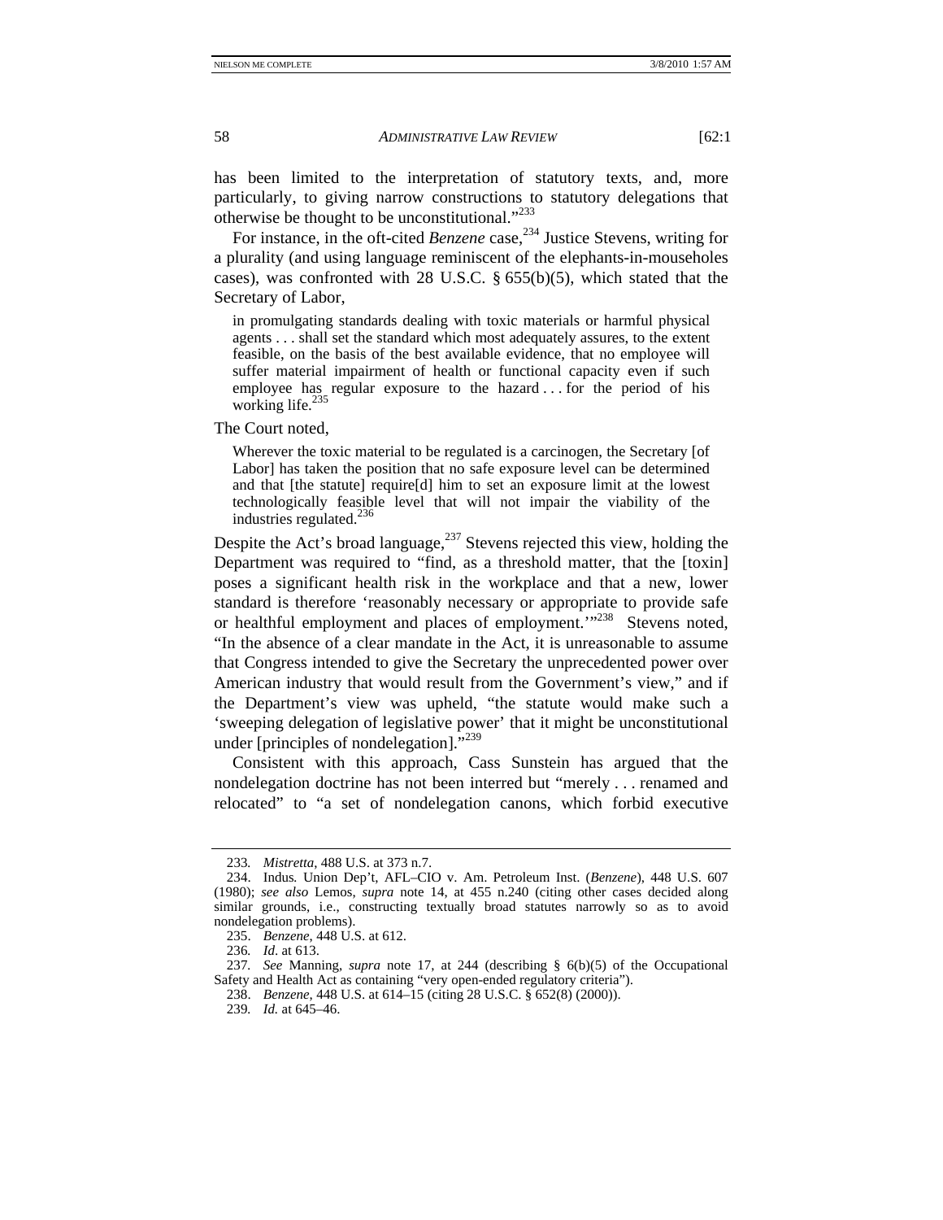has been limited to the interpretation of statutory texts, and, more particularly, to giving narrow constructions to statutory delegations that otherwise be thought to be unconstitutional."[233]

For instance, in the oft-cited *Benzene* case,[234] Justice Stevens, writing for a plurality (and using language reminiscent of the elephants-in-mouseholes cases), was confronted with 28 U.S.C. § 655(b)(5), which stated that the Secretary of Labor,

> in promulgating standards dealing with toxic materials or harmful physical agents . . . shall set the standard which most adequately assures, to the extent feasible, on the basis of the best available evidence, that no employee will suffer material impairment of health or functional capacity even if such employee has regular exposure to the hazard . . . for the period of his working life.[235]

The Court noted,

> Wherever the toxic material to be regulated is a carcinogen, the Secretary [of Labor] has taken the position that no safe exposure level can be determined and that [the statute] require[d] him to set an exposure limit at the lowest technologically feasible level that will not impair the viability of the industries regulated.[236]

Despite the Act's broad language,[237] Stevens rejected this view, holding the Department was required to "find, as a threshold matter, that the [toxin] poses a significant health risk in the workplace and that a new, lower standard is therefore 'reasonably necessary or appropriate to provide safe or healthful employment and places of employment.'"[238] Stevens noted, "In the absence of a clear mandate in the Act, it is unreasonable to assume that Congress intended to give the Secretary the unprecedented power over American industry that would result from the Government's view," and if the Department's view was upheld, "the statute would make such a 'sweeping delegation of legislative power' that it might be unconstitutional under [principles of nondelegation]."[239]

Consistent with this approach, Cass Sunstein has argued that the nondelegation doctrine has not been interred but "merely . . . renamed and relocated" to "a set of nondelegation canons, which forbid executive

---

233. *Mistretta*, 488 U.S. at 373 n.7.

234. Indus. Union Dep't, AFL–CIO v. Am. Petroleum Inst. (*Benzene*), 448 U.S. 607 (1980); *see also* Lemos, *supra* note 14, at 455 n.240 (citing other cases decided along similar grounds, i.e., constructing textually broad statutes narrowly so as to avoid nondelegation problems).

235. *Benzene*, 448 U.S. at 612.

236. *Id*. at 613.

237. *See* Manning, *supra* note 17, at 244 (describing § 6(b)(5) of the Occupational Safety and Health Act as containing "very open-ended regulatory criteria").

238. *Benzene*, 448 U.S. at 614–15 (citing 28 U.S.C. § 652(8) (2000)).

239. *Id.* at 645–46.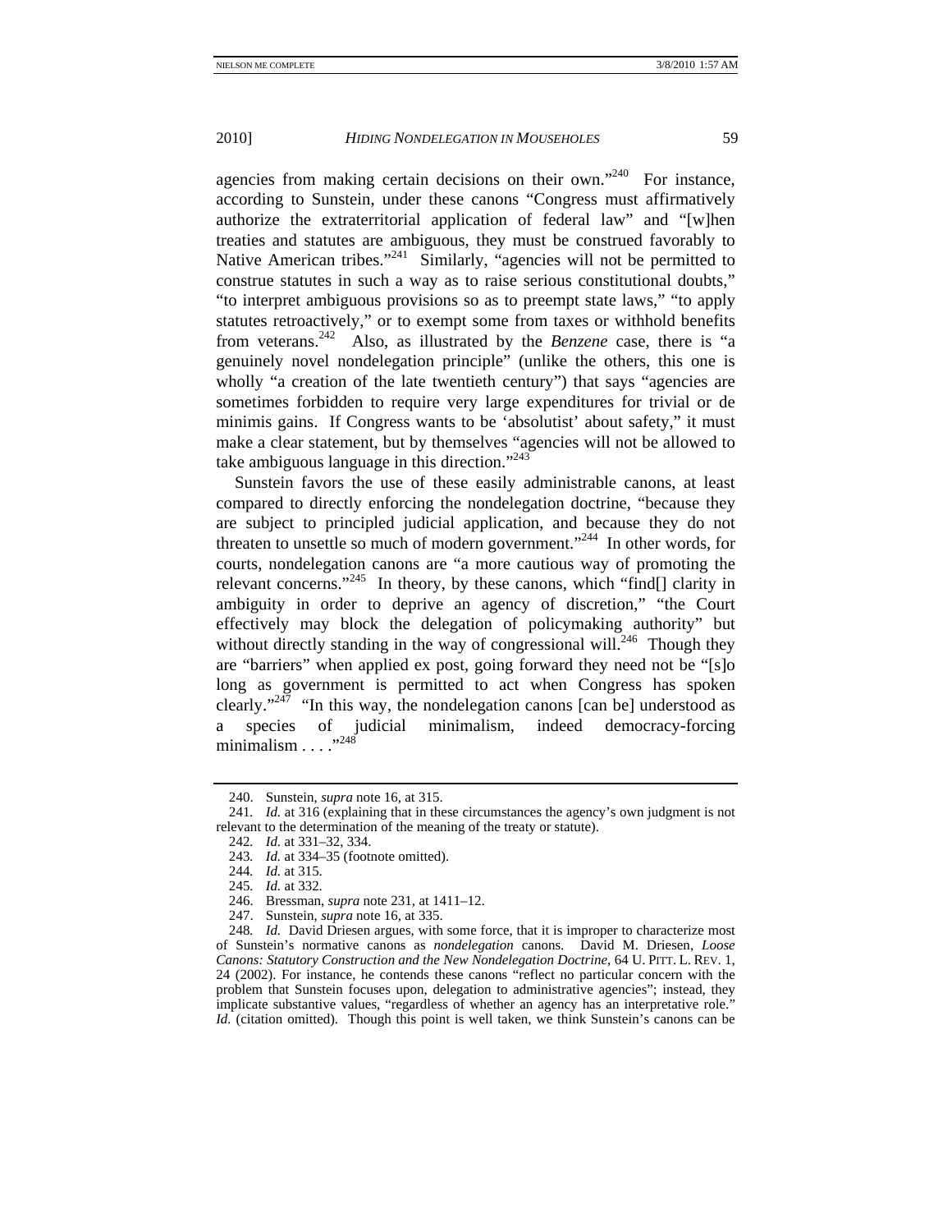agencies from making certain decisions on their own."[240] For instance, according to Sunstein, under these canons "Congress must affirmatively authorize the extraterritorial application of federal law" and "[w]hen treaties and statutes are ambiguous, they must be construed favorably to Native American tribes."[241] Similarly, "agencies will not be permitted to construe statutes in such a way as to raise serious constitutional doubts," "to interpret ambiguous provisions so as to preempt state laws," "to apply statutes retroactively," or to exempt some from taxes or withhold benefits from veterans.[242] Also, as illustrated by the *Benzene* case, there is "a genuinely novel nondelegation principle" (unlike the others, this one is wholly "a creation of the late twentieth century") that says "agencies are sometimes forbidden to require very large expenditures for trivial or de minimis gains. If Congress wants to be 'absolutist' about safety," it must make a clear statement, but by themselves "agencies will not be allowed to take ambiguous language in this direction."[243]

Sunstein favors the use of these easily administrable canons, at least compared to directly enforcing the nondelegation doctrine, "because they are subject to principled judicial application, and because they do not threaten to unsettle so much of modern government."[244] In other words, for courts, nondelegation canons are "a more cautious way of promoting the relevant concerns."[245] In theory, by these canons, which "find[] clarity in ambiguity in order to deprive an agency of discretion," "the Court effectively may block the delegation of policymaking authority" but without directly standing in the way of congressional will.[246] Though they are "barriers" when applied ex post, going forward they need not be "[s]o long as government is permitted to act when Congress has spoken clearly."[247] "In this way, the nondelegation canons [can be] understood as a species of judicial minimalism, indeed democracy-forcing minimalism . . . ."[248]

240. Sunstein, *supra* note 16, at 315.

241. *Id.* at 316 (explaining that in these circumstances the agency's own judgment is not relevant to the determination of the meaning of the treaty or statute).

242. *Id.* at 331–32, 334.

243. *Id.* at 334–35 (footnote omitted).

244. *Id.* at 315.

245. *Id.* at 332.

246. Bressman, *supra* note 231, at 1411–12.

247. Sunstein, *supra* note 16, at 335.

248. *Id.* David Driesen argues, with some force, that it is improper to characterize most of Sunstein's normative canons as *nondelegation* canons. David M. Driesen, *Loose Canons: Statutory Construction and the New Nondelegation Doctrine*, 64 U. PITT. L. REV. 1, 24 (2002). For instance, he contends these canons "reflect no particular concern with the problem that Sunstein focuses upon, delegation to administrative agencies"; instead, they implicate substantive values, "regardless of whether an agency has an interpretative role." *Id.* (citation omitted). Though this point is well taken, we think Sunstein's canons can be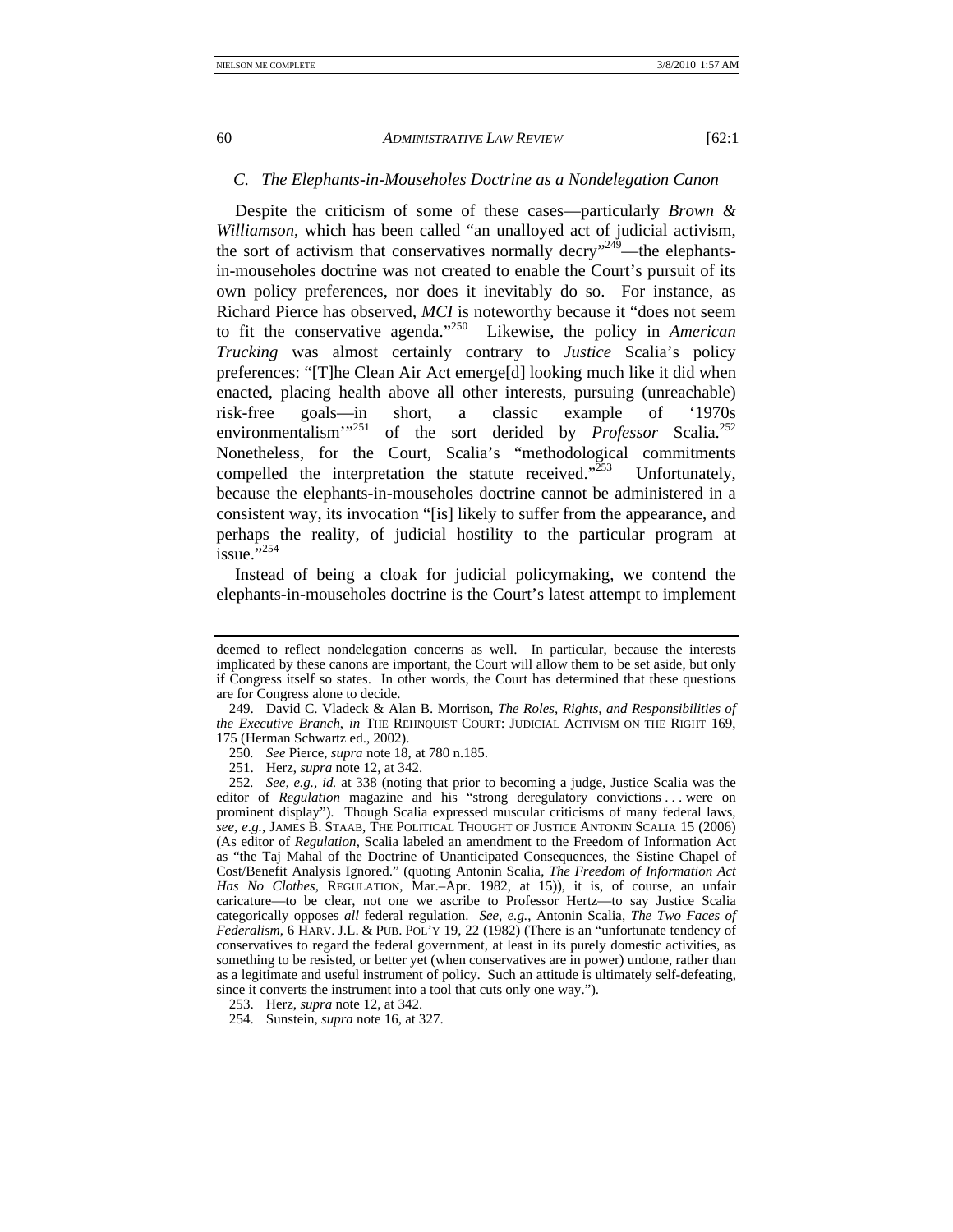### *C. The Elephants-in-Mouseholes Doctrine as a Nondelegation Canon*

Despite the criticism of some of these cases—particularly *Brown & Williamson*, which has been called "an unalloyed act of judicial activism, the sort of activism that conservatives normally decry"[249]—the elephants-in-mouseholes doctrine was not created to enable the Court's pursuit of its own policy preferences, nor does it inevitably do so. For instance, as Richard Pierce has observed, *MCI* is noteworthy because it "does not seem to fit the conservative agenda."[250] Likewise, the policy in *American Trucking* was almost certainly contrary to *Justice* Scalia's policy preferences: "[T]he Clean Air Act emerge[d] looking much like it did when enacted, placing health above all other interests, pursuing (unreachable) risk-free goals—in short, a classic example of '1970s environmentalism'"[251] of the sort derided by *Professor* Scalia.[252] Nonetheless, for the Court, Scalia's "methodological commitments compelled the interpretation the statute received."[253] Unfortunately, because the elephants-in-mouseholes doctrine cannot be administered in a consistent way, its invocation "[is] likely to suffer from the appearance, and perhaps the reality, of judicial hostility to the particular program at issue."[254]

Instead of being a cloak for judicial policymaking, we contend the elephants-in-mouseholes doctrine is the Court's latest attempt to implement

---

deemed to reflect nondelegation concerns as well. In particular, because the interests implicated by these canons are important, the Court will allow them to be set aside, but only if Congress itself so states. In other words, the Court has determined that these questions are for Congress alone to decide.

249. David C. Vladeck & Alan B. Morrison, *The Roles, Rights, and Responsibilities of the Executive Branch*, *in* THE REHNQUIST COURT: JUDICIAL ACTIVISM ON THE RIGHT 169, 175 (Herman Schwartz ed., 2002).

250. *See* Pierce, *supra* note 18, at 780 n.185.

251. Herz, *supra* note 12, at 342.

252. *See, e.g.*, *id.* at 338 (noting that prior to becoming a judge, Justice Scalia was the editor of *Regulation* magazine and his "strong deregulatory convictions . . . were on prominent display"). Though Scalia expressed muscular criticisms of many federal laws, *see, e.g.*, JAMES B. STAAB, THE POLITICAL THOUGHT OF JUSTICE ANTONIN SCALIA 15 (2006) (As editor of *Regulation*, Scalia labeled an amendment to the Freedom of Information Act as "the Taj Mahal of the Doctrine of Unanticipated Consequences, the Sistine Chapel of Cost/Benefit Analysis Ignored." (quoting Antonin Scalia, *The Freedom of Information Act Has No Clothes*, REGULATION, Mar.–Apr. 1982, at 15)), it is, of course, an unfair caricature—to be clear, not one we ascribe to Professor Hertz—to say Justice Scalia categorically opposes *all* federal regulation. *See, e.g.*, Antonin Scalia, *The Two Faces of Federalism*, 6 HARV. J.L. & PUB. POL'Y 19, 22 (1982) (There is an "unfortunate tendency of conservatives to regard the federal government, at least in its purely domestic activities, as something to be resisted, or better yet (when conservatives are in power) undone, rather than as a legitimate and useful instrument of policy. Such an attitude is ultimately self-defeating, since it converts the instrument into a tool that cuts only one way.").

253. Herz, *supra* note 12, at 342.

254. Sunstein, *supra* note 16, at 327.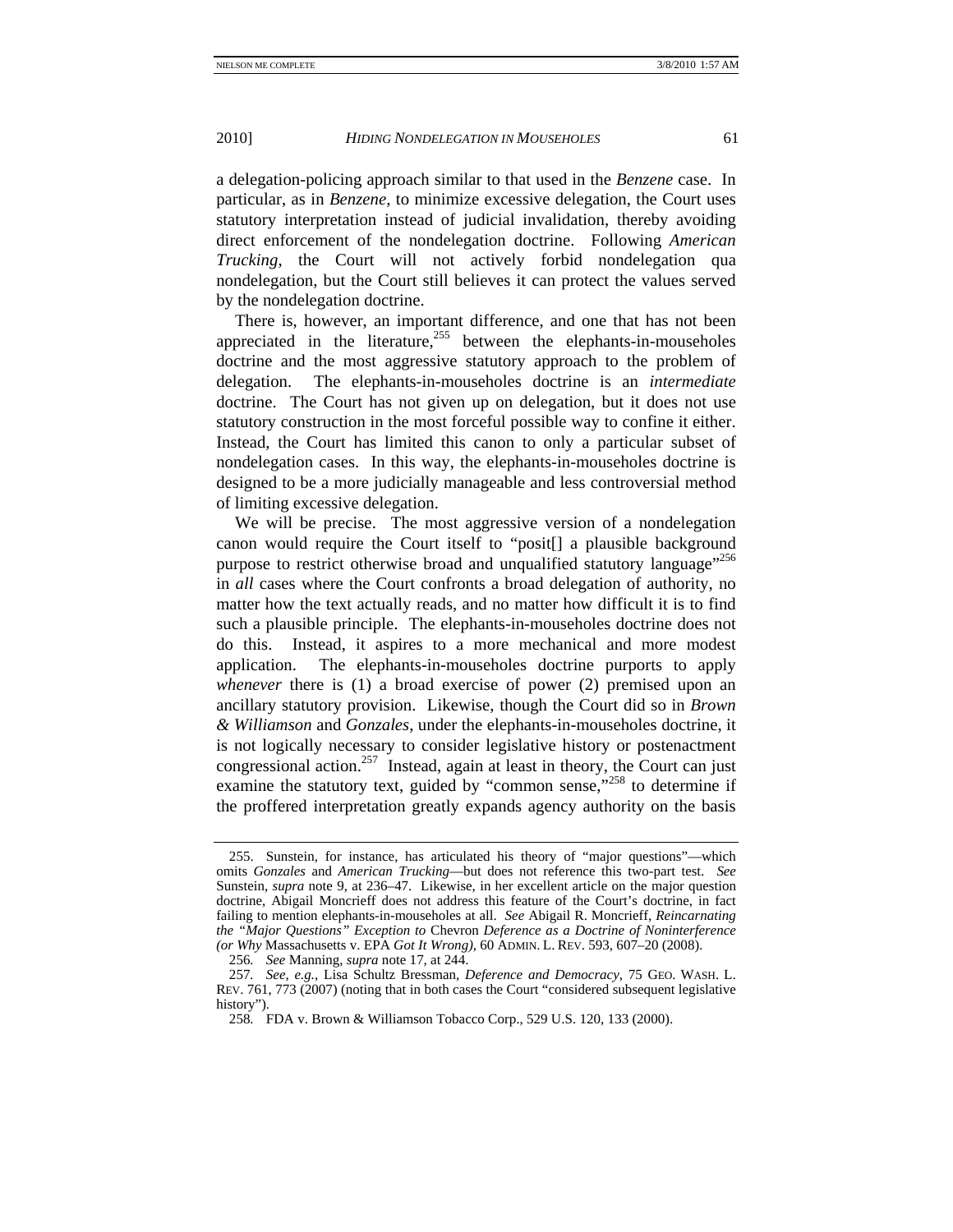a delegation-policing approach similar to that used in the *Benzene* case. In particular, as in *Benzene*, to minimize excessive delegation, the Court uses statutory interpretation instead of judicial invalidation, thereby avoiding direct enforcement of the nondelegation doctrine. Following *American Trucking*, the Court will not actively forbid nondelegation qua nondelegation, but the Court still believes it can protect the values served by the nondelegation doctrine.

There is, however, an important difference, and one that has not been appreciated in the literature,[255] between the elephants-in-mouseholes doctrine and the most aggressive statutory approach to the problem of delegation. The elephants-in-mouseholes doctrine is an *intermediate* doctrine. The Court has not given up on delegation, but it does not use statutory construction in the most forceful possible way to confine it either. Instead, the Court has limited this canon to only a particular subset of nondelegation cases. In this way, the elephants-in-mouseholes doctrine is designed to be a more judicially manageable and less controversial method of limiting excessive delegation.

We will be precise. The most aggressive version of a nondelegation canon would require the Court itself to "posit[] a plausible background purpose to restrict otherwise broad and unqualified statutory language"[256] in *all* cases where the Court confronts a broad delegation of authority, no matter how the text actually reads, and no matter how difficult it is to find such a plausible principle. The elephants-in-mouseholes doctrine does not do this. Instead, it aspires to a more mechanical and more modest application. The elephants-in-mouseholes doctrine purports to apply *whenever* there is (1) a broad exercise of power (2) premised upon an ancillary statutory provision. Likewise, though the Court did so in *Brown & Williamson* and *Gonzales*, under the elephants-in-mouseholes doctrine, it is not logically necessary to consider legislative history or postenactment congressional action.[257] Instead, again at least in theory, the Court can just examine the statutory text, guided by "common sense,"[258] to determine if the proffered interpretation greatly expands agency authority on the basis

---

255. Sunstein, for instance, has articulated his theory of "major questions"—which omits *Gonzales* and *American Trucking*—but does not reference this two-part test. *See* Sunstein, *supra* note 9, at 236–47. Likewise, in her excellent article on the major question doctrine, Abigail Moncrieff does not address this feature of the Court's doctrine, in fact failing to mention elephants-in-mouseholes at all. *See* Abigail R. Moncrieff, *Reincarnating the "Major Questions" Exception to* Chevron *Deference as a Doctrine of Noninterference (or Why* Massachusetts v. EPA *Got It Wrong)*, 60 ADMIN. L. REV. 593, 607–20 (2008).

256. *See* Manning, *supra* note 17, at 244.

257. *See, e.g.*, Lisa Schultz Bressman, *Deference and Democracy*, 75 GEO. WASH. L. REV. 761, 773 (2007) (noting that in both cases the Court "considered subsequent legislative history").

258. FDA v. Brown & Williamson Tobacco Corp., 529 U.S. 120, 133 (2000).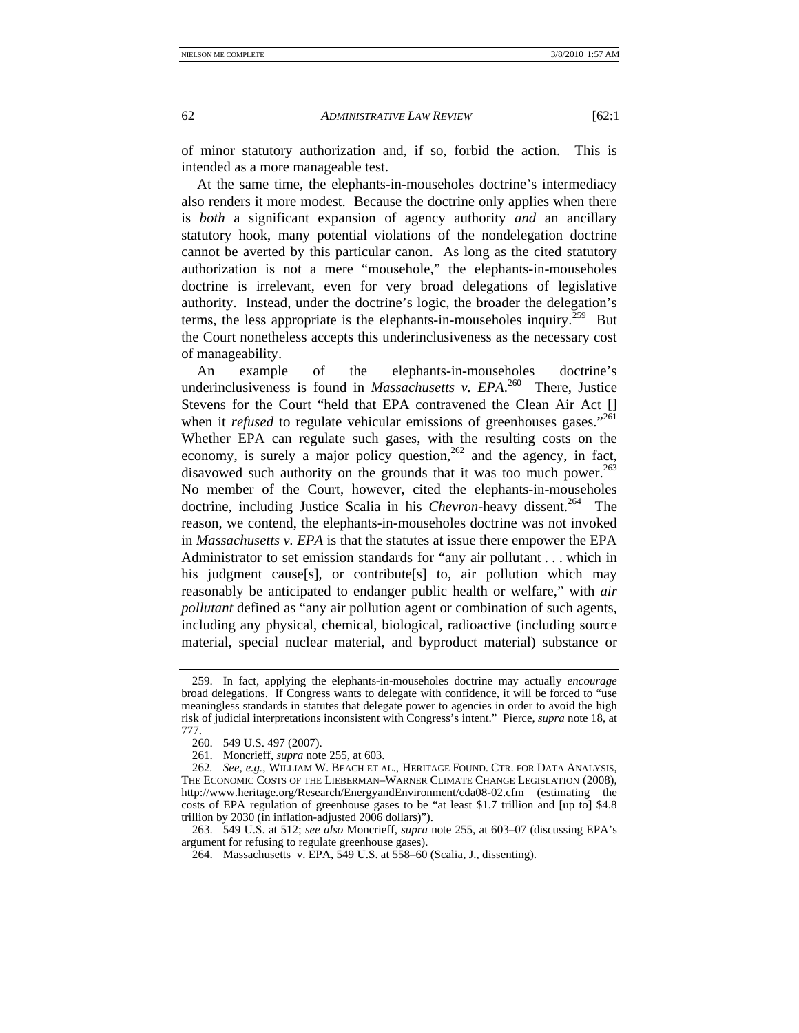of minor statutory authorization and, if so, forbid the action. This is intended as a more manageable test.

At the same time, the elephants-in-mouseholes doctrine's intermediacy also renders it more modest. Because the doctrine only applies when there is *both* a significant expansion of agency authority *and* an ancillary statutory hook, many potential violations of the nondelegation doctrine cannot be averted by this particular canon. As long as the cited statutory authorization is not a mere "mousehole," the elephants-in-mouseholes doctrine is irrelevant, even for very broad delegations of legislative authority. Instead, under the doctrine's logic, the broader the delegation's terms, the less appropriate is the elephants-in-mouseholes inquiry.[259] But the Court nonetheless accepts this underinclusiveness as the necessary cost of manageability.

An example of the elephants-in-mouseholes doctrine's underinclusiveness is found in *Massachusetts v. EPA*.[260] There, Justice Stevens for the Court "held that EPA contravened the Clean Air Act [] when it *refused* to regulate vehicular emissions of greenhouses gases."[261] Whether EPA can regulate such gases, with the resulting costs on the economy, is surely a major policy question,[262] and the agency, in fact, disavowed such authority on the grounds that it was too much power.[263] No member of the Court, however, cited the elephants-in-mouseholes doctrine, including Justice Scalia in his *Chevron*-heavy dissent.[264] The reason, we contend, the elephants-in-mouseholes doctrine was not invoked in *Massachusetts v. EPA* is that the statutes at issue there empower the EPA Administrator to set emission standards for "any air pollutant . . . which in his judgment cause[s], or contribute[s] to, air pollution which may reasonably be anticipated to endanger public health or welfare," with *air pollutant* defined as "any air pollution agent or combination of such agents, including any physical, chemical, biological, radioactive (including source material, special nuclear material, and byproduct material) substance or

---

259. In fact, applying the elephants-in-mouseholes doctrine may actually *encourage* broad delegations. If Congress wants to delegate with confidence, it will be forced to "use meaningless standards in statutes that delegate power to agencies in order to avoid the high risk of judicial interpretations inconsistent with Congress's intent." Pierce, *supra* note 18, at 777.

260. 549 U.S. 497 (2007).

261. Moncrieff, *supra* note 255, at 603.

262. *See, e.g.*, WILLIAM W. BEACH ET AL., HERITAGE FOUND. CTR. FOR DATA ANALYSIS, THE ECONOMIC COSTS OF THE LIEBERMAN–WARNER CLIMATE CHANGE LEGISLATION (2008), http://www.heritage.org/Research/EnergyandEnvironment/cda08-02.cfm (estimating the costs of EPA regulation of greenhouse gases to be "at least $1.7 trillion and [up to] $4.8 trillion by 2030 (in inflation-adjusted 2006 dollars)").

263. 549 U.S. at 512; *see also* Moncrieff, *supra* note 255, at 603–07 (discussing EPA's argument for refusing to regulate greenhouse gases).

264. Massachusetts v. EPA, 549 U.S. at 558–60 (Scalia, J., dissenting).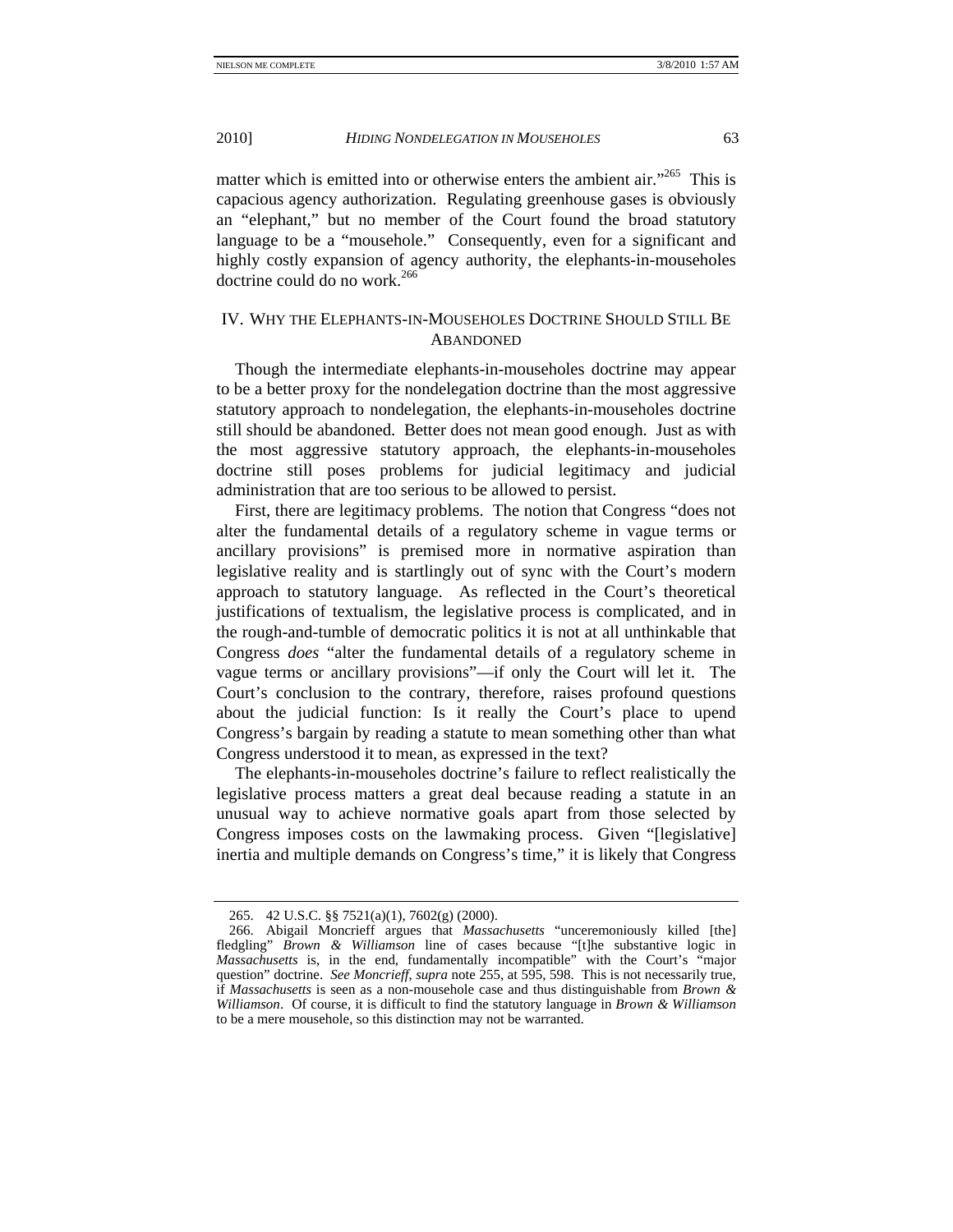matter which is emitted into or otherwise enters the ambient air."[265] This is capacious agency authorization. Regulating greenhouse gases is obviously an "elephant," but no member of the Court found the broad statutory language to be a "mousehole." Consequently, even for a significant and highly costly expansion of agency authority, the elephants-in-mouseholes doctrine could do no work.[266]

## IV. WHY THE ELEPHANTS-IN-MOUSEHOLES DOCTRINE SHOULD STILL BE ABANDONED

Though the intermediate elephants-in-mouseholes doctrine may appear to be a better proxy for the nondelegation doctrine than the most aggressive statutory approach to nondelegation, the elephants-in-mouseholes doctrine still should be abandoned. Better does not mean good enough. Just as with the most aggressive statutory approach, the elephants-in-mouseholes doctrine still poses problems for judicial legitimacy and judicial administration that are too serious to be allowed to persist.

First, there are legitimacy problems. The notion that Congress "does not alter the fundamental details of a regulatory scheme in vague terms or ancillary provisions" is premised more in normative aspiration than legislative reality and is startlingly out of sync with the Court's modern approach to statutory language. As reflected in the Court's theoretical justifications of textualism, the legislative process is complicated, and in the rough-and-tumble of democratic politics it is not at all unthinkable that Congress *does* "alter the fundamental details of a regulatory scheme in vague terms or ancillary provisions"—if only the Court will let it. The Court's conclusion to the contrary, therefore, raises profound questions about the judicial function: Is it really the Court's place to upend Congress's bargain by reading a statute to mean something other than what Congress understood it to mean, as expressed in the text?

The elephants-in-mouseholes doctrine's failure to reflect realistically the legislative process matters a great deal because reading a statute in an unusual way to achieve normative goals apart from those selected by Congress imposes costs on the lawmaking process. Given "[legislative] inertia and multiple demands on Congress's time," it is likely that Congress

---

265. 42 U.S.C. §§ 7521(a)(1), 7602(g) (2000).

266. Abigail Moncrieff argues that *Massachusetts* "unceremoniously killed [the] fledgling" *Brown & Williamson* line of cases because "[t]he substantive logic in *Massachusetts* is, in the end, fundamentally incompatible" with the Court's "major question" doctrine. *See Moncrieff*, *supra* note 255, at 595, 598. This is not necessarily true, if *Massachusetts* is seen as a non-mousehole case and thus distinguishable from *Brown & Williamson*. Of course, it is difficult to find the statutory language in *Brown & Williamson* to be a mere mousehole, so this distinction may not be warranted.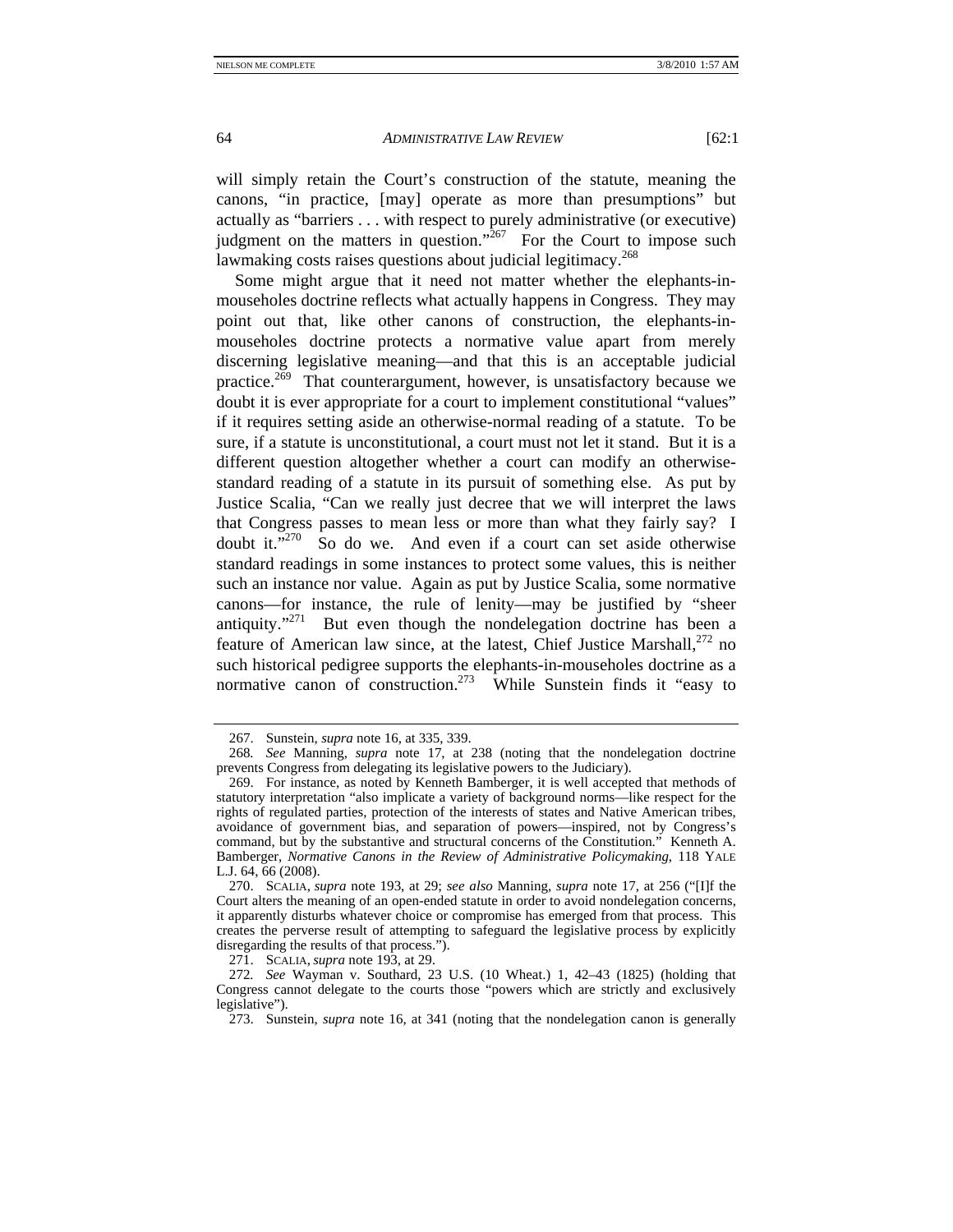will simply retain the Court's construction of the statute, meaning the canons, "in practice, [may] operate as more than presumptions" but actually as "barriers . . . with respect to purely administrative (or executive) judgment on the matters in question."[267] For the Court to impose such lawmaking costs raises questions about judicial legitimacy.[268]

Some might argue that it need not matter whether the elephants-in-mouseholes doctrine reflects what actually happens in Congress. They may point out that, like other canons of construction, the elephants-in-mouseholes doctrine protects a normative value apart from merely discerning legislative meaning—and that this is an acceptable judicial practice.[269] That counterargument, however, is unsatisfactory because we doubt it is ever appropriate for a court to implement constitutional "values" if it requires setting aside an otherwise-normal reading of a statute. To be sure, if a statute is unconstitutional, a court must not let it stand. But it is a different question altogether whether a court can modify an otherwise-standard reading of a statute in its pursuit of something else. As put by Justice Scalia, "Can we really just decree that we will interpret the laws that Congress passes to mean less or more than what they fairly say? I doubt it."[270] So do we. And even if a court can set aside otherwise standard readings in some instances to protect some values, this is neither such an instance nor value. Again as put by Justice Scalia, some normative canons—for instance, the rule of lenity—may be justified by "sheer antiquity."[271] But even though the nondelegation doctrine has been a feature of American law since, at the latest, Chief Justice Marshall,[272] no such historical pedigree supports the elephants-in-mouseholes doctrine as a normative canon of construction.[273] While Sunstein finds it "easy to

---

267. Sunstein, *supra* note 16, at 335, 339.

268. *See* Manning, *supra* note 17, at 238 (noting that the nondelegation doctrine prevents Congress from delegating its legislative powers to the Judiciary).

269. For instance, as noted by Kenneth Bamberger, it is well accepted that methods of statutory interpretation "also implicate a variety of background norms—like respect for the rights of regulated parties, protection of the interests of states and Native American tribes, avoidance of government bias, and separation of powers—inspired, not by Congress's command, but by the substantive and structural concerns of the Constitution." Kenneth A. Bamberger, *Normative Canons in the Review of Administrative Policymaking*, 118 YALE L.J. 64, 66 (2008).

270. SCALIA, *supra* note 193, at 29; *see also* Manning, *supra* note 17, at 256 ("[I]f the Court alters the meaning of an open-ended statute in order to avoid nondelegation concerns, it apparently disturbs whatever choice or compromise has emerged from that process. This creates the perverse result of attempting to safeguard the legislative process by explicitly disregarding the results of that process.").

271. SCALIA, *supra* note 193, at 29.

272. *See* Wayman v. Southard, 23 U.S. (10 Wheat.) 1, 42–43 (1825) (holding that Congress cannot delegate to the courts those "powers which are strictly and exclusively legislative").

273. Sunstein, *supra* note 16, at 341 (noting that the nondelegation canon is generally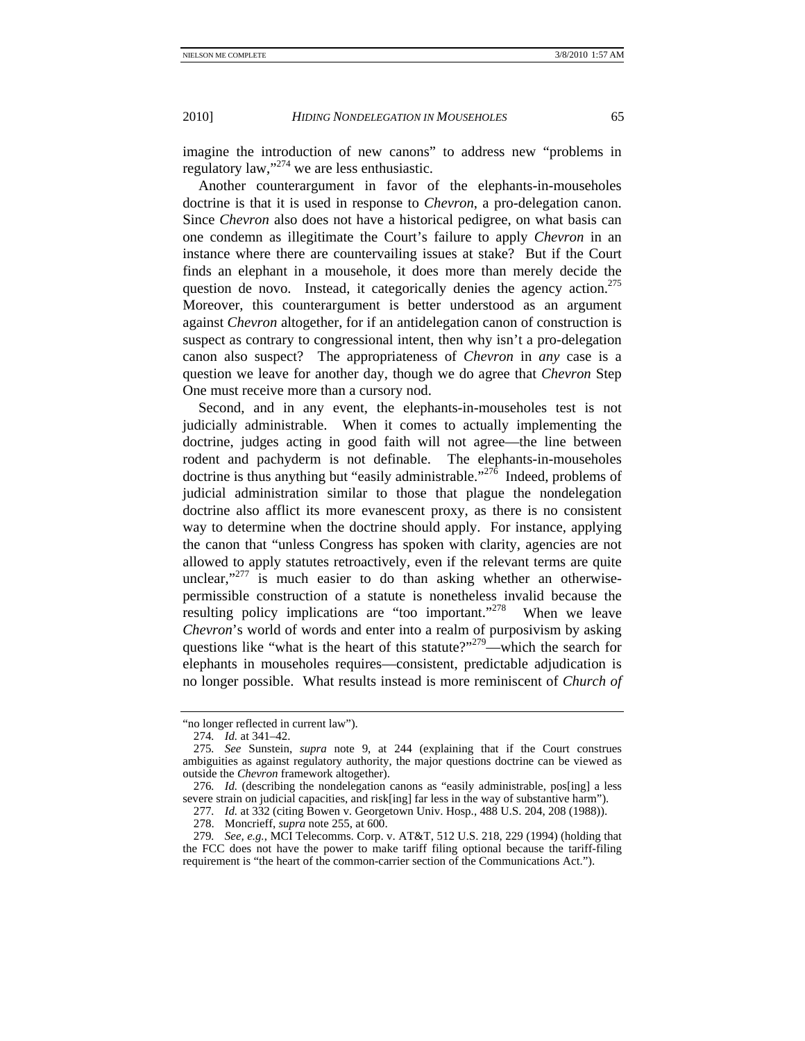imagine the introduction of new canons" to address new "problems in regulatory law,"[274] we are less enthusiastic.

Another counterargument in favor of the elephants-in-mouseholes doctrine is that it is used in response to *Chevron*, a pro-delegation canon. Since *Chevron* also does not have a historical pedigree, on what basis can one condemn as illegitimate the Court's failure to apply *Chevron* in an instance where there are countervailing issues at stake? But if the Court finds an elephant in a mousehole, it does more than merely decide the question de novo. Instead, it categorically denies the agency action.[275] Moreover, this counterargument is better understood as an argument against *Chevron* altogether, for if an antidelegation canon of construction is suspect as contrary to congressional intent, then why isn't a pro-delegation canon also suspect? The appropriateness of *Chevron* in *any* case is a question we leave for another day, though we do agree that *Chevron* Step One must receive more than a cursory nod.

Second, and in any event, the elephants-in-mouseholes test is not judicially administrable. When it comes to actually implementing the doctrine, judges acting in good faith will not agree—the line between rodent and pachyderm is not definable. The elephants-in-mouseholes doctrine is thus anything but "easily administrable."[276] Indeed, problems of judicial administration similar to those that plague the nondelegation doctrine also afflict its more evanescent proxy, as there is no consistent way to determine when the doctrine should apply. For instance, applying the canon that "unless Congress has spoken with clarity, agencies are not allowed to apply statutes retroactively, even if the relevant terms are quite unclear,"[277] is much easier to do than asking whether an otherwise-permissible construction of a statute is nonetheless invalid because the resulting policy implications are "too important."[278] When we leave *Chevron*'s world of words and enter into a realm of purposivism by asking questions like "what is the heart of this statute?"[279]—which the search for elephants in mouseholes requires—consistent, predictable adjudication is no longer possible. What results instead is more reminiscent of *Church of*

---

"no longer reflected in current law").

274. *Id.* at 341–42.

275. *See* Sunstein, *supra* note 9, at 244 (explaining that if the Court construes ambiguities as against regulatory authority, the major questions doctrine can be viewed as outside the *Chevron* framework altogether).

276. *Id.* (describing the nondelegation canons as "easily administrable, pos[ing] a less severe strain on judicial capacities, and risk[ing] far less in the way of substantive harm").

277. *Id.* at 332 (citing Bowen v. Georgetown Univ. Hosp., 488 U.S. 204, 208 (1988)).

278. Moncrieff, *supra* note 255, at 600.

279. *See, e.g.*, MCI Telecomms. Corp. v. AT&T, 512 U.S. 218, 229 (1994) (holding that the FCC does not have the power to make tariff filing optional because the tariff-filing requirement is "the heart of the common-carrier section of the Communications Act.").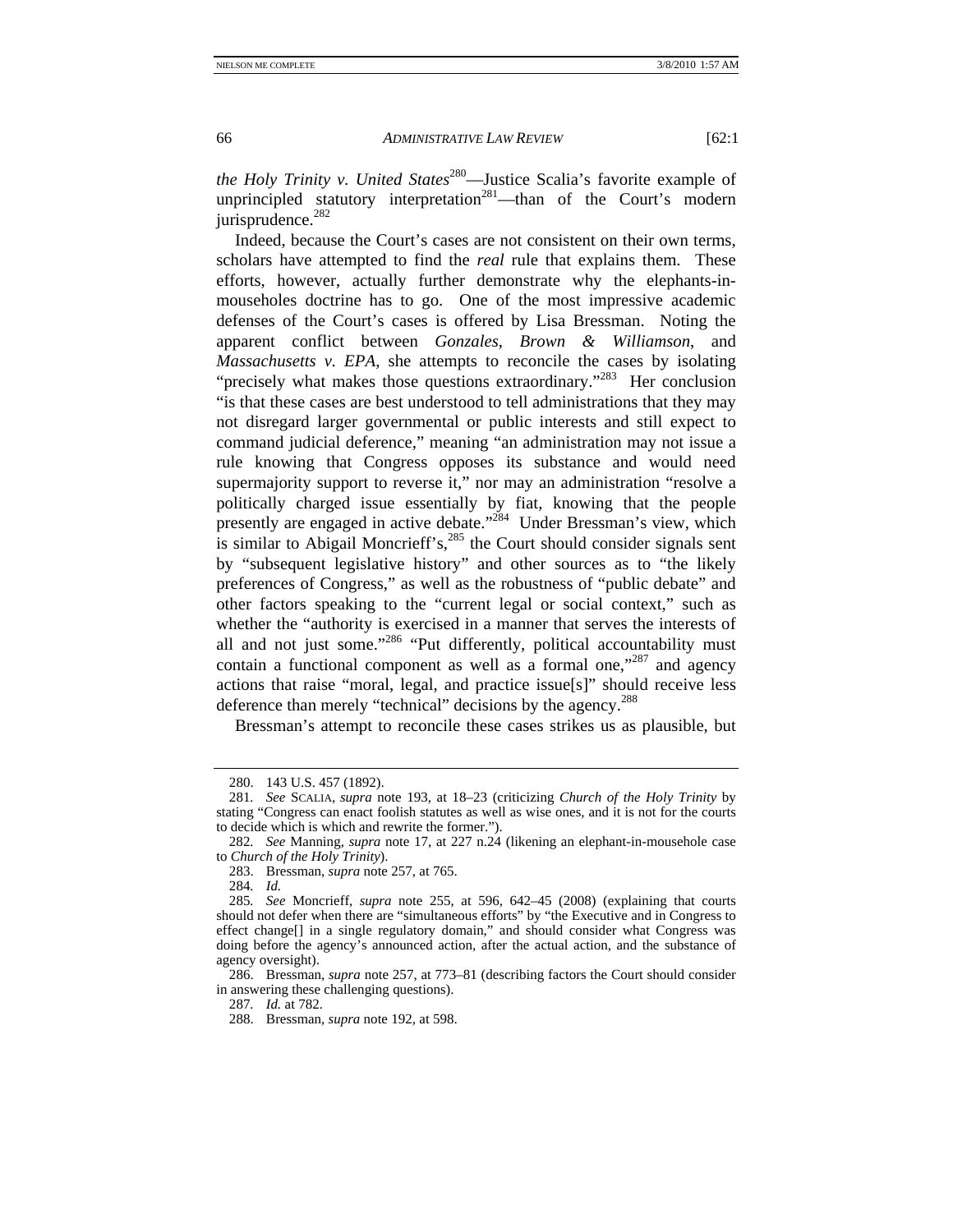*the Holy Trinity v. United States*[280]—Justice Scalia's favorite example of unprincipled statutory interpretation[281]—than of the Court's modern jurisprudence.[282]

Indeed, because the Court's cases are not consistent on their own terms, scholars have attempted to find the *real* rule that explains them. These efforts, however, actually further demonstrate why the elephants-in-mouseholes doctrine has to go. One of the most impressive academic defenses of the Court's cases is offered by Lisa Bressman. Noting the apparent conflict between *Gonzales*, *Brown & Williamson*, and *Massachusetts v. EPA*, she attempts to reconcile the cases by isolating "precisely what makes those questions extraordinary."[283] Her conclusion "is that these cases are best understood to tell administrations that they may not disregard larger governmental or public interests and still expect to command judicial deference," meaning "an administration may not issue a rule knowing that Congress opposes its substance and would need supermajority support to reverse it," nor may an administration "resolve a politically charged issue essentially by fiat, knowing that the people presently are engaged in active debate."[284] Under Bressman's view, which is similar to Abigail Moncrieff's,[285] the Court should consider signals sent by "subsequent legislative history" and other sources as to "the likely preferences of Congress," as well as the robustness of "public debate" and other factors speaking to the "current legal or social context," such as whether the "authority is exercised in a manner that serves the interests of all and not just some."[286] "Put differently, political accountability must contain a functional component as well as a formal one,"[287] and agency actions that raise "moral, legal, and practice issue[s]" should receive less deference than merely "technical" decisions by the agency.[288]

Bressman's attempt to reconcile these cases strikes us as plausible, but

---

280. 143 U.S. 457 (1892).

281. *See* SCALIA, *supra* note 193, at 18–23 (criticizing *Church of the Holy Trinity* by stating "Congress can enact foolish statutes as well as wise ones, and it is not for the courts to decide which is which and rewrite the former.").

282. *See* Manning, *supra* note 17, at 227 n.24 (likening an elephant-in-mousehole case to *Church of the Holy Trinity*).

283. Bressman, *supra* note 257, at 765.

284. *Id.*

285. *See* Moncrieff, *supra* note 255, at 596, 642–45 (2008) (explaining that courts should not defer when there are "simultaneous efforts" by "the Executive and in Congress to effect change[] in a single regulatory domain," and should consider what Congress was doing before the agency's announced action, after the actual action, and the substance of agency oversight).

286. Bressman, *supra* note 257, at 773–81 (describing factors the Court should consider in answering these challenging questions).

287. *Id.* at 782.

288. Bressman, *supra* note 192, at 598.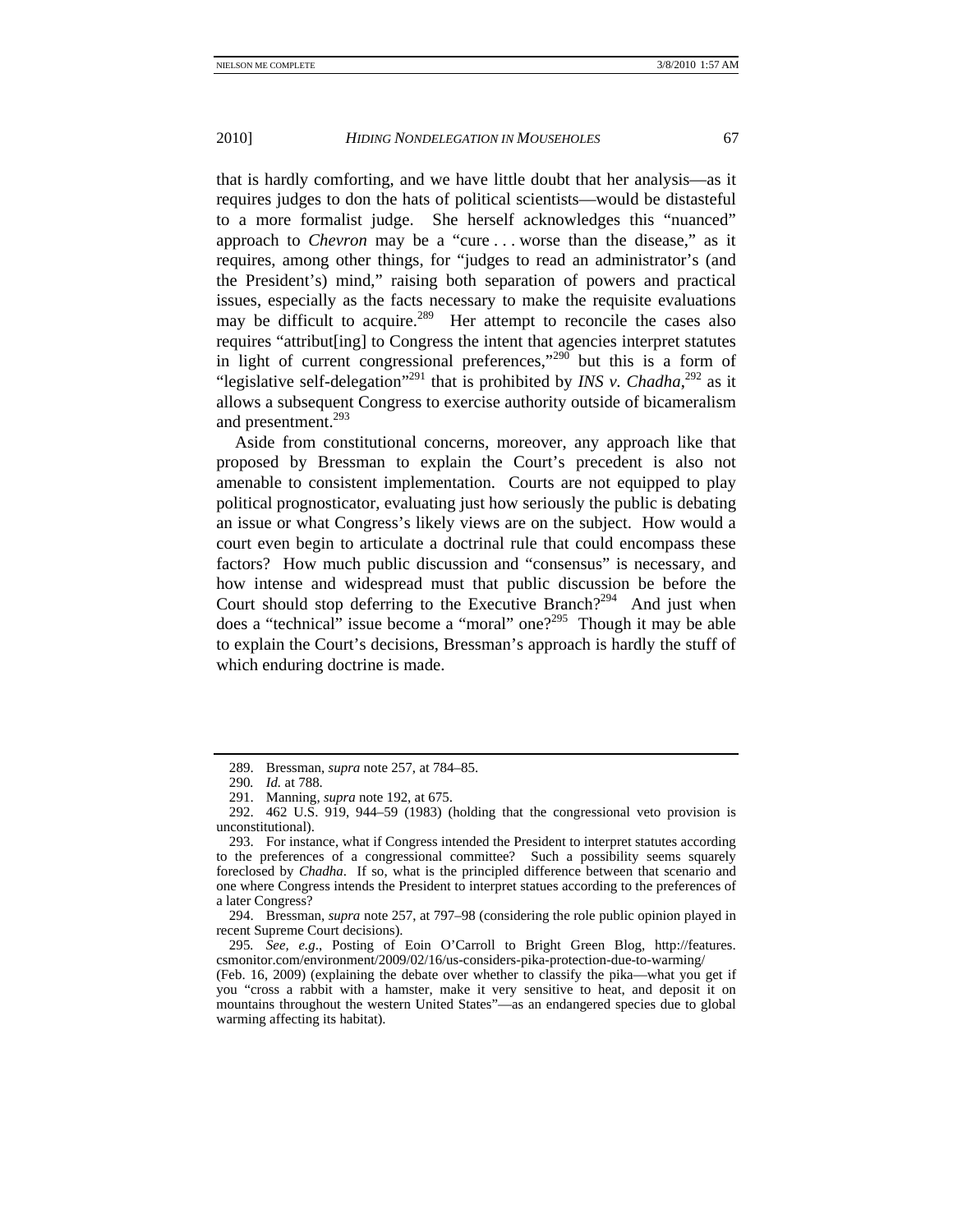that is hardly comforting, and we have little doubt that her analysis—as it requires judges to don the hats of political scientists—would be distasteful to a more formalist judge. She herself acknowledges this "nuanced" approach to *Chevron* may be a "cure . . . worse than the disease," as it requires, among other things, for "judges to read an administrator's (and the President's) mind," raising both separation of powers and practical issues, especially as the facts necessary to make the requisite evaluations may be difficult to acquire.[289] Her attempt to reconcile the cases also requires "attribut[ing] to Congress the intent that agencies interpret statutes in light of current congressional preferences,"[290] but this is a form of "legislative self-delegation"[291] that is prohibited by *INS v. Chadha*,[292] as it allows a subsequent Congress to exercise authority outside of bicameralism and presentment.[293]

Aside from constitutional concerns, moreover, any approach like that proposed by Bressman to explain the Court's precedent is also not amenable to consistent implementation. Courts are not equipped to play political prognosticator, evaluating just how seriously the public is debating an issue or what Congress's likely views are on the subject. How would a court even begin to articulate a doctrinal rule that could encompass these factors? How much public discussion and "consensus" is necessary, and how intense and widespread must that public discussion be before the Court should stop deferring to the Executive Branch?[294] And just when does a "technical" issue become a "moral" one?[295] Though it may be able to explain the Court's decisions, Bressman's approach is hardly the stuff of which enduring doctrine is made.

---

289. Bressman, *supra* note 257, at 784–85.

290. *Id.* at 788.

291. Manning, *supra* note 192, at 675.

292. 462 U.S. 919, 944–59 (1983) (holding that the congressional veto provision is unconstitutional).

293. For instance, what if Congress intended the President to interpret statutes according to the preferences of a congressional committee? Such a possibility seems squarely foreclosed by *Chadha*. If so, what is the principled difference between that scenario and one where Congress intends the President to interpret statues according to the preferences of a later Congress?

294. Bressman, *supra* note 257, at 797–98 (considering the role public opinion played in recent Supreme Court decisions).

295. *See, e.g.*, Posting of Eoin O'Carroll to Bright Green Blog, http://features.csmonitor.com/environment/2009/02/16/us-considers-pika-protection-due-to-warming/ (Feb. 16, 2009) (explaining the debate over whether to classify the pika—what you get if you "cross a rabbit with a hamster, make it very sensitive to heat, and deposit it on mountains throughout the western United States"—as an endangered species due to global warming affecting its habitat).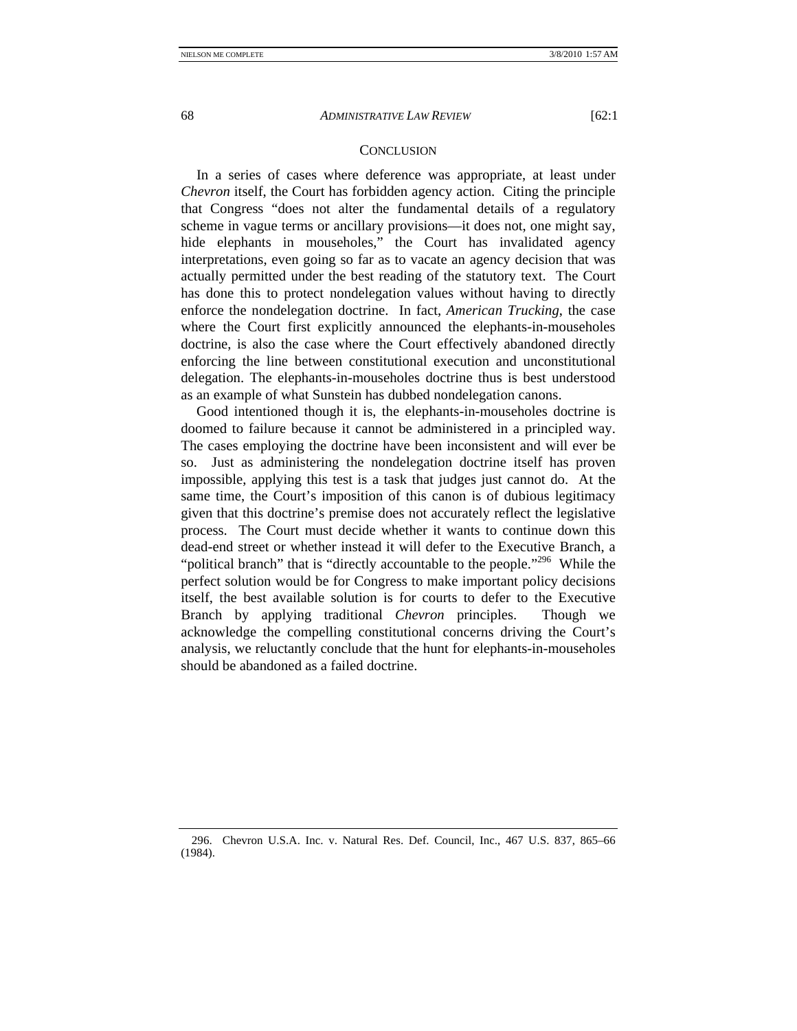## CONCLUSION

In a series of cases where deference was appropriate, at least under *Chevron* itself, the Court has forbidden agency action. Citing the principle that Congress "does not alter the fundamental details of a regulatory scheme in vague terms or ancillary provisions—it does not, one might say, hide elephants in mouseholes," the Court has invalidated agency interpretations, even going so far as to vacate an agency decision that was actually permitted under the best reading of the statutory text. The Court has done this to protect nondelegation values without having to directly enforce the nondelegation doctrine. In fact, *American Trucking*, the case where the Court first explicitly announced the elephants-in-mouseholes doctrine, is also the case where the Court effectively abandoned directly enforcing the line between constitutional execution and unconstitutional delegation. The elephants-in-mouseholes doctrine thus is best understood as an example of what Sunstein has dubbed nondelegation canons.

Good intentioned though it is, the elephants-in-mouseholes doctrine is doomed to failure because it cannot be administered in a principled way. The cases employing the doctrine have been inconsistent and will ever be so. Just as administering the nondelegation doctrine itself has proven impossible, applying this test is a task that judges just cannot do. At the same time, the Court's imposition of this canon is of dubious legitimacy given that this doctrine's premise does not accurately reflect the legislative process. The Court must decide whether it wants to continue down this dead-end street or whether instead it will defer to the Executive Branch, a "political branch" that is "directly accountable to the people."[296] While the perfect solution would be for Congress to make important policy decisions itself, the best available solution is for courts to defer to the Executive Branch by applying traditional *Chevron* principles. Though we acknowledge the compelling constitutional concerns driving the Court's analysis, we reluctantly conclude that the hunt for elephants-in-mouseholes should be abandoned as a failed doctrine.

---

296. Chevron U.S.A. Inc. v. Natural Res. Def. Council, Inc., 467 U.S. 837, 865–66 (1984).